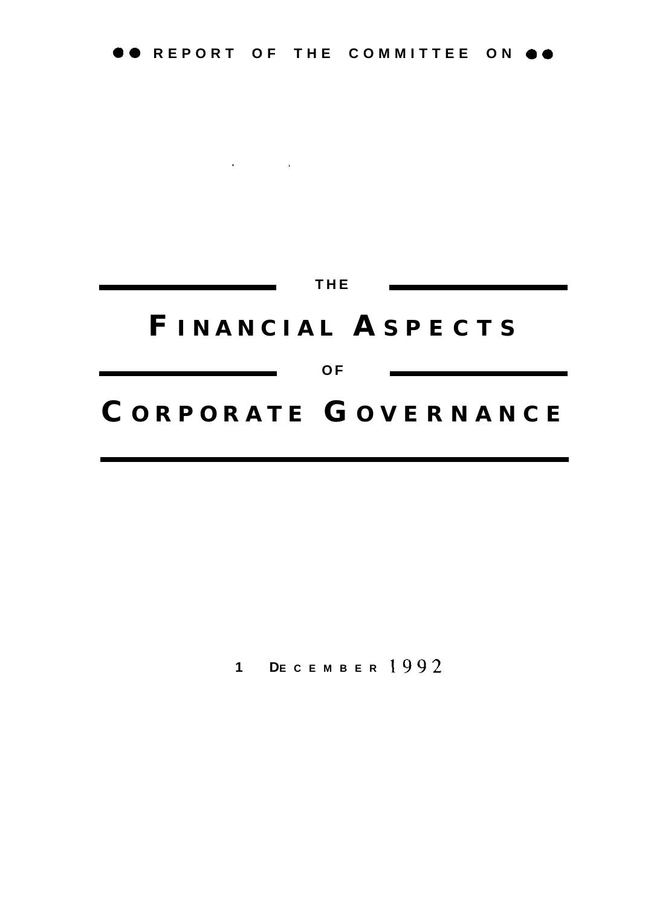REPORT OF THE COMMITTEE ON

THE

# FINANCIAL ASPECTS

OF

# CORPORATE GOVERNANCE

1 DECEMBER 1992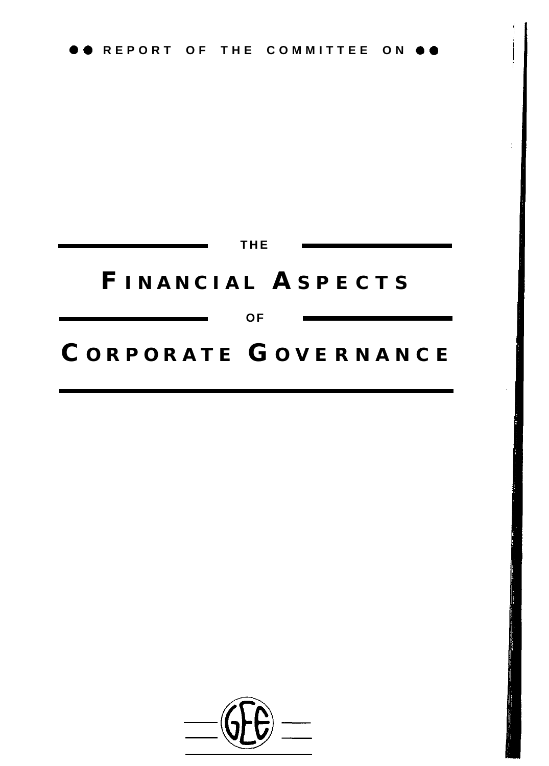REPORT OF THE COMMITTEE ON

THE

# FINANCIAL ASPECTS

OF

# CORPORATE GOVERNANCE

GEE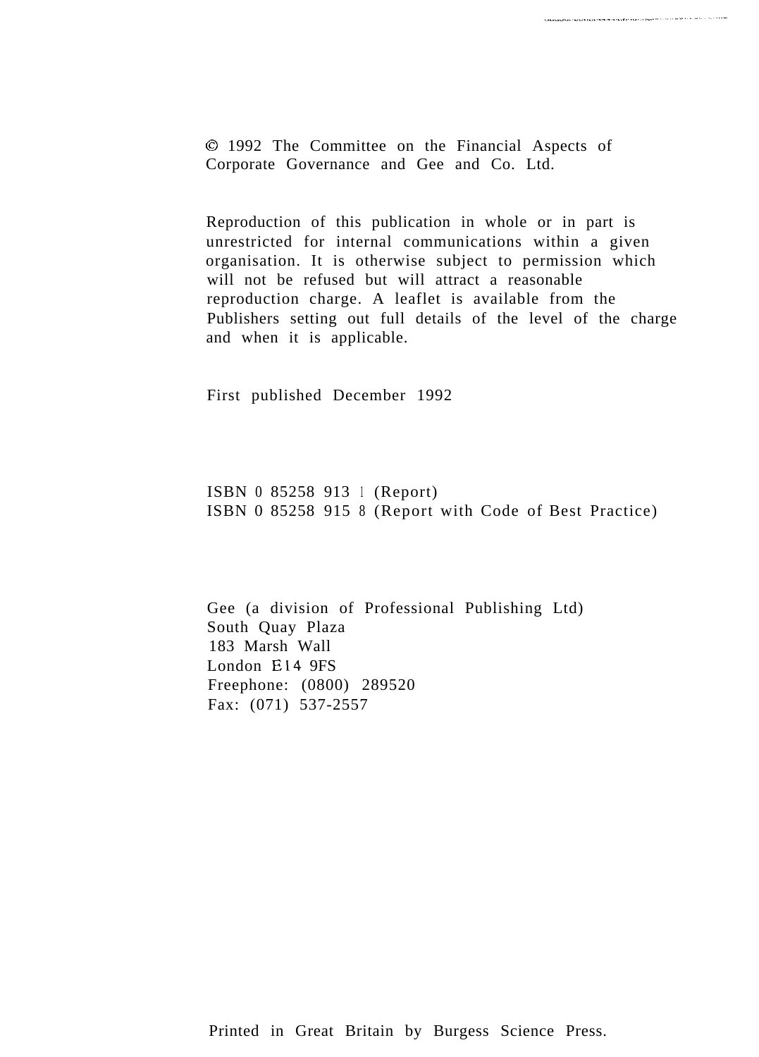© 1992 The Committee on the Financial Aspects of Corporate Governance and Gee and Co. Ltd.

Reproduction of this publication in whole or in part is unrestricted for internal communications within a given organisation. It is otherwise subject to permission which will not be refused but will attract a reasonable reproduction charge. A leaflet is available from the Publishers setting out full details of the level of the charge and when it is applicable.

First published December 1992

ISBN 0 85258 913 1 (Report)
ISBN 0 85258 915 8 (Report with Code of Best Practice)

Gee (a division of Professional Publishing Ltd)
South Quay Plaza
183 Marsh Wall
London E14 9FS
Freephone: (0800) 289520
Fax: (071) 537-2557

Printed in Great Britain by Burgess Science Press.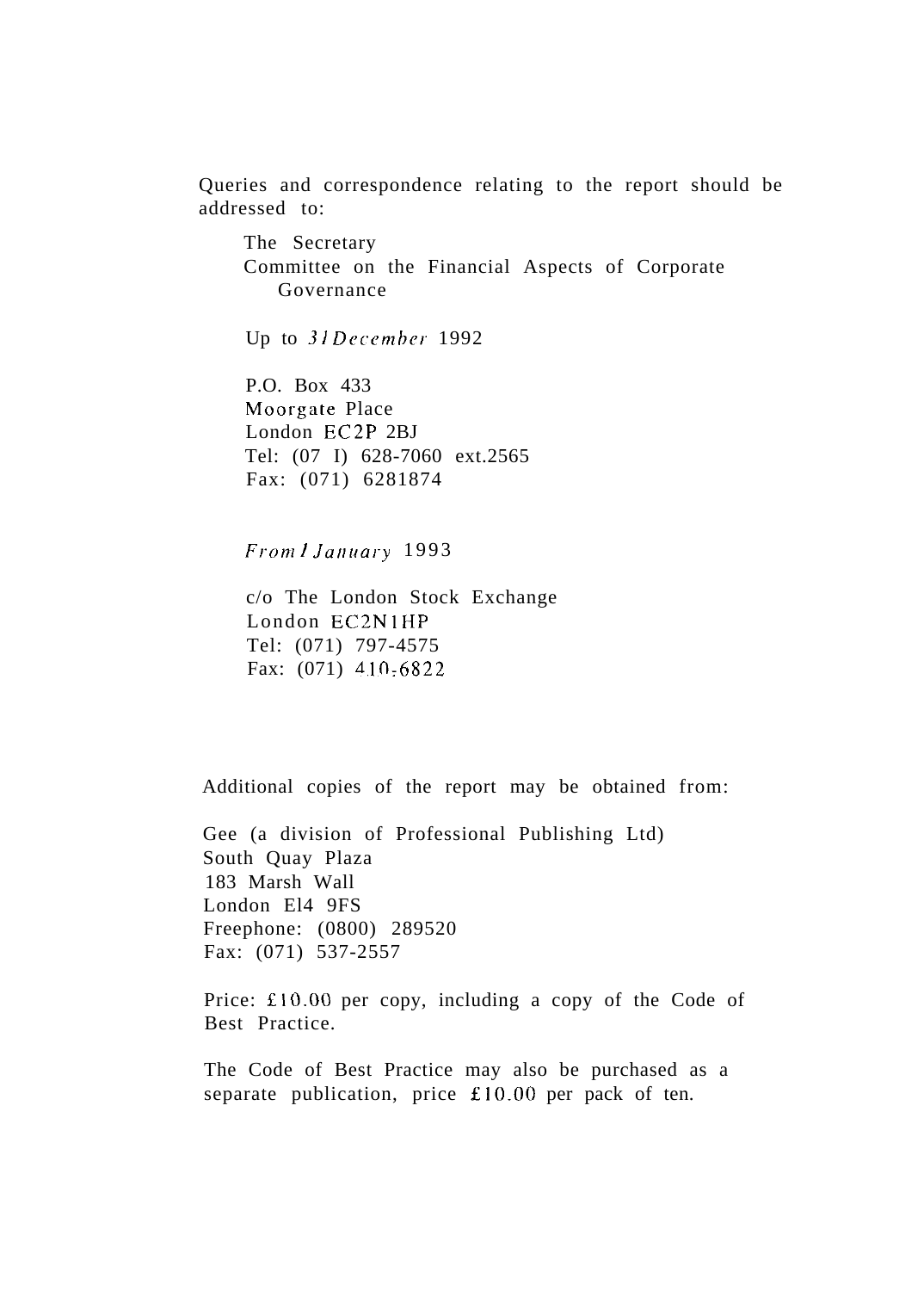Queries and correspondence relating to the report should be addressed to:

The Secretary
Committee on the Financial Aspects of Corporate Governance

Up to *31 December* 1992

P.O. Box 433
Moorgate Place
London EC2P 2BJ
Tel: (07 I) 628-7060 ext.2565
Fax: (071) 6281874

*From 1 January* 1993

c/o The London Stock Exchange
London EC2N1HP
Tel: (071) 797-4575
Fax: (071) 410-6822

Additional copies of the report may be obtained from:

Gee (a division of Professional Publishing Ltd)
South Quay Plaza
183 Marsh Wall
London El4 9FS
Freephone: (0800) 289520
Fax: (071) 537-2557

Price: £10.00 per copy, including a copy of the Code of Best Practice.

The Code of Best Practice may also be purchased as a separate publication, price £10.00 per pack of ten.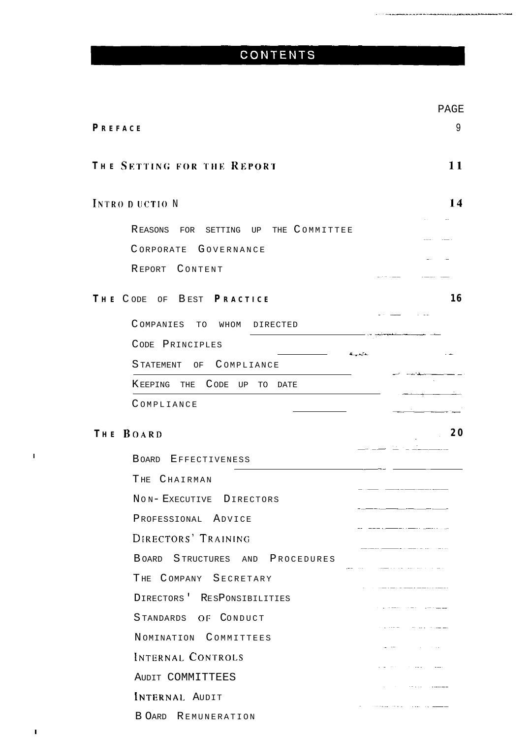# CONTENTS

| | PAGE |
|---|---|
| **PREFACE** | 9 |
| **THE SETTING FOR THE REPORT** | **11** |
| **INTRODUCTION** | **14** |
| REASONS FOR SETTING UP THE COMMITTEE | |
| CORPORATE GOVERNANCE | |
| REPORT CONTENT | |
| **THE CODE OF BEST PRACTICE** | **16** |
| COMPANIES TO WHOM DIRECTED | |
| CODE PRINCIPLES | |
| STATEMENT OF COMPLIANCE | |
| KEEPING THE CODE UP TO DATE | |
| COMPLIANCE | |
| **THE BOARD** | **20** |
| BOARD EFFECTIVENESS | |
| THE CHAIRMAN | |
| NON-EXECUTIVE DIRECTORS | |
| PROFESSIONAL ADVICE | |
| DIRECTORS' TRAINING | |
| BOARD STRUCTURES AND PROCEDURES | |
| THE COMPANY SECRETARY | |
| DIRECTORS' RESPONSIBILITIES | |
| STANDARDS OF CONDUCT | |
| NOMINATION COMMITTEES | |
| INTERNAL CONTROLS | |
| AUDIT COMMITTEES | |
| INTERNAL AUDIT | |
| BOARD REMUNERATION | |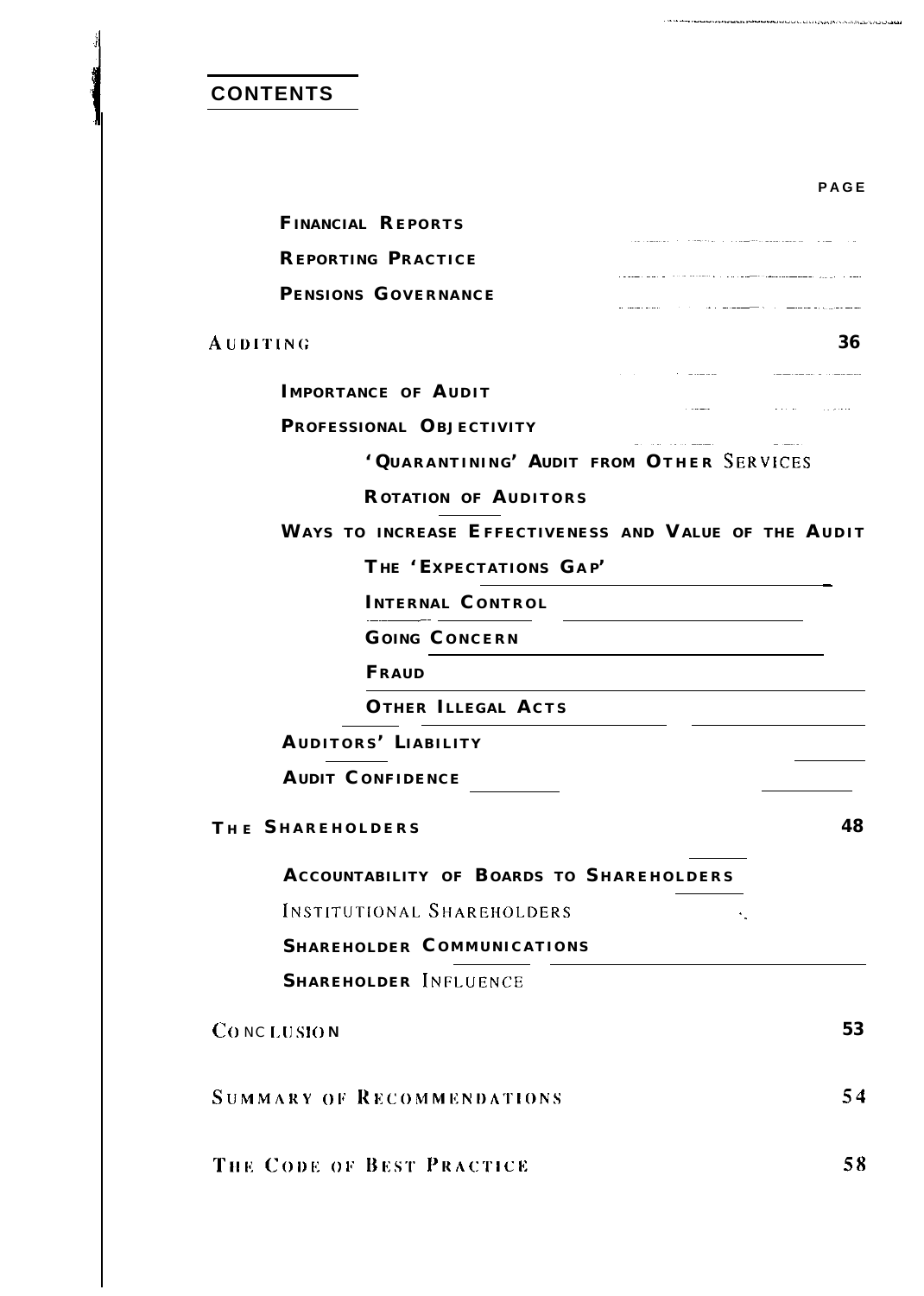## CONTENTS

| | PAGE |
|---|---|
| FINANCIAL REPORTS | |
| REPORTING PRACTICE | |
| PENSIONS GOVERNANCE | |
| AUDITING | 36 |
| IMPORTANCE OF AUDIT | |
| PROFESSIONAL OBJECTIVITY | |
| 'QUARANTINING' AUDIT FROM OTHER SERVICES | |
| ROTATION OF AUDITORS | |
| WAYS TO INCREASE EFFECTIVENESS AND VALUE OF THE AUDIT | |
| THE 'EXPECTATIONS GAP' | |
| INTERNAL CONTROL | |
| GOING CONCERN | |
| FRAUD | |
| OTHER ILLEGAL ACTS | |
| AUDITORS' LIABILITY | |
| AUDIT CONFIDENCE | |
| THE SHAREHOLDERS | 48 |
| ACCOUNTABILITY OF BOARDS TO SHAREHOLDERS | |
| INSTITUTIONAL SHAREHOLDERS | |
| SHAREHOLDER COMMUNICATIONS | |
| SHAREHOLDER INFLUENCE | |
| CONCLUSION | 53 |
| SUMMARY OF RECOMMENDATIONS | 54 |
| THE CODE OF BEST PRACTICE | 58 |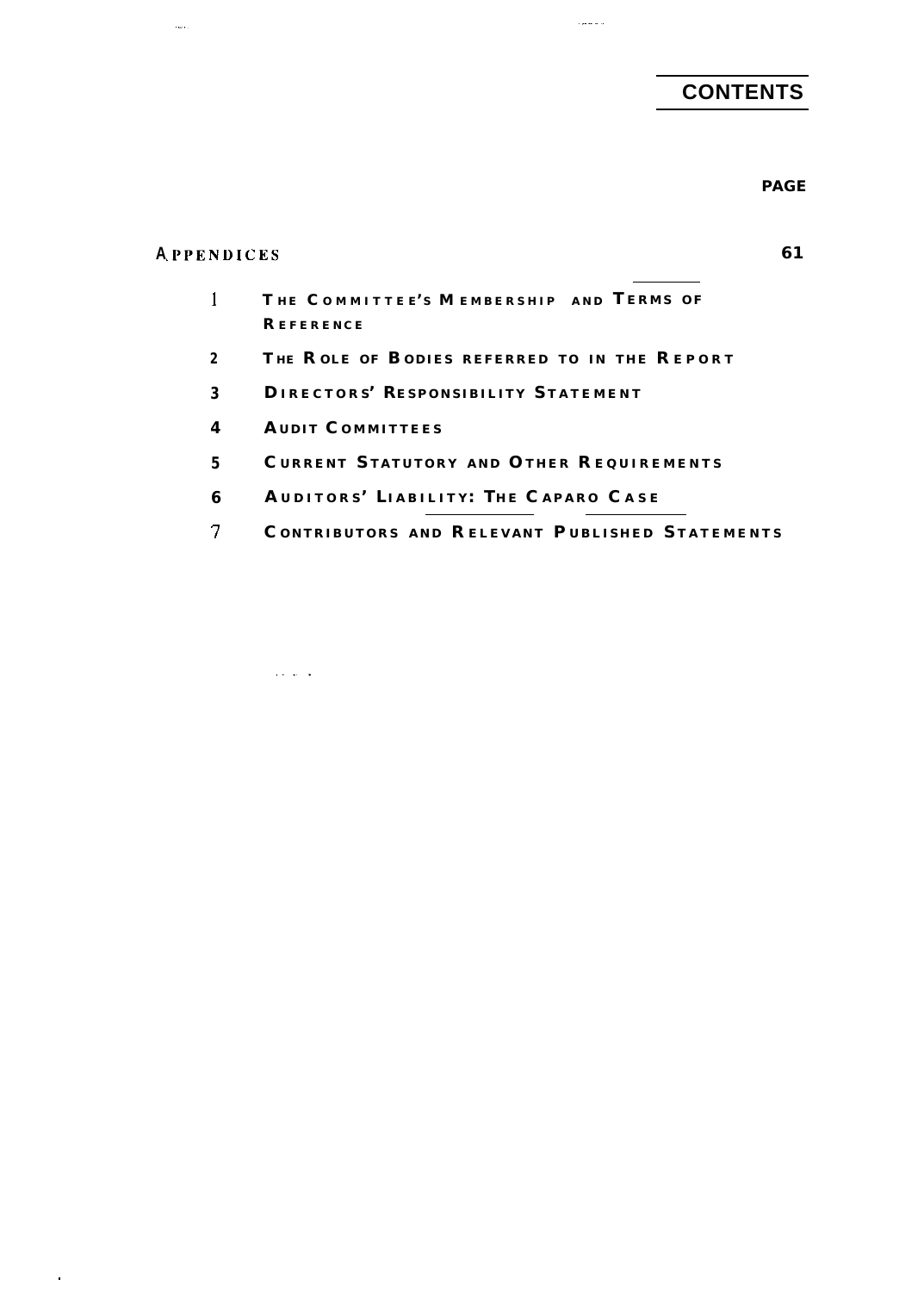# CONTENTS

| | | PAGE |
|---|---|---|
| **APPENDICES** | | **61** |
| 1 | THE COMMITTEE'S MEMBERSHIP AND TERMS OF REFERENCE | |
| 2 | THE ROLE OF BODIES REFERRED TO IN THE REPORT | |
| 3 | DIRECTORS' RESPONSIBILITY STATEMENT | |
| 4 | AUDIT COMMITTEES | |
| 5 | CURRENT STATUTORY AND OTHER REQUIREMENTS | |
| 6 | AUDITORS' LIABILITY: THE CAPARO CASE | |
| 7 | CONTRIBUTORS AND RELEVANT PUBLISHED STATEMENTS | |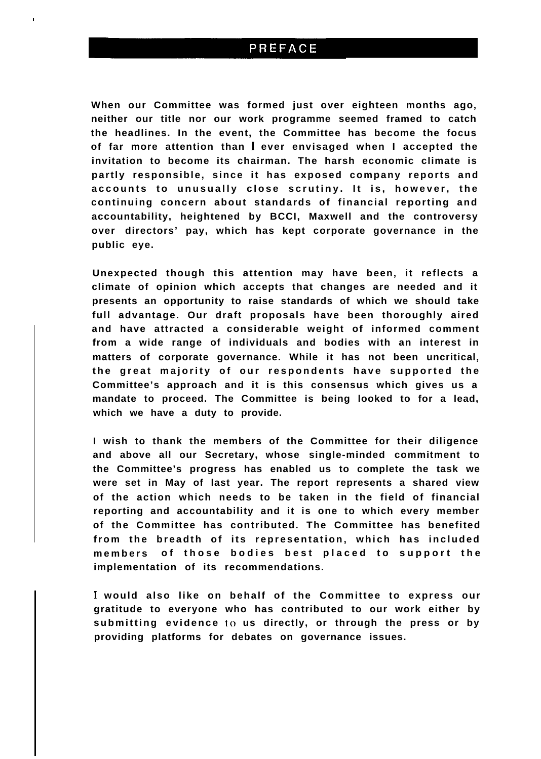# PREFACE

**When our Committee was formed just over eighteen months ago, neither our title nor our work programme seemed framed to catch the headlines. In the event, the Committee has become the focus of far more attention than I ever envisaged when I accepted the invitation to become its chairman. The harsh economic climate is partly responsible, since it has exposed company reports and accounts to unusually close scrutiny. It is, however, the continuing concern about standards of financial reporting and accountability, heightened by BCCI, Maxwell and the controversy over directors' pay, which has kept corporate governance in the public eye.**

**Unexpected though this attention may have been, it reflects a climate of opinion which accepts that changes are needed and it presents an opportunity to raise standards of which we should take full advantage. Our draft proposals have been thoroughly aired and have attracted a considerable weight of informed comment from a wide range of individuals and bodies with an interest in matters of corporate governance. While it has not been uncritical, the great majority of our respondents have supported the Committee's approach and it is this consensus which gives us a mandate to proceed. The Committee is being looked to for a lead, which we have a duty to provide.**

**I wish to thank the members of the Committee for their diligence and above all our Secretary, whose single-minded commitment to the Committee's progress has enabled us to complete the task we were set in May of last year. The report represents a shared view of the action which needs to be taken in the field of financial reporting and accountability and it is one to which every member of the Committee has contributed. The Committee has benefited from the breadth of its representation, which has included members of those bodies best placed to support the implementation of its recommendations.**

**I would also like on behalf of the Committee to express our gratitude to everyone who has contributed to our work either by submitting evidence to us directly, or through the press or by providing platforms for debates on governance issues.**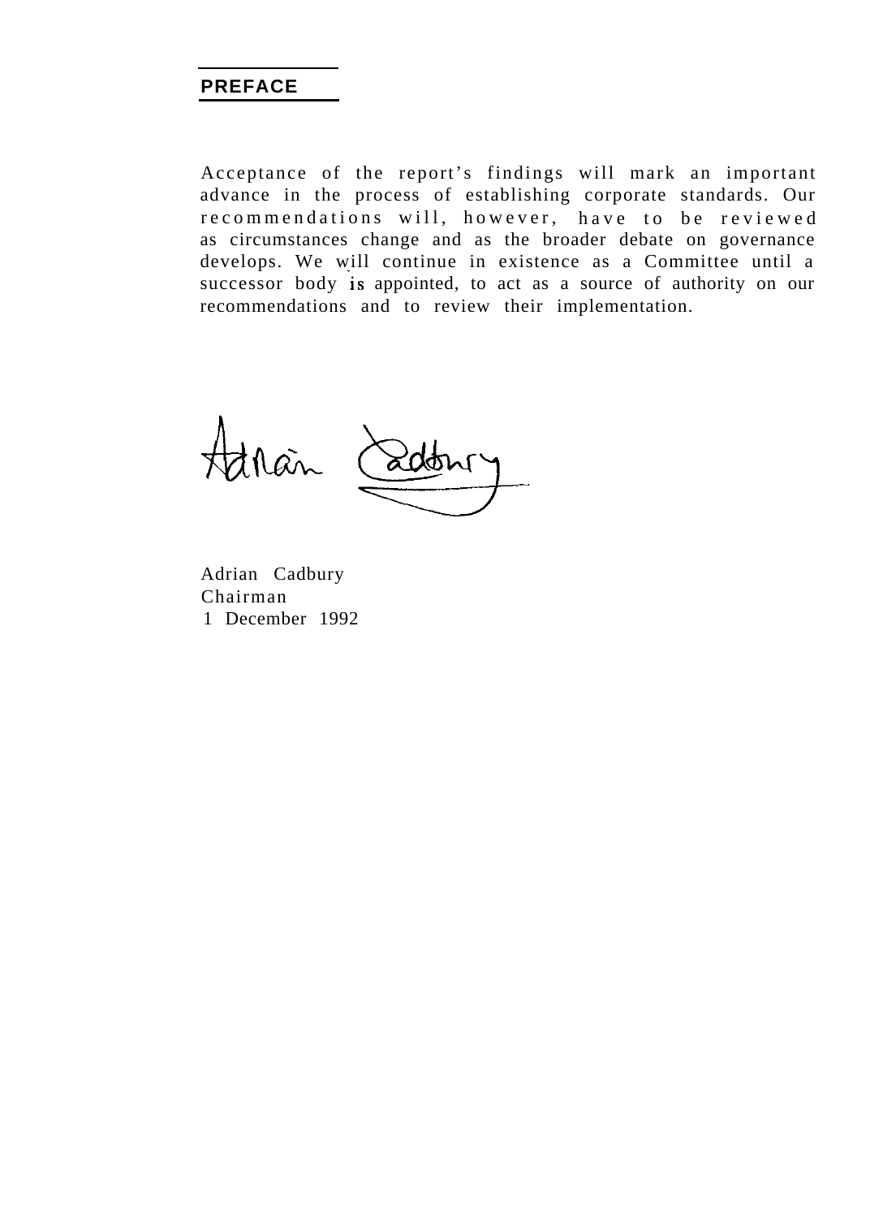## PREFACE

Acceptance of the report's findings will mark an important advance in the process of establishing corporate standards. Our recommendations will, however, have to be reviewed as circumstances change and as the broader debate on governance develops. We will continue in existence as a Committee until a successor body is appointed, to act as a source of authority on our recommendations and to review their implementation.

Adrian Cadbury
Chairman
1 December 1992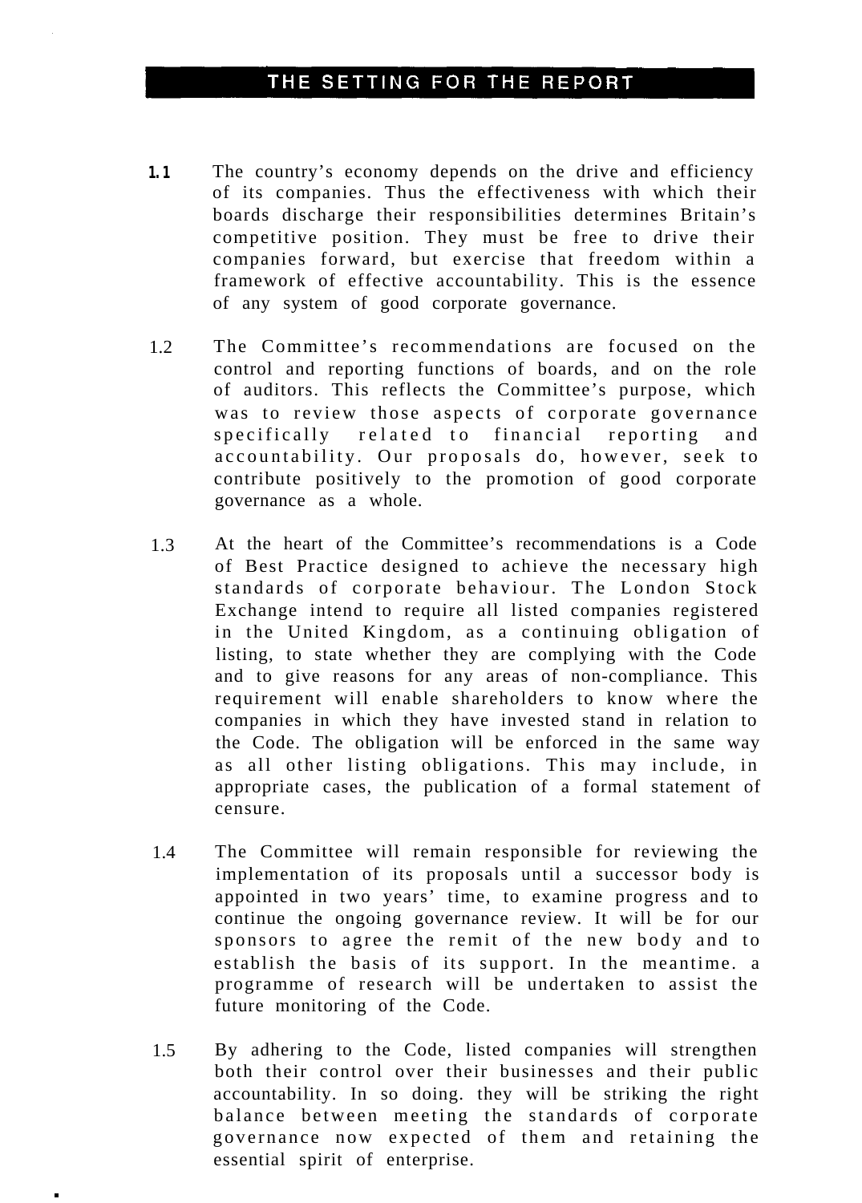## THE SETTING FOR THE REPORT

1.1 The country's economy depends on the drive and efficiency of its companies. Thus the effectiveness with which their boards discharge their responsibilities determines Britain's competitive position. They must be free to drive their companies forward, but exercise that freedom within a framework of effective accountability. This is the essence of any system of good corporate governance.

1.2 The Committee's recommendations are focused on the control and reporting functions of boards, and on the role of auditors. This reflects the Committee's purpose, which was to review those aspects of corporate governance specifically related to financial reporting and accountability. Our proposals do, however, seek to contribute positively to the promotion of good corporate governance as a whole.

1.3 At the heart of the Committee's recommendations is a Code of Best Practice designed to achieve the necessary high standards of corporate behaviour. The London Stock Exchange intend to require all listed companies registered in the United Kingdom, as a continuing obligation of listing, to state whether they are complying with the Code and to give reasons for any areas of non-compliance. This requirement will enable shareholders to know where the companies in which they have invested stand in relation to the Code. The obligation will be enforced in the same way as all other listing obligations. This may include, in appropriate cases, the publication of a formal statement of censure.

1.4 The Committee will remain responsible for reviewing the implementation of its proposals until a successor body is appointed in two years' time, to examine progress and to continue the ongoing governance review. It will be for our sponsors to agree the remit of the new body and to establish the basis of its support. In the meantime. a programme of research will be undertaken to assist the future monitoring of the Code.

1.5 By adhering to the Code, listed companies will strengthen both their control over their businesses and their public accountability. In so doing. they will be striking the right balance between meeting the standards of corporate governance now expected of them and retaining the essential spirit of enterprise.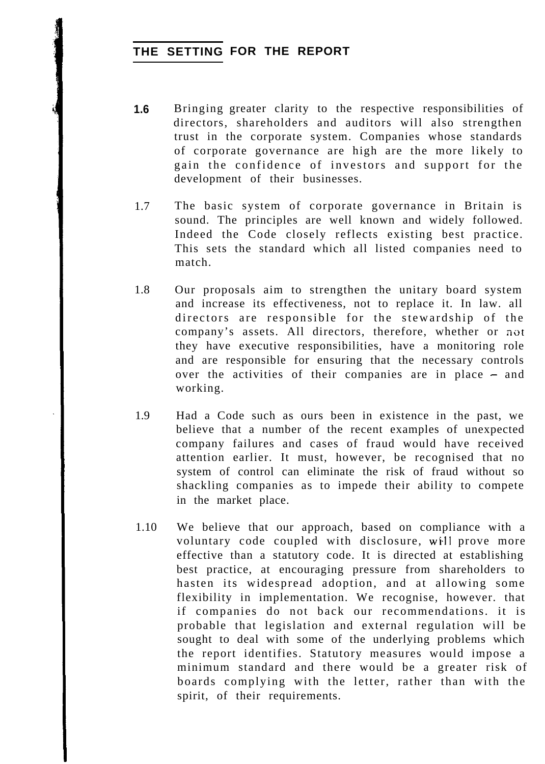## THE SETTING FOR THE REPORT

1.6 Bringing greater clarity to the respective responsibilities of directors, shareholders and auditors will also strengthen trust in the corporate system. Companies whose standards of corporate governance are high are the more likely to gain the confidence of investors and support for the development of their businesses.

1.7 The basic system of corporate governance in Britain is sound. The principles are well known and widely followed. Indeed the Code closely reflects existing best practice. This sets the standard which all listed companies need to match.

1.8 Our proposals aim to strengthen the unitary board system and increase its effectiveness, not to replace it. In law. all directors are responsible for the stewardship of the company's assets. All directors, therefore, whether or not they have executive responsibilities, have a monitoring role and are responsible for ensuring that the necessary controls over the activities of their companies are in place – and working.

1.9 Had a Code such as ours been in existence in the past, we believe that a number of the recent examples of unexpected company failures and cases of fraud would have received attention earlier. It must, however, be recognised that no system of control can eliminate the risk of fraud without so shackling companies as to impede their ability to compete in the market place.

1.10 We believe that our approach, based on compliance with a voluntary code coupled with disclosure, will prove more effective than a statutory code. It is directed at establishing best practice, at encouraging pressure from shareholders to hasten its widespread adoption, and at allowing some flexibility in implementation. We recognise, however. that if companies do not back our recommendations. it is probable that legislation and external regulation will be sought to deal with some of the underlying problems which the report identifies. Statutory measures would impose a minimum standard and there would be a greater risk of boards complying with the letter, rather than with the spirit, of their requirements.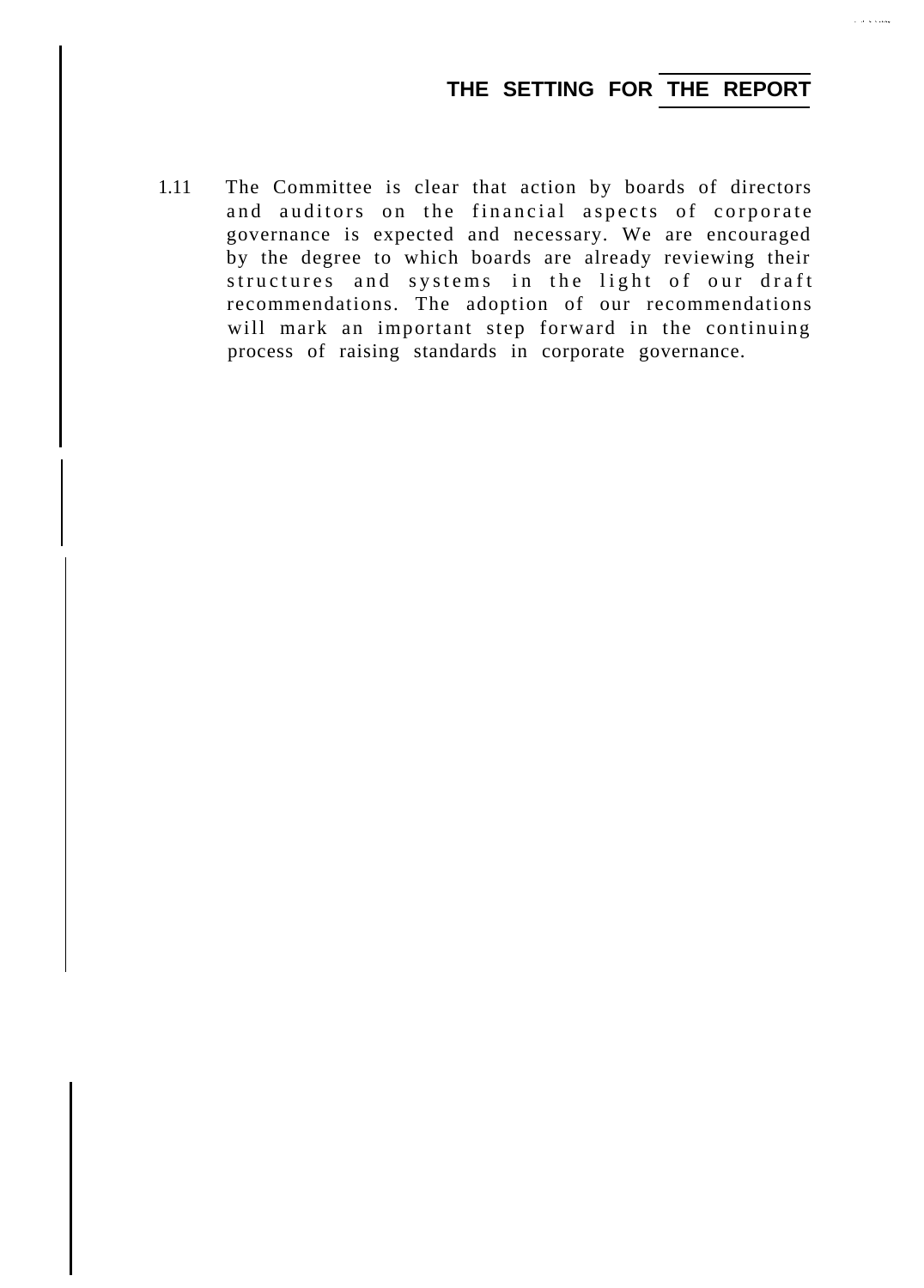1.11 The Committee is clear that action by boards of directors and auditors on the financial aspects of corporate governance is expected and necessary. We are encouraged by the degree to which boards are already reviewing their structures and systems in the light of our draft recommendations. The adoption of our recommendations will mark an important step forward in the continuing process of raising standards in corporate governance.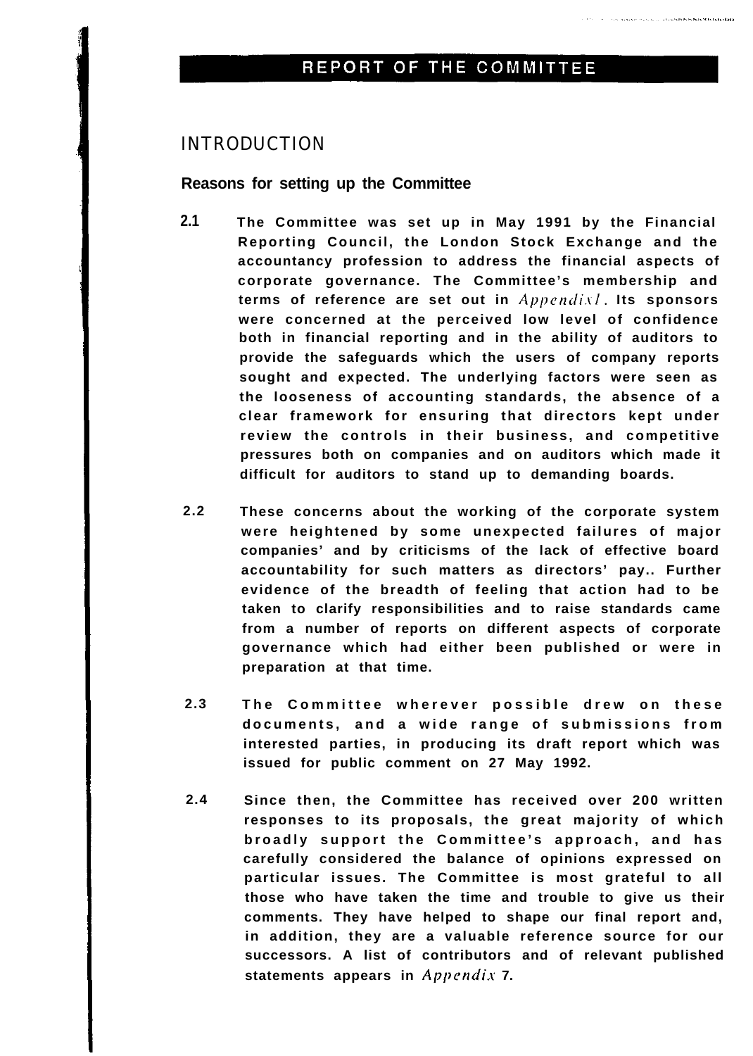## REPORT OF THE COMMITTEE

### INTRODUCTION

#### Reasons for setting up the Committee

**2.1** **The Committee was set up in May 1991 by the Financial Reporting Council, the London Stock Exchange and the accountancy profession to address the financial aspects of corporate governance. The Committee's membership and terms of reference are set out in *Appendix 1*. Its sponsors were concerned at the perceived low level of confidence both in financial reporting and in the ability of auditors to provide the safeguards which the users of company reports sought and expected. The underlying factors were seen as the looseness of accounting standards, the absence of a clear framework for ensuring that directors kept under review the controls in their business, and competitive pressures both on companies and on auditors which made it difficult for auditors to stand up to demanding boards.**

**2.2** **These concerns about the working of the corporate system were heightened by some unexpected failures of major companies' and by criticisms of the lack of effective board accountability for such matters as directors' pay.. Further evidence of the breadth of feeling that action had to be taken to clarify responsibilities and to raise standards came from a number of reports on different aspects of corporate governance which had either been published or were in preparation at that time.**

**2.3** **The Committee wherever possible drew on these documents, and a wide range of submissions from interested parties, in producing its draft report which was issued for public comment on 27 May 1992.**

**2.4** **Since then, the Committee has received over 200 written responses to its proposals, the great majority of which broadly support the Committee's approach, and has carefully considered the balance of opinions expressed on particular issues. The Committee is most grateful to all those who have taken the time and trouble to give us their comments. They have helped to shape our final report and, in addition, they are a valuable reference source for our successors. A list of contributors and of relevant published statements appears in *Appendix* 7.**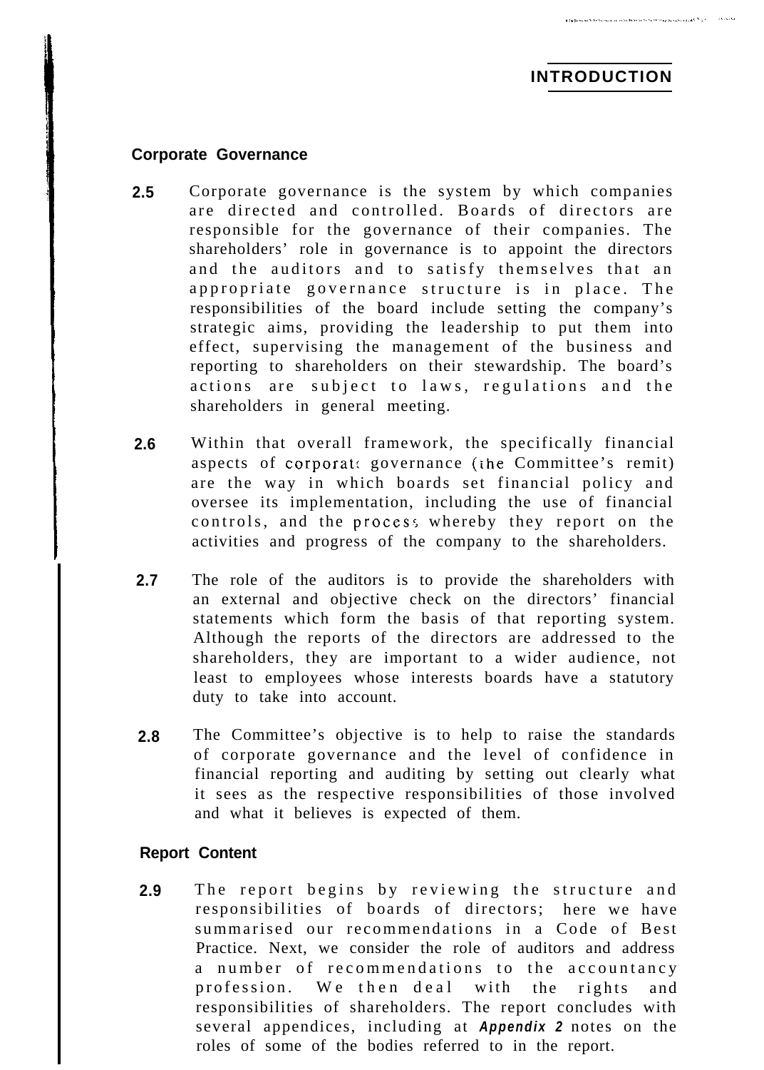## INTRODUCTION

### Corporate Governance

**2.5** Corporate governance is the system by which companies are directed and controlled. Boards of directors are responsible for the governance of their companies. The shareholders' role in governance is to appoint the directors and the auditors and to satisfy themselves that an appropriate governance structure is in place. The responsibilities of the board include setting the company's strategic aims, providing the leadership to put them into effect, supervising the management of the business and reporting to shareholders on their stewardship. The board's actions are subject to laws, regulations and the shareholders in general meeting.

**2.6** Within that overall framework, the specifically financial aspects of corporate governance (the Committee's remit) are the way in which boards set financial policy and oversee its implementation, including the use of financial controls, and the process whereby they report on the activities and progress of the company to the shareholders.

**2.7** The role of the auditors is to provide the shareholders with an external and objective check on the directors' financial statements which form the basis of that reporting system. Although the reports of the directors are addressed to the shareholders, they are important to a wider audience, not least to employees whose interests boards have a statutory duty to take into account.

**2.8** The Committee's objective is to help to raise the standards of corporate governance and the level of confidence in financial reporting and auditing by setting out clearly what it sees as the respective responsibilities of those involved and what it believes is expected of them.

### Report Content

**2.9** The report begins by reviewing the structure and responsibilities of boards of directors; here we have summarised our recommendations in a Code of Best Practice. Next, we consider the role of auditors and address a number of recommendations to the accountancy profession. We then deal with the rights and responsibilities of shareholders. The report concludes with several appendices, including at ***Appendix 2*** notes on the roles of some of the bodies referred to in the report.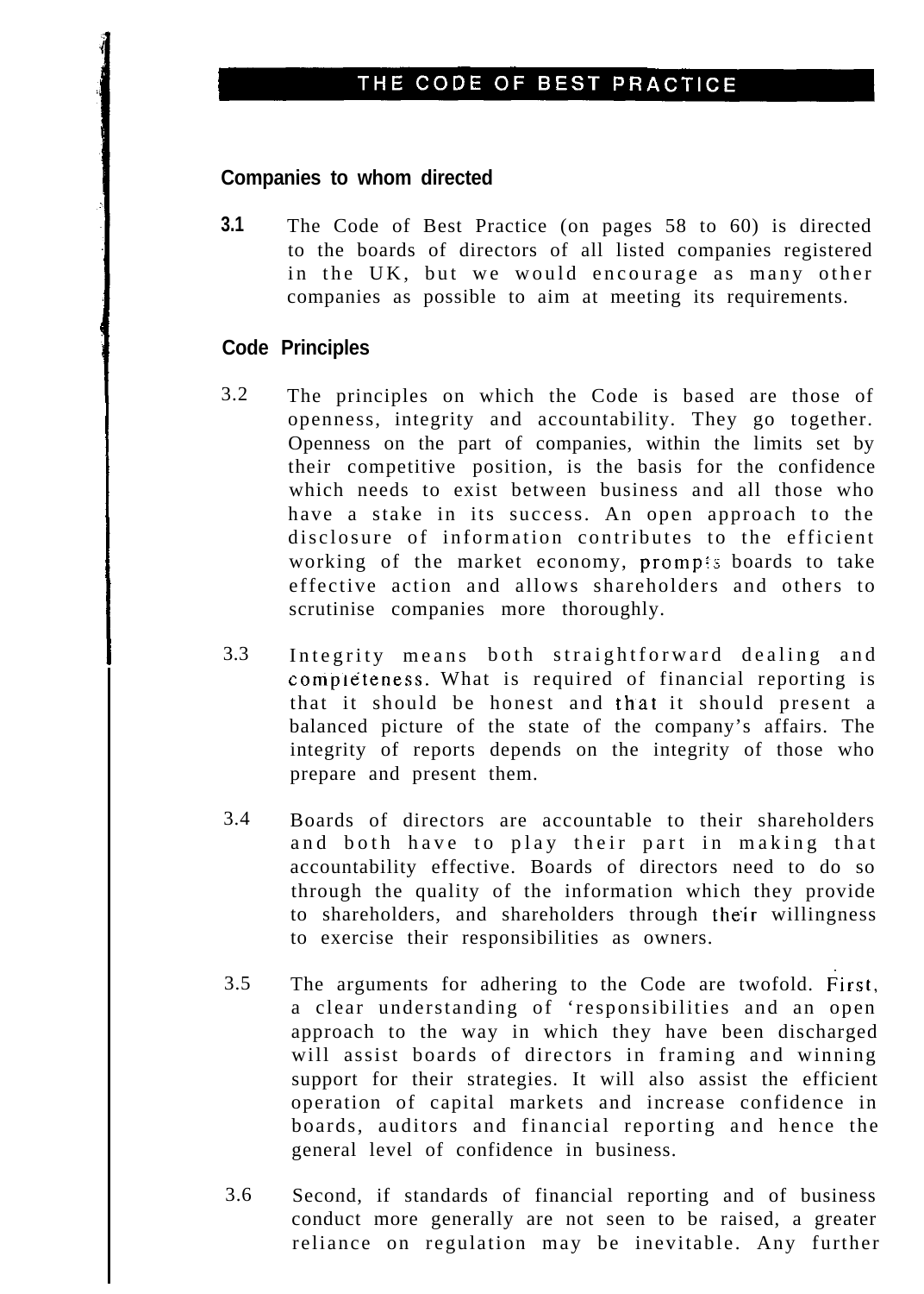## THE CODE OF BEST PRACTICE

### Companies to whom directed

**3.1** The Code of Best Practice (on pages 58 to 60) is directed to the boards of directors of all listed companies registered in the UK, but we would encourage as many other companies as possible to aim at meeting its requirements.

### Code Principles

3.2 The principles on which the Code is based are those of openness, integrity and accountability. They go together. Openness on the part of companies, within the limits set by their competitive position, is the basis for the confidence which needs to exist between business and all those who have a stake in its success. An open approach to the disclosure of information contributes to the efficient working of the market economy, prompts boards to take effective action and allows shareholders and others to scrutinise companies more thoroughly.

3.3 Integrity means both straightforward dealing and completeness. What is required of financial reporting is that it should be honest and that it should present a balanced picture of the state of the company's affairs. The integrity of reports depends on the integrity of those who prepare and present them.

3.4 Boards of directors are accountable to their shareholders and both have to play their part in making that accountability effective. Boards of directors need to do so through the quality of the information which they provide to shareholders, and shareholders through their willingness to exercise their responsibilities as owners.

3.5 The arguments for adhering to the Code are twofold. First, a clear understanding of 'responsibilities and an open approach to the way in which they have been discharged will assist boards of directors in framing and winning support for their strategies. It will also assist the efficient operation of capital markets and increase confidence in boards, auditors and financial reporting and hence the general level of confidence in business.

3.6 Second, if standards of financial reporting and of business conduct more generally are not seen to be raised, a greater reliance on regulation may be inevitable. Any further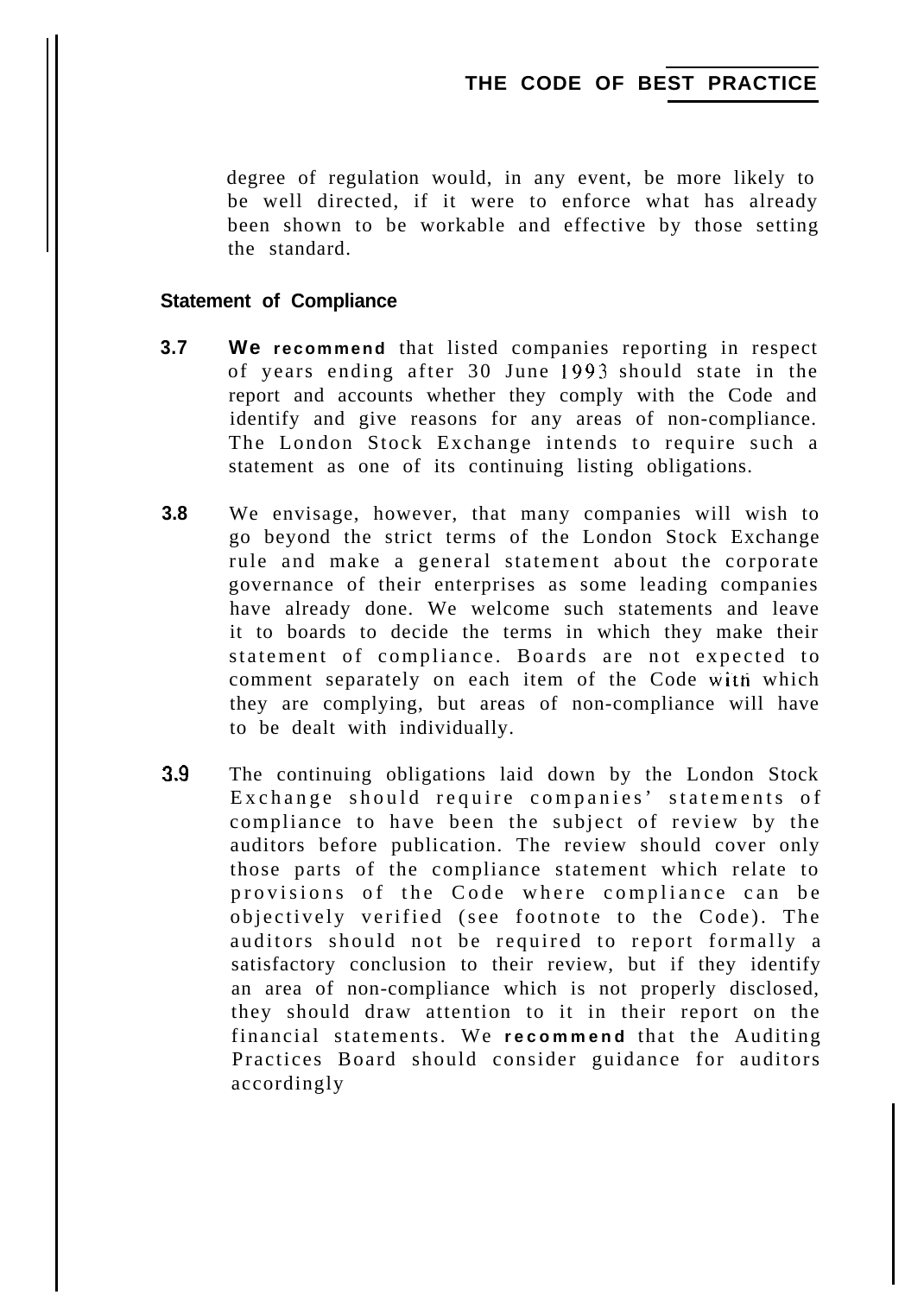degree of regulation would, in any event, be more likely to be well directed, if it were to enforce what has already been shown to be workable and effective by those setting the standard.

## Statement of Compliance

**3.7** **We recommend** that listed companies reporting in respect of years ending after 30 June 1993 should state in the report and accounts whether they comply with the Code and identify and give reasons for any areas of non-compliance. The London Stock Exchange intends to require such a statement as one of its continuing listing obligations.

**3.8** We envisage, however, that many companies will wish to go beyond the strict terms of the London Stock Exchange rule and make a general statement about the corporate governance of their enterprises as some leading companies have already done. We welcome such statements and leave it to boards to decide the terms in which they make their statement of compliance. Boards are not expected to comment separately on each item of the Code with which they are complying, but areas of non-compliance will have to be dealt with individually.

**3.9** The continuing obligations laid down by the London Stock Exchange should require companies' statements of compliance to have been the subject of review by the auditors before publication. The review should cover only those parts of the compliance statement which relate to provisions of the Code where compliance can be objectively verified (see footnote to the Code). The auditors should not be required to report formally a satisfactory conclusion to their review, but if they identify an area of non-compliance which is not properly disclosed, they should draw attention to it in their report on the financial statements. We **recommend** that the Auditing Practices Board should consider guidance for auditors accordingly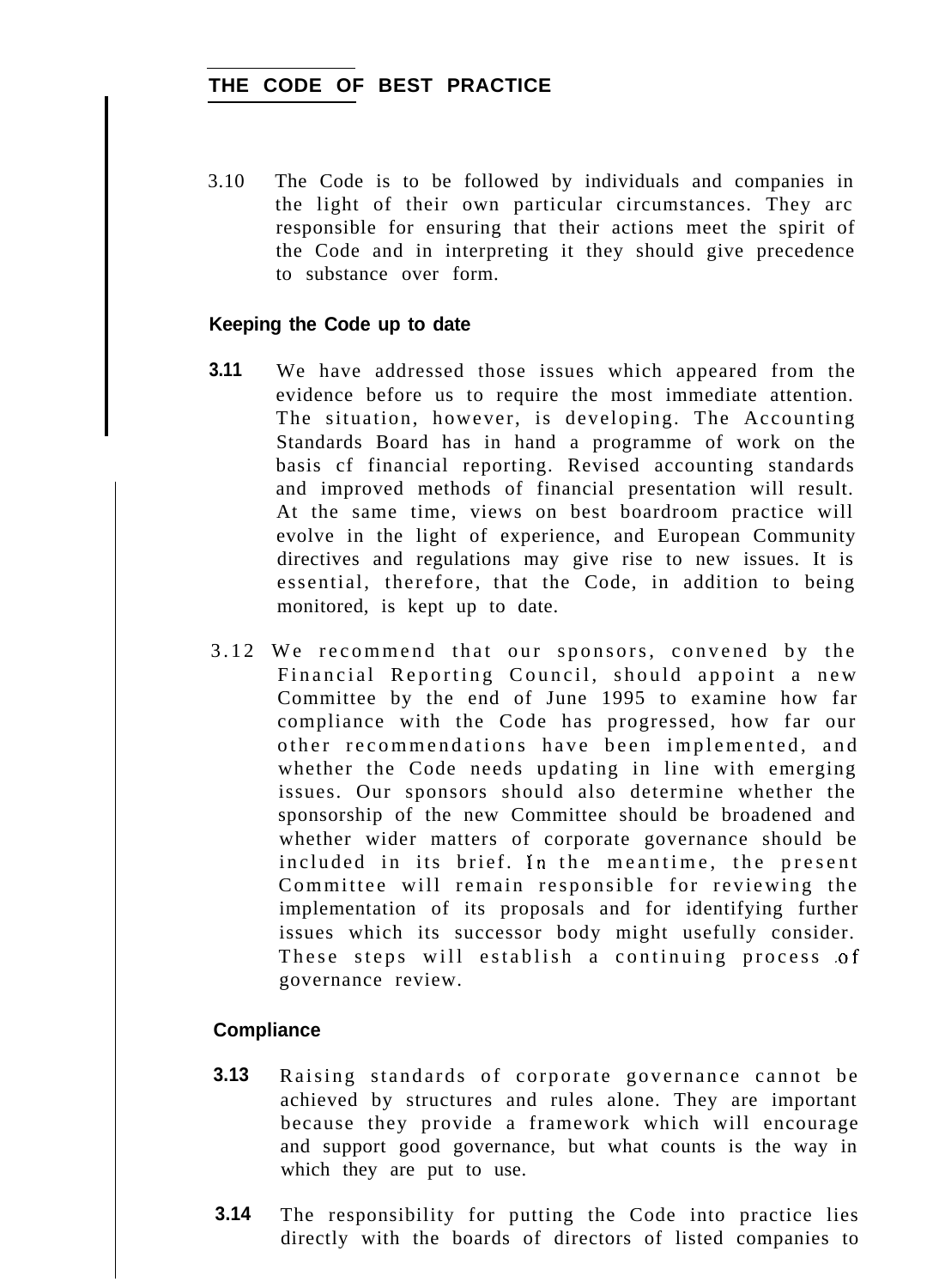## THE CODE OF BEST PRACTICE

3.10 The Code is to be followed by individuals and companies in the light of their own particular circumstances. They arc responsible for ensuring that their actions meet the spirit of the Code and in interpreting it they should give precedence to substance over form.

### Keeping the Code up to date

**3.11** We have addressed those issues which appeared from the evidence before us to require the most immediate attention. The situation, however, is developing. The Accounting Standards Board has in hand a programme of work on the basis cf financial reporting. Revised accounting standards and improved methods of financial presentation will result. At the same time, views on best boardroom practice will evolve in the light of experience, and European Community directives and regulations may give rise to new issues. It is essential, therefore, that the Code, in addition to being monitored, is kept up to date.

3.12 We recommend that our sponsors, convened by the Financial Reporting Council, should appoint a new Committee by the end of June 1995 to examine how far compliance with the Code has progressed, how far our other recommendations have been implemented, and whether the Code needs updating in line with emerging issues. Our sponsors should also determine whether the sponsorship of the new Committee should be broadened and whether wider matters of corporate governance should be included in its brief. In the meantime, the present Committee will remain responsible for reviewing the implementation of its proposals and for identifying further issues which its successor body might usefully consider. These steps will establish a continuing process of governance review.

### Compliance

**3.13** Raising standards of corporate governance cannot be achieved by structures and rules alone. They are important because they provide a framework which will encourage and support good governance, but what counts is the way in which they are put to use.

**3.14** The responsibility for putting the Code into practice lies directly with the boards of directors of listed companies to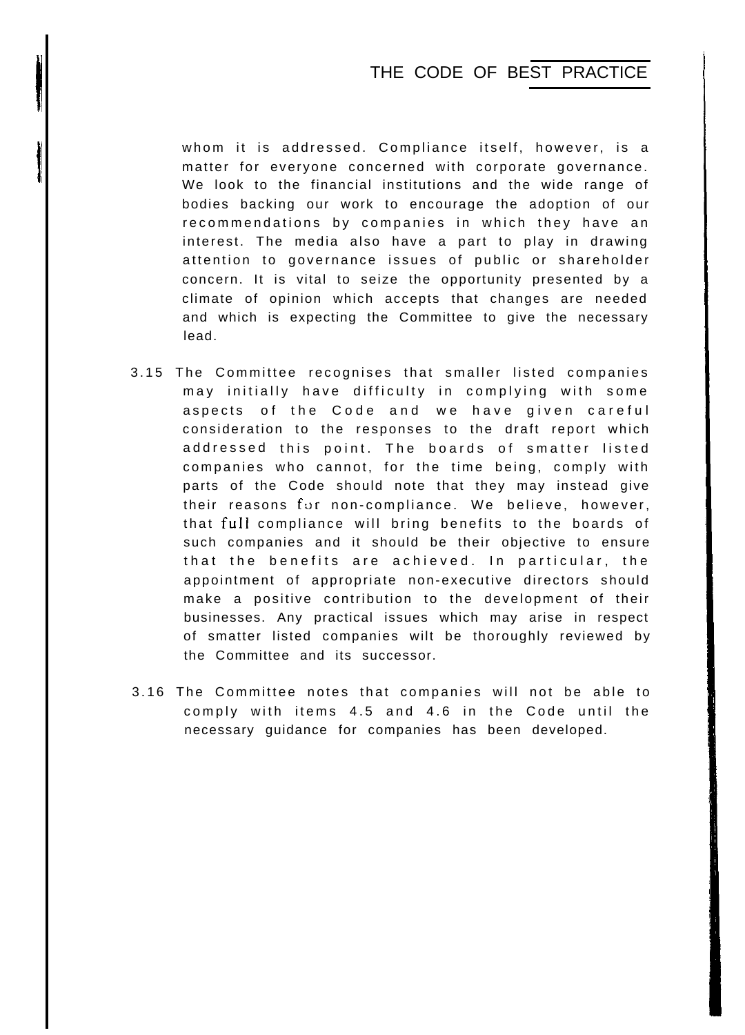whom it is addressed. Compliance itself, however, is a matter for everyone concerned with corporate governance. We look to the financial institutions and the wide range of bodies backing our work to encourage the adoption of our recommendations by companies in which they have an interest. The media also have a part to play in drawing attention to governance issues of public or shareholder concern. It is vital to seize the opportunity presented by a climate of opinion which accepts that changes are needed and which is expecting the Committee to give the necessary lead.

3.15 The Committee recognises that smaller listed companies may initially have difficulty in complying with some aspects of the Code and we have given careful consideration to the responses to the draft report which addressed this point. The boards of smatter listed companies who cannot, for the time being, comply with parts of the Code should note that they may instead give their reasons for non-compliance. We believe, however, that full compliance will bring benefits to the boards of such companies and it should be their objective to ensure that the benefits are achieved. In particular, the appointment of appropriate non-executive directors should make a positive contribution to the development of their businesses. Any practical issues which may arise in respect of smatter listed companies wilt be thoroughly reviewed by the Committee and its successor.

3.16 The Committee notes that companies will not be able to comply with items 4.5 and 4.6 in the Code until the necessary guidance for companies has been developed.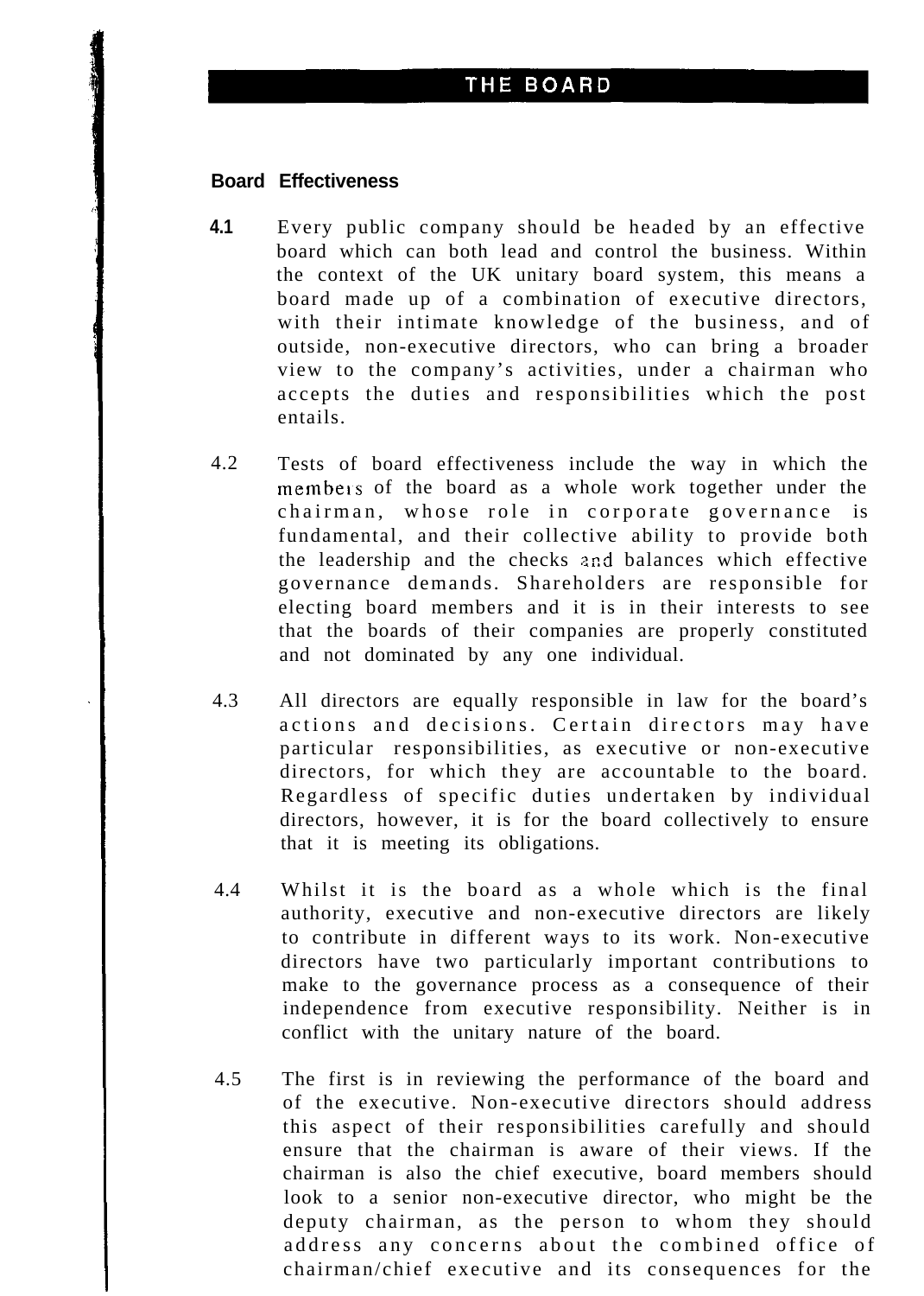## THE BOARD

### Board Effectiveness

**4.1** Every public company should be headed by an effective board which can both lead and control the business. Within the context of the UK unitary board system, this means a board made up of a combination of executive directors, with their intimate knowledge of the business, and of outside, non-executive directors, who can bring a broader view to the company's activities, under a chairman who accepts the duties and responsibilities which the post entails.

4.2 Tests of board effectiveness include the way in which the members of the board as a whole work together under the chairman, whose role in corporate governance is fundamental, and their collective ability to provide both the leadership and the checks and balances which effective governance demands. Shareholders are responsible for electing board members and it is in their interests to see that the boards of their companies are properly constituted and not dominated by any one individual.

4.3 All directors are equally responsible in law for the board's actions and decisions. Certain directors may have particular responsibilities, as executive or non-executive directors, for which they are accountable to the board. Regardless of specific duties undertaken by individual directors, however, it is for the board collectively to ensure that it is meeting its obligations.

4.4 Whilst it is the board as a whole which is the final authority, executive and non-executive directors are likely to contribute in different ways to its work. Non-executive directors have two particularly important contributions to make to the governance process as a consequence of their independence from executive responsibility. Neither is in conflict with the unitary nature of the board.

4.5 The first is in reviewing the performance of the board and of the executive. Non-executive directors should address this aspect of their responsibilities carefully and should ensure that the chairman is aware of their views. If the chairman is also the chief executive, board members should look to a senior non-executive director, who might be the deputy chairman, as the person to whom they should address any concerns about the combined office of chairman/chief executive and its consequences for the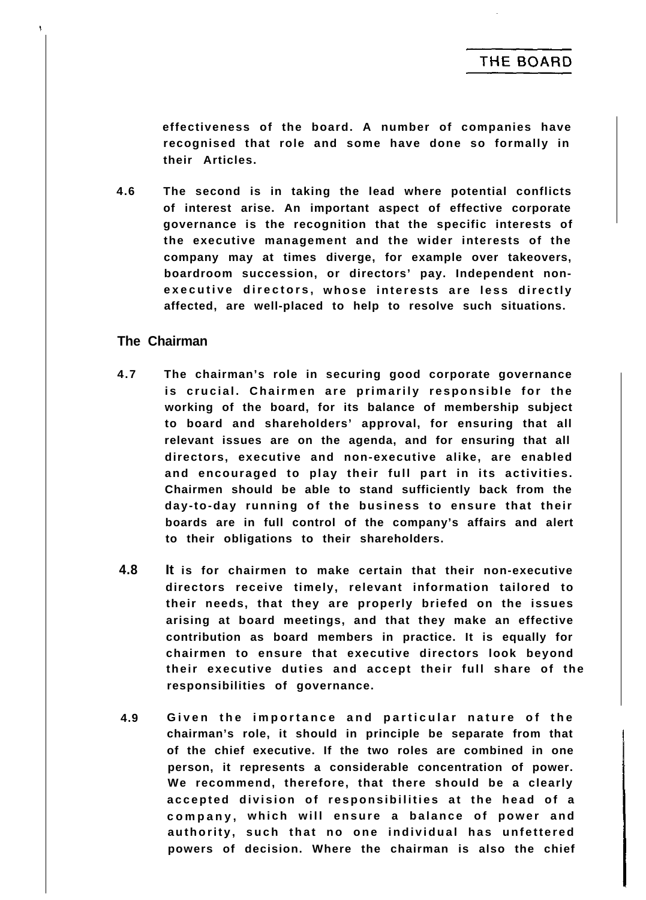effectiveness of the board. A number of companies have recognised that role and some have done so formally in their Articles.

4.6 The second is in taking the lead where potential conflicts of interest arise. An important aspect of effective corporate governance is the recognition that the specific interests of the executive management and the wider interests of the company may at times diverge, for example over takeovers, boardroom succession, or directors' pay. Independent non-executive directors, whose interests are less directly affected, are well-placed to help to resolve such situations.

## The Chairman

4.7 The chairman's role in securing good corporate governance is crucial. Chairmen are primarily responsible for the working of the board, for its balance of membership subject to board and shareholders' approval, for ensuring that all relevant issues are on the agenda, and for ensuring that all directors, executive and non-executive alike, are enabled and encouraged to play their full part in its activities. Chairmen should be able to stand sufficiently back from the day-to-day running of the business to ensure that their boards are in full control of the company's affairs and alert to their obligations to their shareholders.

4.8 It is for chairmen to make certain that their non-executive directors receive timely, relevant information tailored to their needs, that they are properly briefed on the issues arising at board meetings, and that they make an effective contribution as board members in practice. It is equally for chairmen to ensure that executive directors look beyond their executive duties and accept their full share of the responsibilities of governance.

4.9 Given the importance and particular nature of the chairman's role, it should in principle be separate from that of the chief executive. If the two roles are combined in one person, it represents a considerable concentration of power. We recommend, therefore, that there should be a clearly accepted division of responsibilities at the head of a company, which will ensure a balance of power and authority, such that no one individual has unfettered powers of decision. Where the chairman is also the chief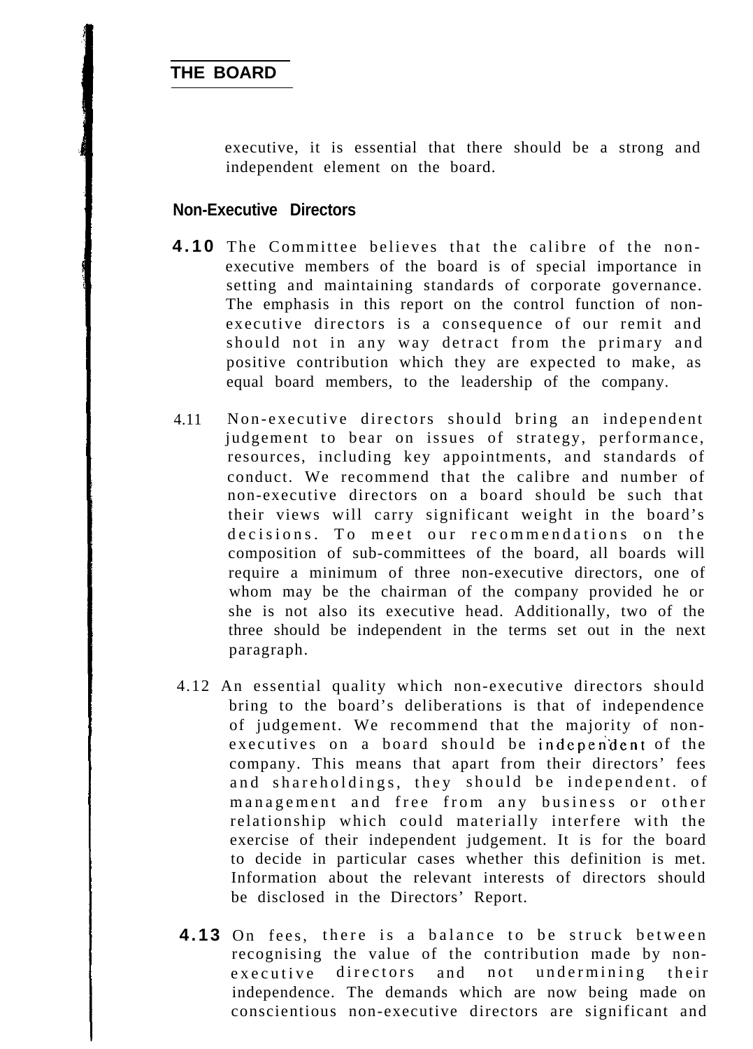executive, it is essential that there should be a strong and independent element on the board.

## Non-Executive Directors

**4.10** The Committee believes that the calibre of the non-executive members of the board is of special importance in setting and maintaining standards of corporate governance. The emphasis in this report on the control function of non-executive directors is a consequence of our remit and should not in any way detract from the primary and positive contribution which they are expected to make, as equal board members, to the leadership of the company.

4.11 Non-executive directors should bring an independent judgement to bear on issues of strategy, performance, resources, including key appointments, and standards of conduct. We recommend that the calibre and number of non-executive directors on a board should be such that their views will carry significant weight in the board's decisions. To meet our recommendations on the composition of sub-committees of the board, all boards will require a minimum of three non-executive directors, one of whom may be the chairman of the company provided he or she is not also its executive head. Additionally, two of the three should be independent in the terms set out in the next paragraph.

4.12 An essential quality which non-executive directors should bring to the board's deliberations is that of independence of judgement. We recommend that the majority of non-executives on a board should be independent of the company. This means that apart from their directors' fees and shareholdings, they should be independent. of management and free from any business or other relationship which could materially interfere with the exercise of their independent judgement. It is for the board to decide in particular cases whether this definition is met. Information about the relevant interests of directors should be disclosed in the Directors' Report.

**4.13** On fees, there is a balance to be struck between recognising the value of the contribution made by non-executive directors and not undermining their independence. The demands which are now being made on conscientious non-executive directors are significant and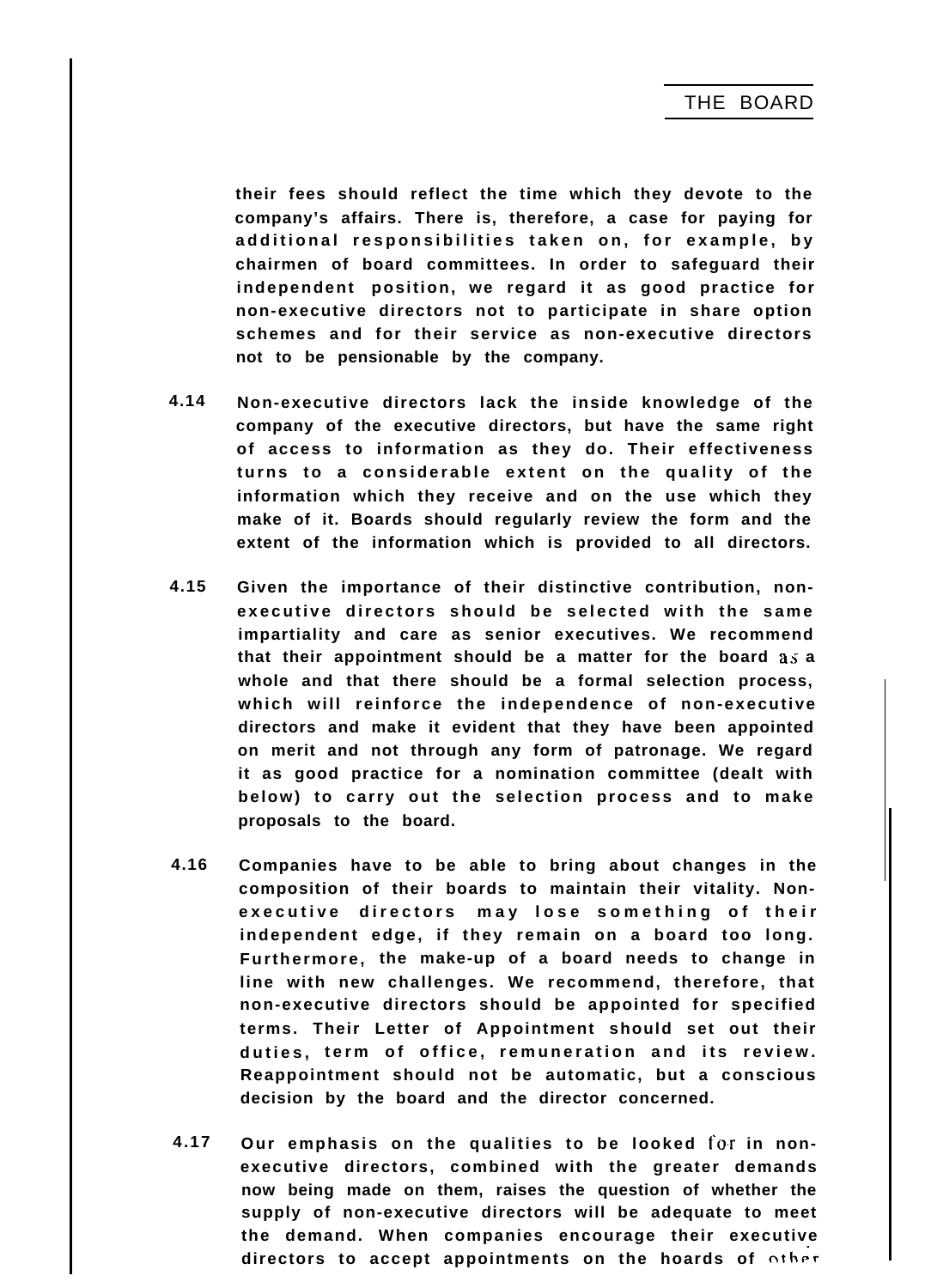**their fees should reflect the time which they devote to the company's affairs. There is, therefore, a case for paying for additional responsibilities taken on, for example, by chairmen of board committees. In order to safeguard their independent position, we regard it as good practice for non-executive directors not to participate in share option schemes and for their service as non-executive directors not to be pensionable by the company.**

**4.14** **Non-executive directors lack the inside knowledge of the company of the executive directors, but have the same right of access to information as they do. Their effectiveness turns to a considerable extent on the quality of the information which they receive and on the use which they make of it. Boards should regularly review the form and the extent of the information which is provided to all directors.**

**4.15** **Given the importance of their distinctive contribution, non-executive directors should be selected with the same impartiality and care as senior executives. We recommend that their appointment should be a matter for the board as a whole and that there should be a formal selection process, which will reinforce the independence of non-executive directors and make it evident that they have been appointed on merit and not through any form of patronage. We regard it as good practice for a nomination committee (dealt with below) to carry out the selection process and to make proposals to the board.**

**4.16** **Companies have to be able to bring about changes in the composition of their boards to maintain their vitality. Non-executive directors may lose something of their independent edge, if they remain on a board too long. Furthermore, the make-up of a board needs to change in line with new challenges. We recommend, therefore, that non-executive directors should be appointed for specified terms. Their Letter of Appointment should set out their duties, term of office, remuneration and its review. Reappointment should not be automatic, but a conscious decision by the board and the director concerned.**

**4.17** **Our emphasis on the qualities to be looked for in non-executive directors, combined with the greater demands now being made on them, raises the question of whether the supply of non-executive directors will be adequate to meet the demand. When companies encourage their executive directors to accept appointments on the boards of other**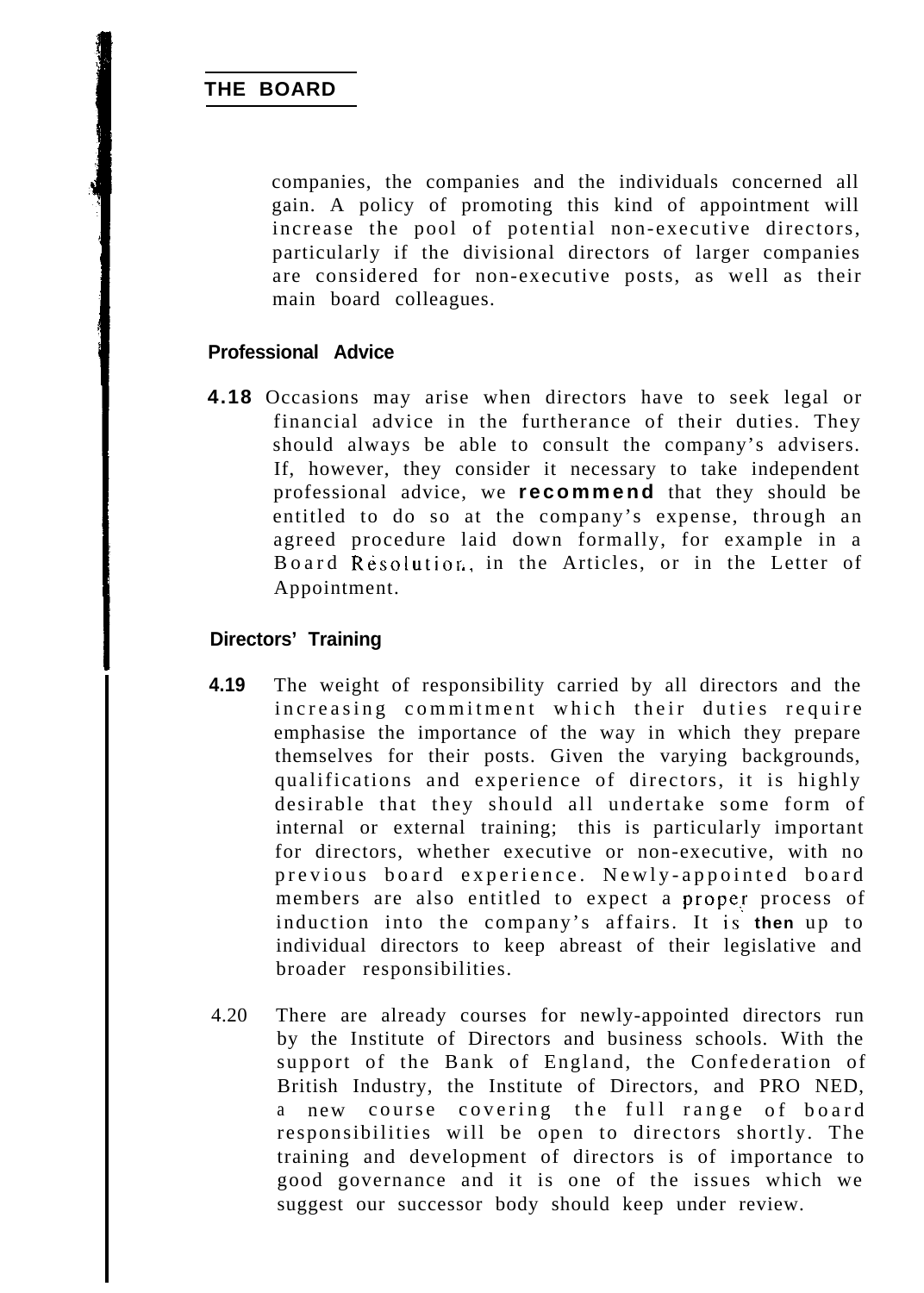companies, the companies and the individuals concerned all gain. A policy of promoting this kind of appointment will increase the pool of potential non-executive directors, particularly if the divisional directors of larger companies are considered for non-executive posts, as well as their main board colleagues.

### Professional Advice

**4.18** Occasions may arise when directors have to seek legal or financial advice in the furtherance of their duties. They should always be able to consult the company's advisers. If, however, they consider it necessary to take independent professional advice, we **recommend** that they should be entitled to do so at the company's expense, through an agreed procedure laid down formally, for example in a Board Resolution, in the Articles, or in the Letter of Appointment.

### Directors' Training

**4.19** The weight of responsibility carried by all directors and the increasing commitment which their duties require emphasise the importance of the way in which they prepare themselves for their posts. Given the varying backgrounds, qualifications and experience of directors, it is highly desirable that they should all undertake some form of internal or external training; this is particularly important for directors, whether executive or non-executive, with no previous board experience. Newly-appointed board members are also entitled to expect a proper process of induction into the company's affairs. It is then up to individual directors to keep abreast of their legislative and broader responsibilities.

4.20 There are already courses for newly-appointed directors run by the Institute of Directors and business schools. With the support of the Bank of England, the Confederation of British Industry, the Institute of Directors, and PRO NED, a new course covering the full range of board responsibilities will be open to directors shortly. The training and development of directors is of importance to good governance and it is one of the issues which we suggest our successor body should keep under review.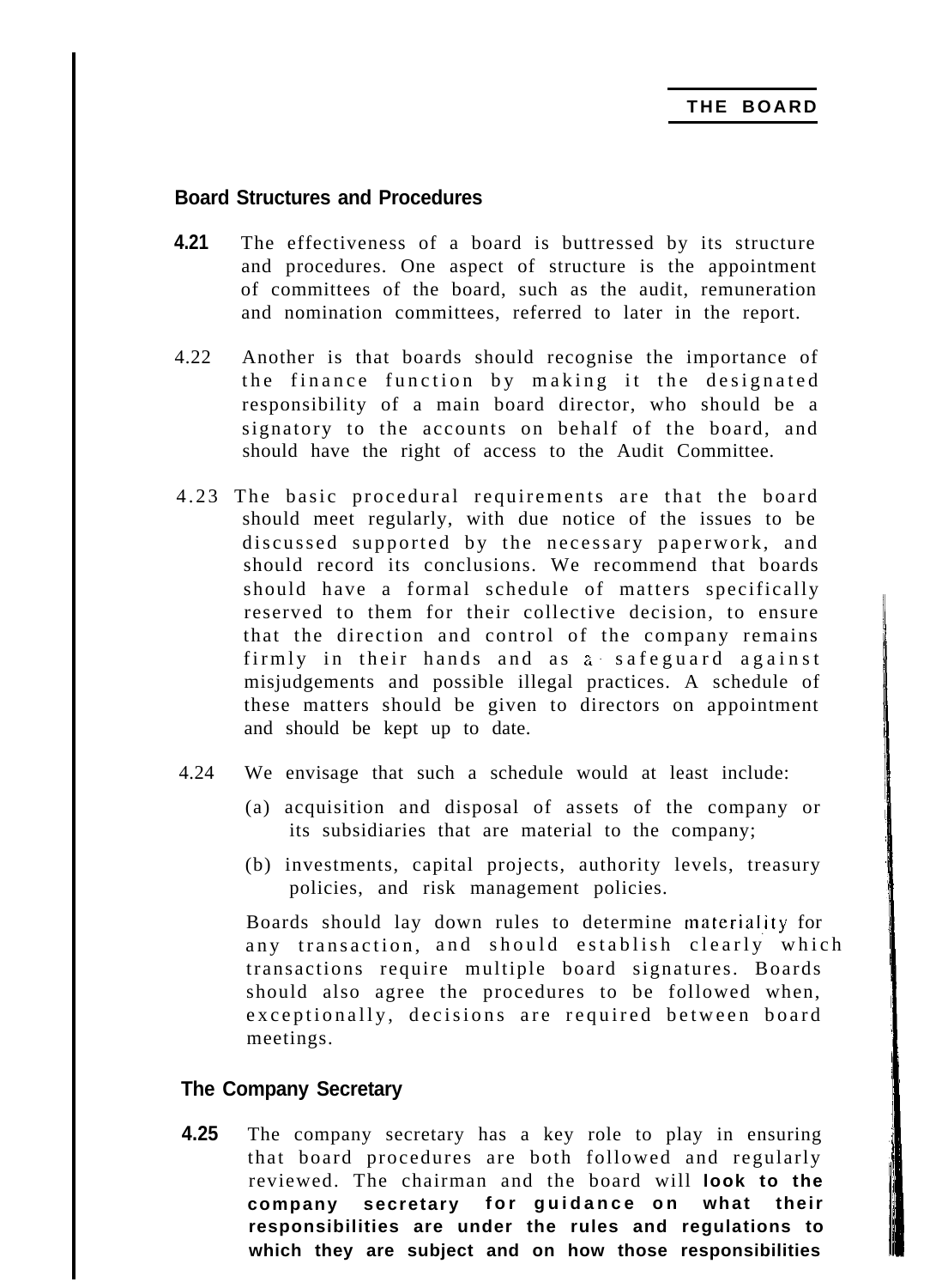## Board Structures and Procedures

**4.21** The effectiveness of a board is buttressed by its structure and procedures. One aspect of structure is the appointment of committees of the board, such as the audit, remuneration and nomination committees, referred to later in the report.

4.22 Another is that boards should recognise the importance of the finance function by making it the designated responsibility of a main board director, who should be a signatory to the accounts on behalf of the board, and should have the right of access to the Audit Committee.

4.23 The basic procedural requirements are that the board should meet regularly, with due notice of the issues to be discussed supported by the necessary paperwork, and should record its conclusions. We recommend that boards should have a formal schedule of matters specifically reserved to them for their collective decision, to ensure that the direction and control of the company remains firmly in their hands and as a safeguard against misjudgements and possible illegal practices. A schedule of these matters should be given to directors on appointment and should be kept up to date.

4.24 We envisage that such a schedule would at least include:

(a) acquisition and disposal of assets of the company or its subsidiaries that are material to the company;

(b) investments, capital projects, authority levels, treasury policies, and risk management policies.

Boards should lay down rules to determine materiality for any transaction, and should establish clearly which transactions require multiple board signatures. Boards should also agree the procedures to be followed when, exceptionally, decisions are required between board meetings.

## The Company Secretary

**4.25** The company secretary has a key role to play in ensuring that board procedures are both followed and regularly reviewed. The chairman and the board will **look to the company secretary for guidance on what their responsibilities are under the rules and regulations to which they are subject and on how those responsibilities**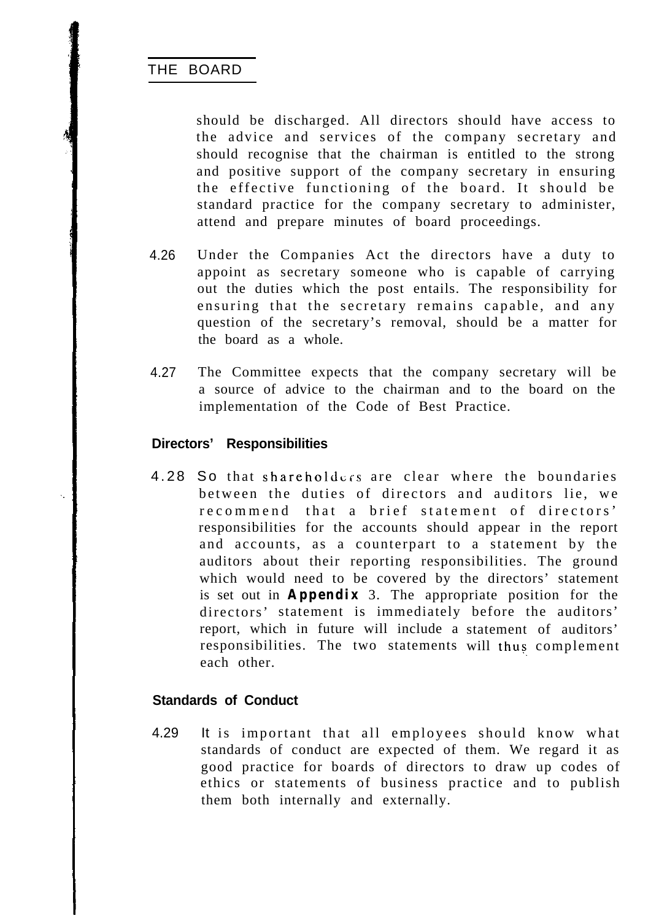should be discharged. All directors should have access to the advice and services of the company secretary and should recognise that the chairman is entitled to the strong and positive support of the company secretary in ensuring the effective functioning of the board. It should be standard practice for the company secretary to administer, attend and prepare minutes of board proceedings.

4.26 Under the Companies Act the directors have a duty to appoint as secretary someone who is capable of carrying out the duties which the post entails. The responsibility for ensuring that the secretary remains capable, and any question of the secretary's removal, should be a matter for the board as a whole.

4.27 The Committee expects that the company secretary will be a source of advice to the chairman and to the board on the implementation of the Code of Best Practice.

### Directors' Responsibilities

4.28 So that shareholders are clear where the boundaries between the duties of directors and auditors lie, we recommend that a brief statement of directors' responsibilities for the accounts should appear in the report and accounts, as a counterpart to a statement by the auditors about their reporting responsibilities. The ground which would need to be covered by the directors' statement is set out in **Appendix** 3. The appropriate position for the directors' statement is immediately before the auditors' report, which in future will include a statement of auditors' responsibilities. The two statements will thus complement each other.

### Standards of Conduct

4.29 It is important that all employees should know what standards of conduct are expected of them. We regard it as good practice for boards of directors to draw up codes of ethics or statements of business practice and to publish them both internally and externally.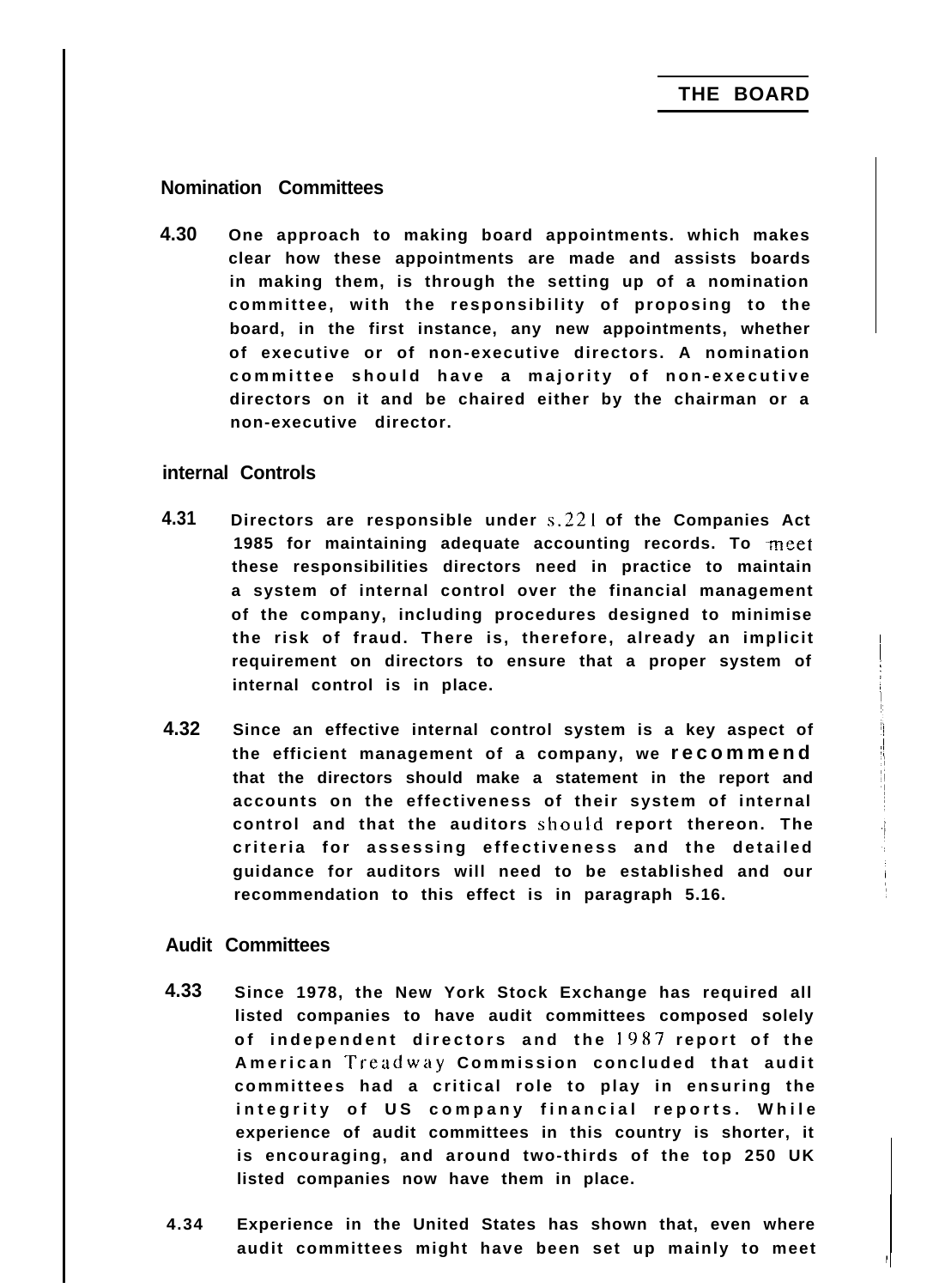## Nomination Committees

**4.30** One approach to making board appointments. which makes clear how these appointments are made and assists boards in making them, is through the setting up of a nomination committee, with the responsibility of proposing to the board, in the first instance, any new appointments, whether of executive or of non-executive directors. A nomination committee should have a majority of non-executive directors on it and be chaired either by the chairman or a non-executive director.

## internal Controls

**4.31** Directors are responsible under s.221 of the Companies Act 1985 for maintaining adequate accounting records. To meet these responsibilities directors need in practice to maintain a system of internal control over the financial management of the company, including procedures designed to minimise the risk of fraud. There is, therefore, already an implicit requirement on directors to ensure that a proper system of internal control is in place.

**4.32** Since an effective internal control system is a key aspect of the efficient management of a company, we **recommend** that the directors should make a statement in the report and accounts on the effectiveness of their system of internal control and that the auditors should report thereon. The criteria for assessing effectiveness and the detailed guidance for auditors will need to be established and our recommendation to this effect is in paragraph 5.16.

## Audit Committees

**4.33** Since 1978, the New York Stock Exchange has required all listed companies to have audit committees composed solely of independent directors and the 1987 report of the American Treadway Commission concluded that audit committees had a critical role to play in ensuring the integrity of US company financial reports. While experience of audit committees in this country is shorter, it is encouraging, and around two-thirds of the top 250 UK listed companies now have them in place.

**4.34** Experience in the United States has shown that, even where audit committees might have been set up mainly to meet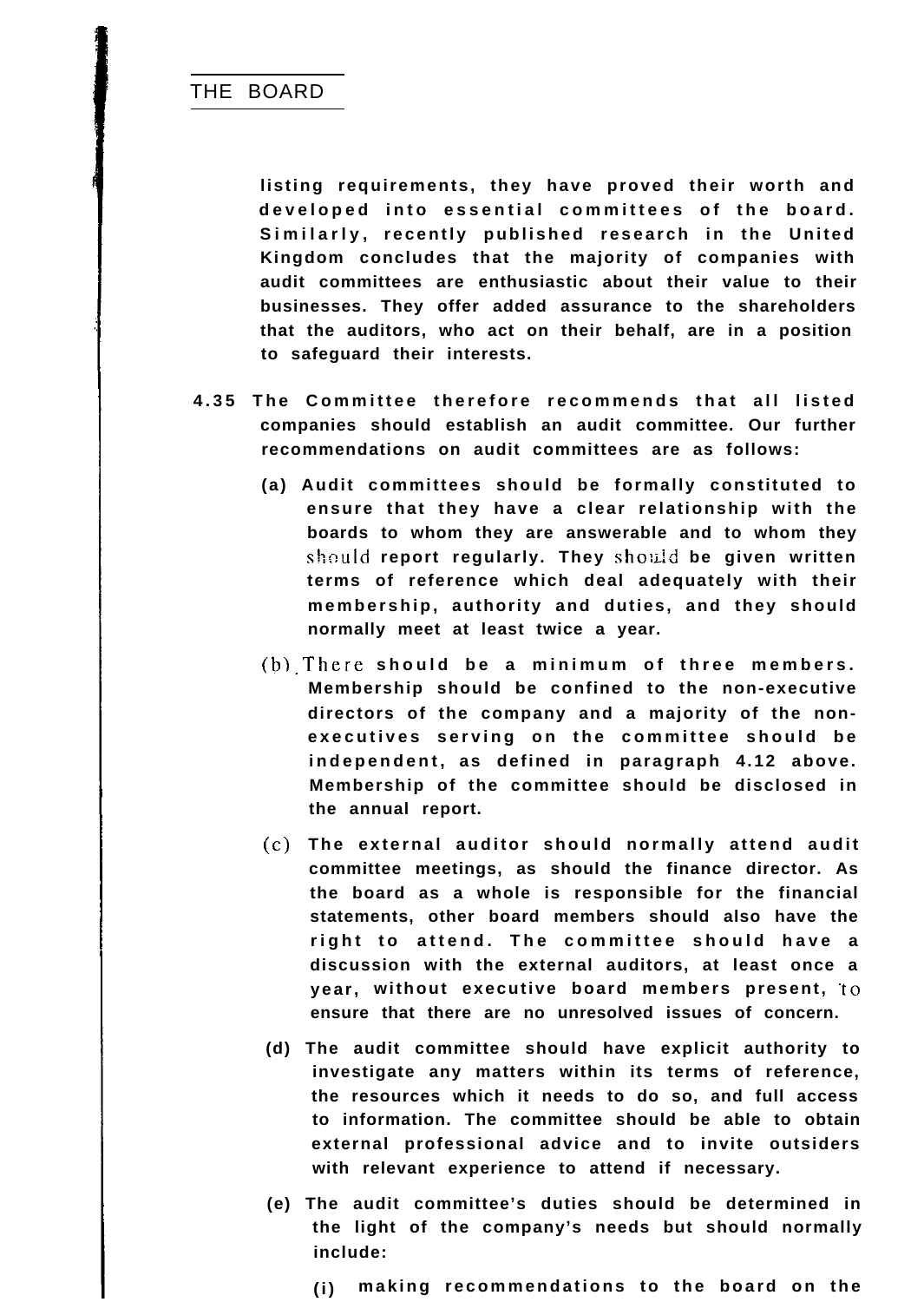listing requirements, they have proved their worth and developed into essential committees of the board. Similarly, recently published research in the United Kingdom concludes that the majority of companies with audit committees are enthusiastic about their value to their businesses. They offer added assurance to the shareholders that the auditors, who act on their behalf, are in a position to safeguard their interests.

4.35 The Committee therefore recommends that all listed companies should establish an audit committee. Our further recommendations on audit committees are as follows:

(a) Audit committees should be formally constituted to ensure that they have a clear relationship with the boards to whom they are answerable and to whom they should report regularly. They should be given written terms of reference which deal adequately with their membership, authority and duties, and they should normally meet at least twice a year.

(b) There should be a minimum of three members. Membership should be confined to the non-executive directors of the company and a majority of the non-executives serving on the committee should be independent, as defined in paragraph 4.12 above. Membership of the committee should be disclosed in the annual report.

(c) The external auditor should normally attend audit committee meetings, as should the finance director. As the board as a whole is responsible for the financial statements, other board members should also have the right to attend. The committee should have a discussion with the external auditors, at least once a year, without executive board members present, to ensure that there are no unresolved issues of concern.

(d) The audit committee should have explicit authority to investigate any matters within its terms of reference, the resources which it needs to do so, and full access to information. The committee should be able to obtain external professional advice and to invite outsiders with relevant experience to attend if necessary.

(e) The audit committee's duties should be determined in the light of the company's needs but should normally include:

(i) making recommendations to the board on the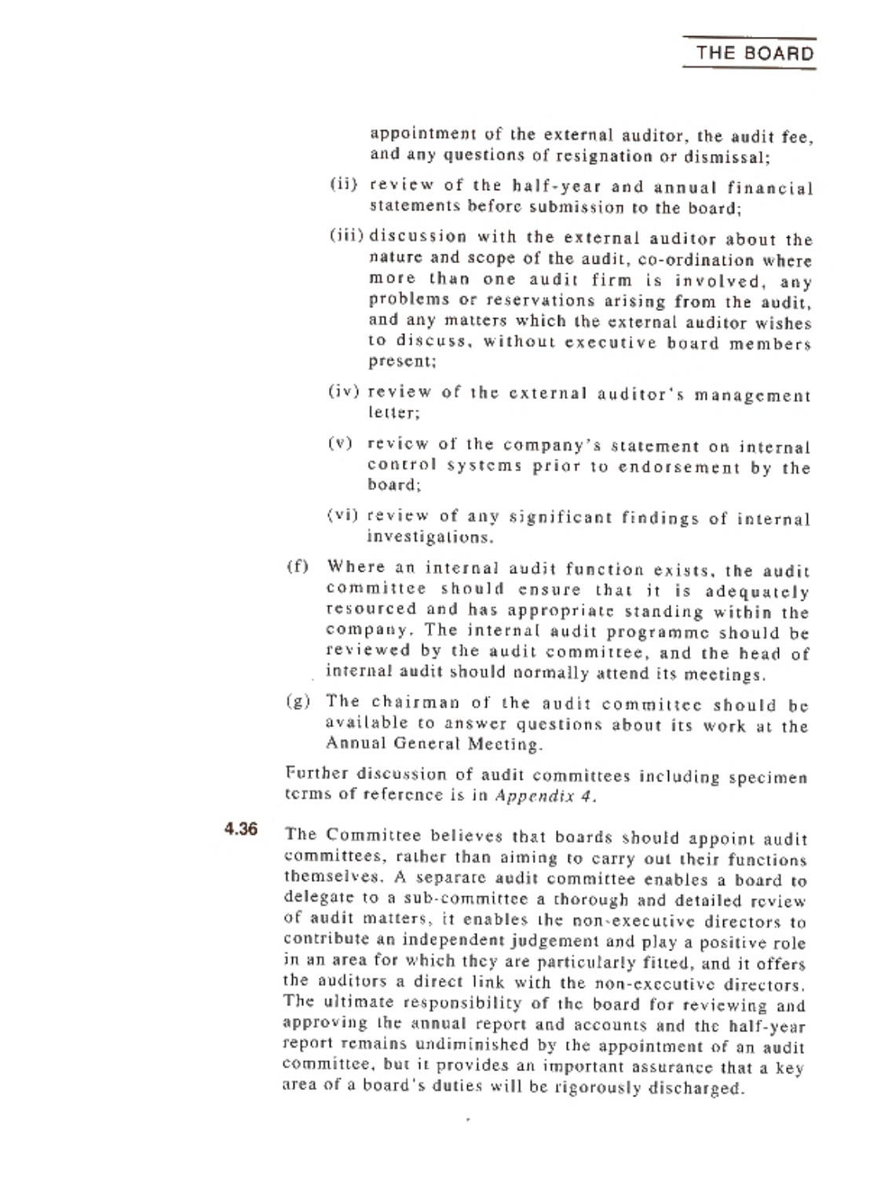appointment of the external auditor, the audit fee, and any questions of resignation or dismissal;

(ii) review of the half-year and annual financial statements before submission to the board;

(iii) discussion with the external auditor about the nature and scope of the audit, co-ordination where more than one audit firm is involved, any problems or reservations arising from the audit, and any matters which the external auditor wishes to discuss, without executive board members present;

(iv) review of the external auditor's management letter;

(v) review of the company's statement on internal control systems prior to endorsement by the board;

(vi) review of any significant findings of internal investigations.

(f) Where an internal audit function exists, the audit committee should ensure that it is adequately resourced and has appropriate standing within the company. The internal audit programme should be reviewed by the audit committee, and the head of internal audit should normally attend its meetings.

(g) The chairman of the audit committee should be available to answer questions about its work at the Annual General Meeting.

Further discussion of audit committees including specimen terms of reference is in *Appendix 4*.

**4.36** The Committee believes that boards should appoint audit committees, rather than aiming to carry out their functions themselves. A separate audit committee enables a board to delegate to a sub-committee a thorough and detailed review of audit matters, it enables the non-executive directors to contribute an independent judgement and play a positive role in an area for which they are particularly fitted, and it offers the auditors a direct link with the non-executive directors. The ultimate responsibility of the board for reviewing and approving the annual report and accounts and the half-year report remains undiminished by the appointment of an audit committee, but it provides an important assurance that a key area of a board's duties will be rigorously discharged.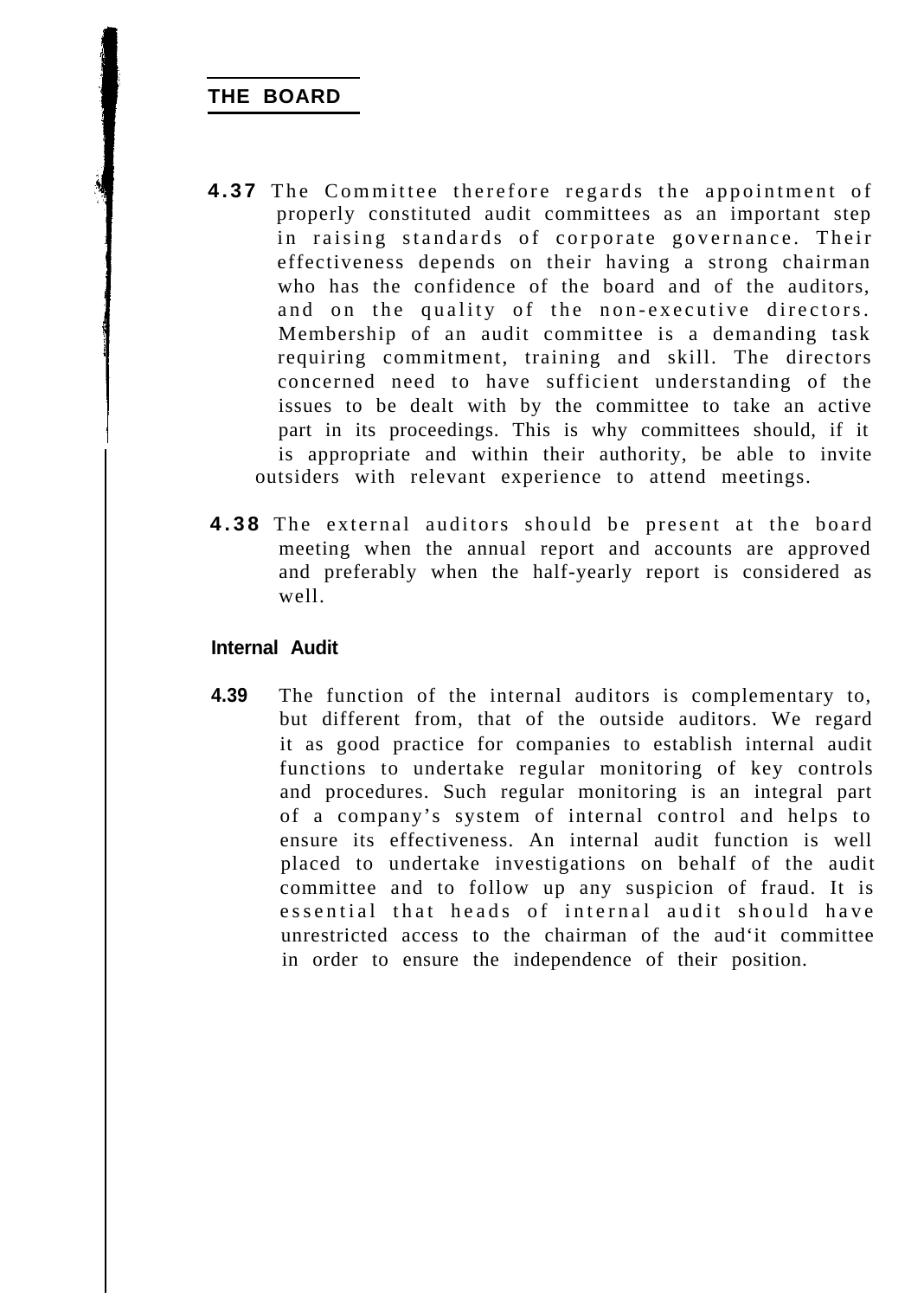## THE BOARD

**4.37** The Committee therefore regards the appointment of properly constituted audit committees as an important step in raising standards of corporate governance. Their effectiveness depends on their having a strong chairman who has the confidence of the board and of the auditors, and on the quality of the non-executive directors. Membership of an audit committee is a demanding task requiring commitment, training and skill. The directors concerned need to have sufficient understanding of the issues to be dealt with by the committee to take an active part in its proceedings. This is why committees should, if it is appropriate and within their authority, be able to invite outsiders with relevant experience to attend meetings.

**4.38** The external auditors should be present at the board meeting when the annual report and accounts are approved and preferably when the half-yearly report is considered as well.

### Internal Audit

**4.39** The function of the internal auditors is complementary to, but different from, that of the outside auditors. We regard it as good practice for companies to establish internal audit functions to undertake regular monitoring of key controls and procedures. Such regular monitoring is an integral part of a company's system of internal control and helps to ensure its effectiveness. An internal audit function is well placed to undertake investigations on behalf of the audit committee and to follow up any suspicion of fraud. It is essential that heads of internal audit should have unrestricted access to the chairman of the aud'it committee in order to ensure the independence of their position.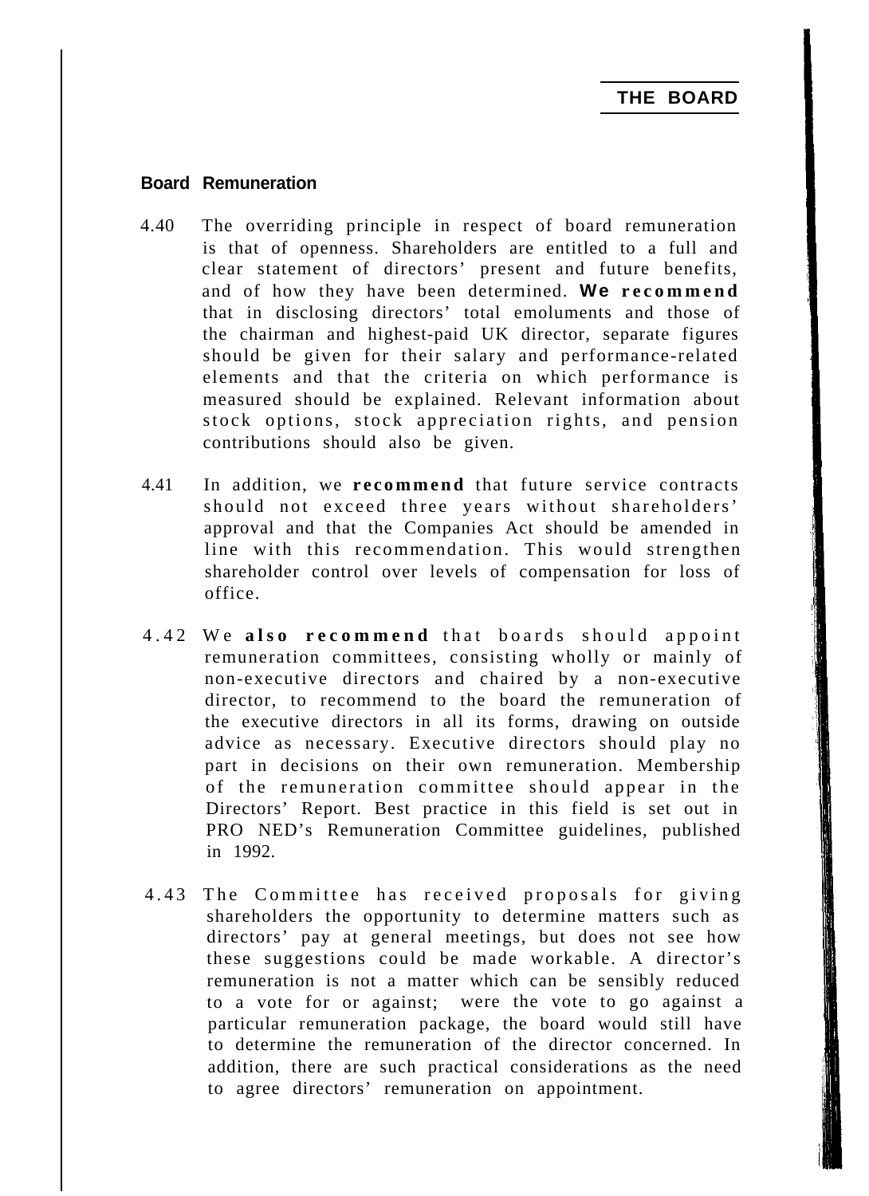## Board Remuneration

4.40 The overriding principle in respect of board remuneration is that of openness. Shareholders are entitled to a full and clear statement of directors' present and future benefits, and of how they have been determined. **We recommend** that in disclosing directors' total emoluments and those of the chairman and highest-paid UK director, separate figures should be given for their salary and performance-related elements and that the criteria on which performance is measured should be explained. Relevant information about stock options, stock appreciation rights, and pension contributions should also be given.

4.41 In addition, we **recommend** that future service contracts should not exceed three years without shareholders' approval and that the Companies Act should be amended in line with this recommendation. This would strengthen shareholder control over levels of compensation for loss of office.

4.42 We **also recommend** that boards should appoint remuneration committees, consisting wholly or mainly of non-executive directors and chaired by a non-executive director, to recommend to the board the remuneration of the executive directors in all its forms, drawing on outside advice as necessary. Executive directors should play no part in decisions on their own remuneration. Membership of the remuneration committee should appear in the Directors' Report. Best practice in this field is set out in PRO NED's Remuneration Committee guidelines, published in 1992.

4.43 The Committee has received proposals for giving shareholders the opportunity to determine matters such as directors' pay at general meetings, but does not see how these suggestions could be made workable. A director's remuneration is not a matter which can be sensibly reduced to a vote for or against; were the vote to go against a particular remuneration package, the board would still have to determine the remuneration of the director concerned. In addition, there are such practical considerations as the need to agree directors' remuneration on appointment.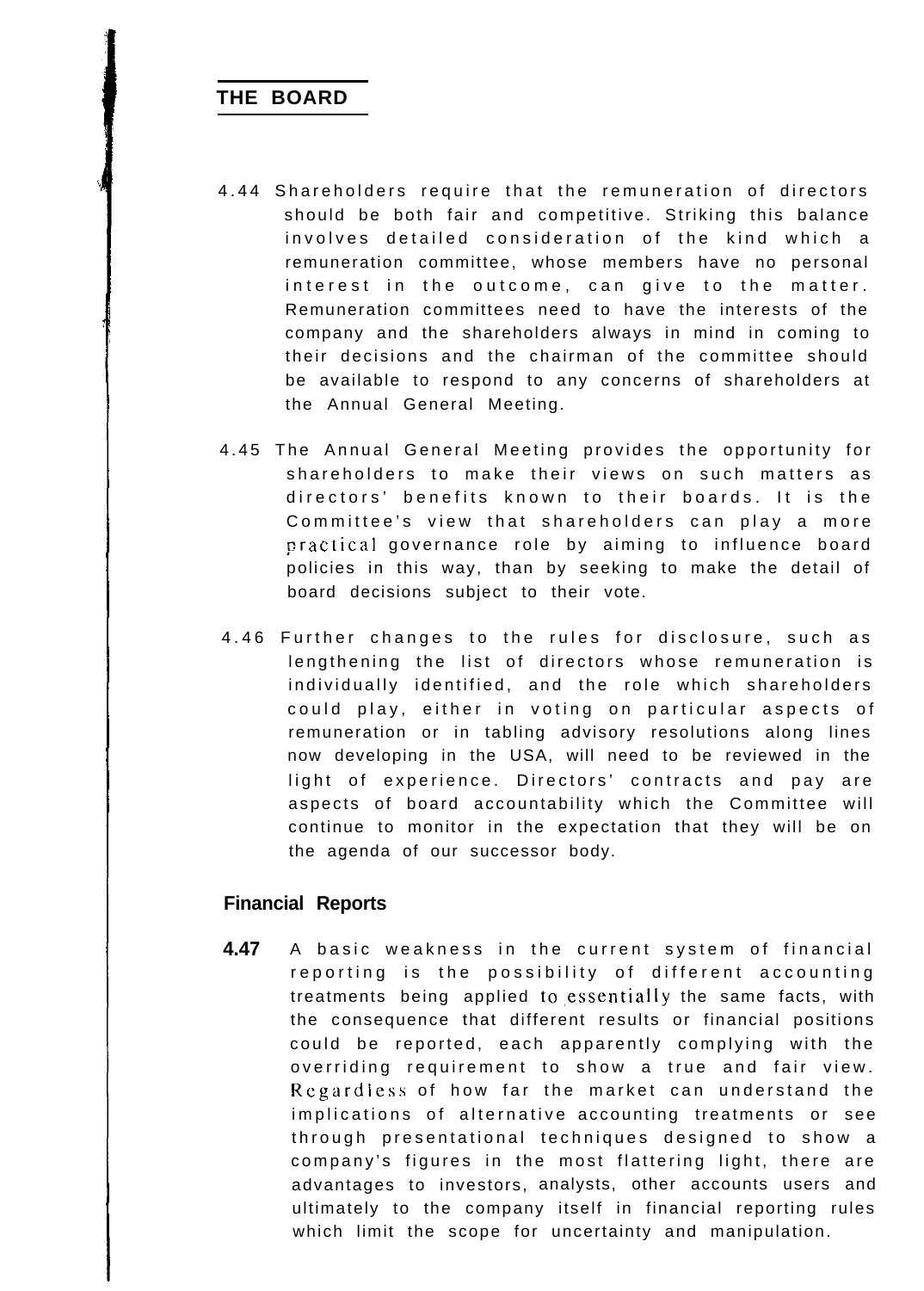## THE BOARD

4.44 Shareholders require that the remuneration of directors should be both fair and competitive. Striking this balance involves detailed consideration of the kind which a remuneration committee, whose members have no personal interest in the outcome, can give to the matter. Remuneration committees need to have the interests of the company and the shareholders always in mind in coming to their decisions and the chairman of the committee should be available to respond to any concerns of shareholders at the Annual General Meeting.

4.45 The Annual General Meeting provides the opportunity for shareholders to make their views on such matters as directors' benefits known to their boards. It is the Committee's view that shareholders can play a more practical governance role by aiming to influence board policies in this way, than by seeking to make the detail of board decisions subject to their vote.

4.46 Further changes to the rules for disclosure, such as lengthening the list of directors whose remuneration is individually identified, and the role which shareholders could play, either in voting on particular aspects of remuneration or in tabling advisory resolutions along lines now developing in the USA, will need to be reviewed in the light of experience. Directors' contracts and pay are aspects of board accountability which the Committee will continue to monitor in the expectation that they will be on the agenda of our successor body.

### Financial Reports

**4.47** A basic weakness in the current system of financial reporting is the possibility of different accounting treatments being applied to essentially the same facts, with the consequence that different results or financial positions could be reported, each apparently complying with the overriding requirement to show a true and fair view. Regardless of how far the market can understand the implications of alternative accounting treatments or see through presentational techniques designed to show a company's figures in the most flattering light, there are advantages to investors, analysts, other accounts users and ultimately to the company itself in financial reporting rules which limit the scope for uncertainty and manipulation.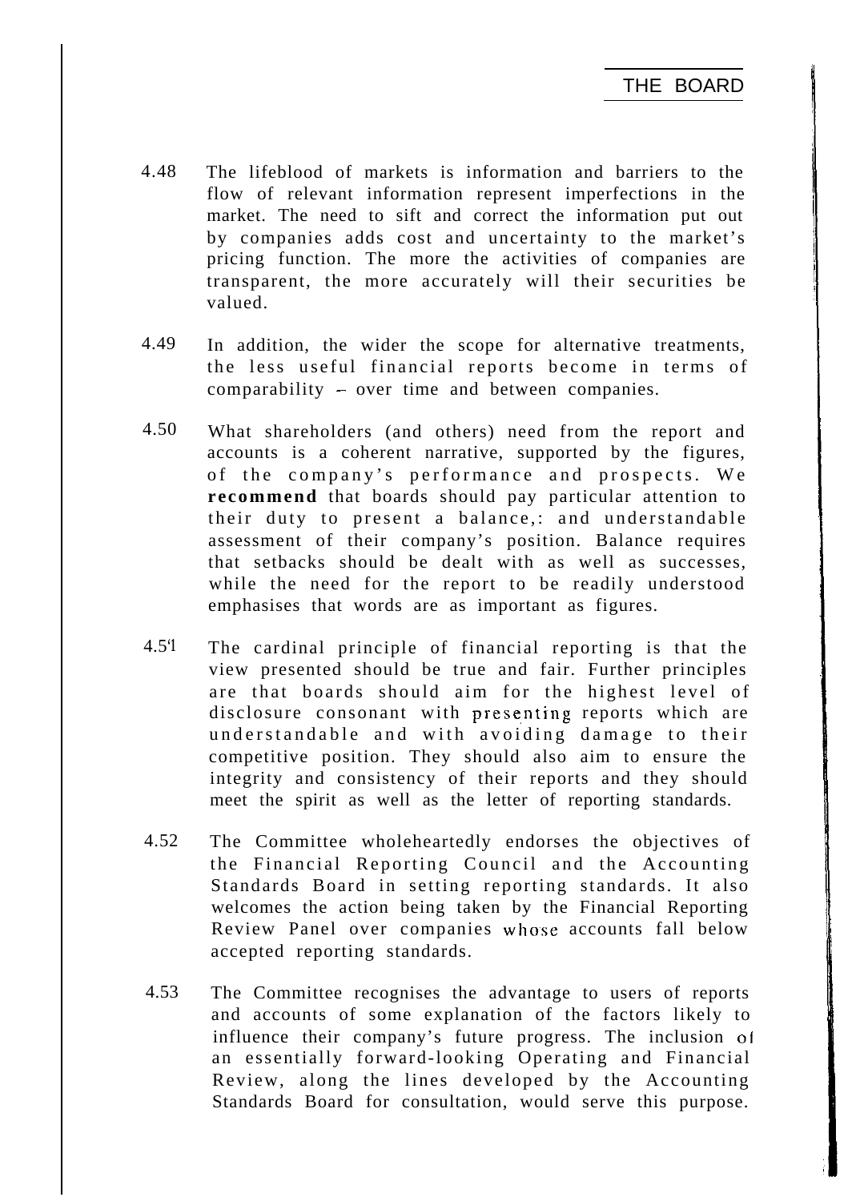4.48 The lifeblood of markets is information and barriers to the flow of relevant information represent imperfections in the market. The need to sift and correct the information put out by companies adds cost and uncertainty to the market's pricing function. The more the activities of companies are transparent, the more accurately will their securities be valued.

4.49 In addition, the wider the scope for alternative treatments, the less useful financial reports become in terms of comparability – over time and between companies.

4.50 What shareholders (and others) need from the report and accounts is a coherent narrative, supported by the figures, of the company's performance and prospects. We **recommend** that boards should pay particular attention to their duty to present a balance,: and understandable assessment of their company's position. Balance requires that setbacks should be dealt with as well as successes, while the need for the report to be readily understood emphasises that words are as important as figures.

4.51 The cardinal principle of financial reporting is that the view presented should be true and fair. Further principles are that boards should aim for the highest level of disclosure consonant with presenting reports which are understandable and with avoiding damage to their competitive position. They should also aim to ensure the integrity and consistency of their reports and they should meet the spirit as well as the letter of reporting standards.

4.52 The Committee wholeheartedly endorses the objectives of the Financial Reporting Council and the Accounting Standards Board in setting reporting standards. It also welcomes the action being taken by the Financial Reporting Review Panel over companies whose accounts fall below accepted reporting standards.

4.53 The Committee recognises the advantage to users of reports and accounts of some explanation of the factors likely to influence their company's future progress. The inclusion of an essentially forward-looking Operating and Financial Review, along the lines developed by the Accounting Standards Board for consultation, would serve this purpose.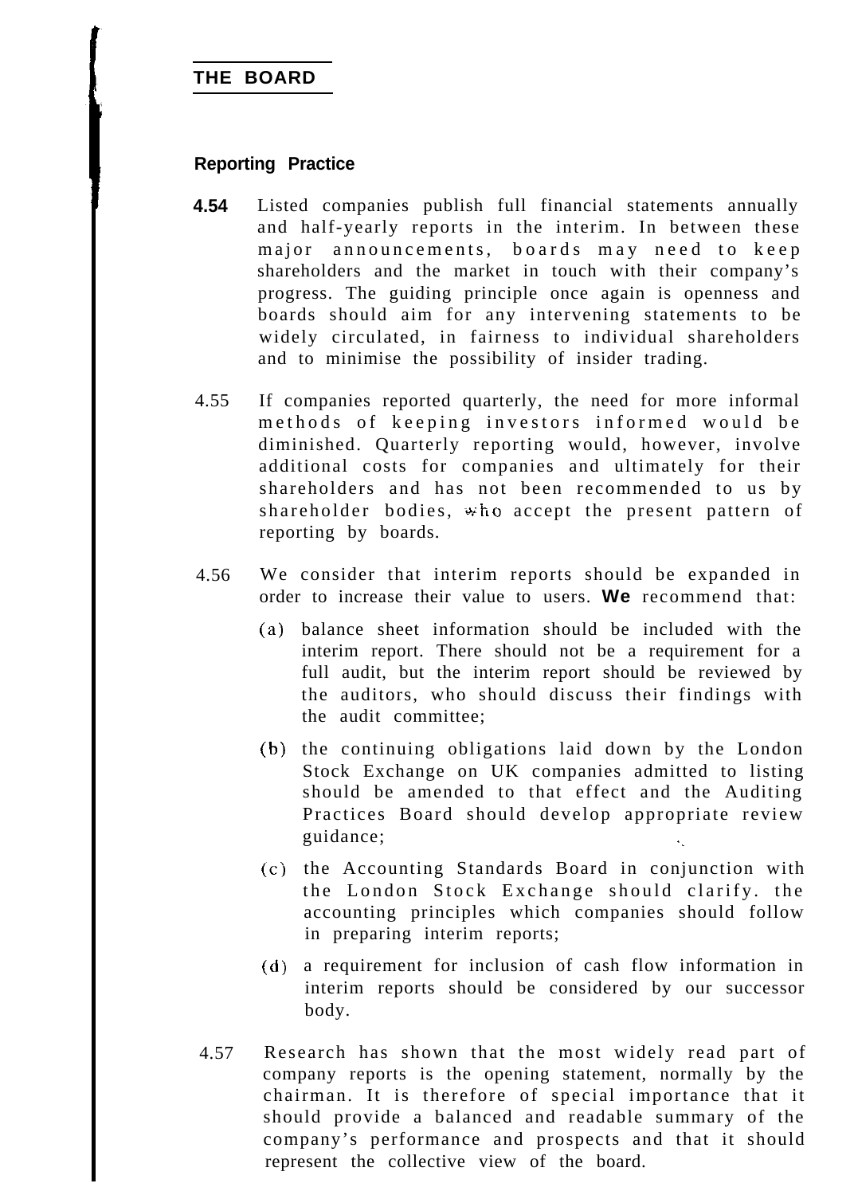### Reporting Practice

**4.54** Listed companies publish full financial statements annually and half-yearly reports in the interim. In between these major announcements, boards may need to keep shareholders and the market in touch with their company's progress. The guiding principle once again is openness and boards should aim for any intervening statements to be widely circulated, in fairness to individual shareholders and to minimise the possibility of insider trading.

4.55 If companies reported quarterly, the need for more informal methods of keeping investors informed would be diminished. Quarterly reporting would, however, involve additional costs for companies and ultimately for their shareholders and has not been recommended to us by shareholder bodies, who accept the present pattern of reporting by boards.

4.56 We consider that interim reports should be expanded in order to increase their value to users. **We** recommend that:

(a) balance sheet information should be included with the interim report. There should not be a requirement for a full audit, but the interim report should be reviewed by the auditors, who should discuss their findings with the audit committee;

(b) the continuing obligations laid down by the London Stock Exchange on UK companies admitted to listing should be amended to that effect and the Auditing Practices Board should develop appropriate review guidance;

(c) the Accounting Standards Board in conjunction with the London Stock Exchange should clarify. the accounting principles which companies should follow in preparing interim reports;

(d) a requirement for inclusion of cash flow information in interim reports should be considered by our successor body.

4.57 Research has shown that the most widely read part of company reports is the opening statement, normally by the chairman. It is therefore of special importance that it should provide a balanced and readable summary of the company's performance and prospects and that it should represent the collective view of the board.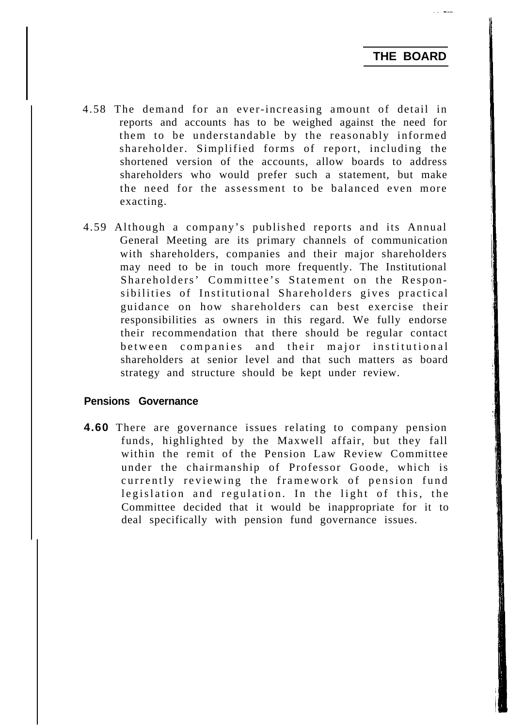4.58 The demand for an ever-increasing amount of detail in reports and accounts has to be weighed against the need for them to be understandable by the reasonably informed shareholder. Simplified forms of report, including the shortened version of the accounts, allow boards to address shareholders who would prefer such a statement, but make the need for the assessment to be balanced even more exacting.

4.59 Although a company's published reports and its Annual General Meeting are its primary channels of communication with shareholders, companies and their major shareholders may need to be in touch more frequently. The Institutional Shareholders' Committee's Statement on the Responsibilities of Institutional Shareholders gives practical guidance on how shareholders can best exercise their responsibilities as owners in this regard. We fully endorse their recommendation that there should be regular contact between companies and their major institutional shareholders at senior level and that such matters as board strategy and structure should be kept under review.

### Pensions Governance

**4.60** There are governance issues relating to company pension funds, highlighted by the Maxwell affair, but they fall within the remit of the Pension Law Review Committee under the chairmanship of Professor Goode, which is currently reviewing the framework of pension fund legislation and regulation. In the light of this, the Committee decided that it would be inappropriate for it to deal specifically with pension fund governance issues.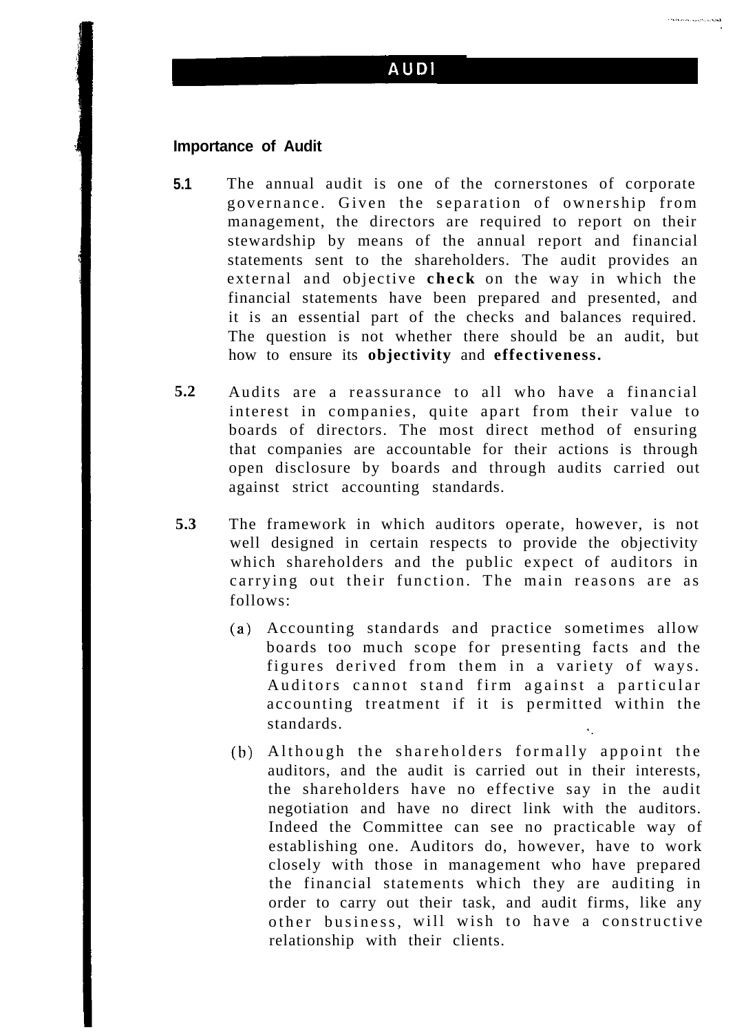# AUDI

## Importance of Audit

**5.1** The annual audit is one of the cornerstones of corporate governance. Given the separation of ownership from management, the directors are required to report on their stewardship by means of the annual report and financial statements sent to the shareholders. The audit provides an external and objective **check** on the way in which the financial statements have been prepared and presented, and it is an essential part of the checks and balances required. The question is not whether there should be an audit, but how to ensure its **objectivity** and **effectiveness.**

**5.2** Audits are a reassurance to all who have a financial interest in companies, quite apart from their value to boards of directors. The most direct method of ensuring that companies are accountable for their actions is through open disclosure by boards and through audits carried out against strict accounting standards.

**5.3** The framework in which auditors operate, however, is not well designed in certain respects to provide the objectivity which shareholders and the public expect of auditors in carrying out their function. The main reasons are as follows:

(a) Accounting standards and practice sometimes allow boards too much scope for presenting facts and the figures derived from them in a variety of ways. Auditors cannot stand firm against a particular accounting treatment if it is permitted within the standards.

(b) Although the shareholders formally appoint the auditors, and the audit is carried out in their interests, the shareholders have no effective say in the audit negotiation and have no direct link with the auditors. Indeed the Committee can see no practicable way of establishing one. Auditors do, however, have to work closely with those in management who have prepared the financial statements which they are auditing in order to carry out their task, and audit firms, like any other business, will wish to have a constructive relationship with their clients.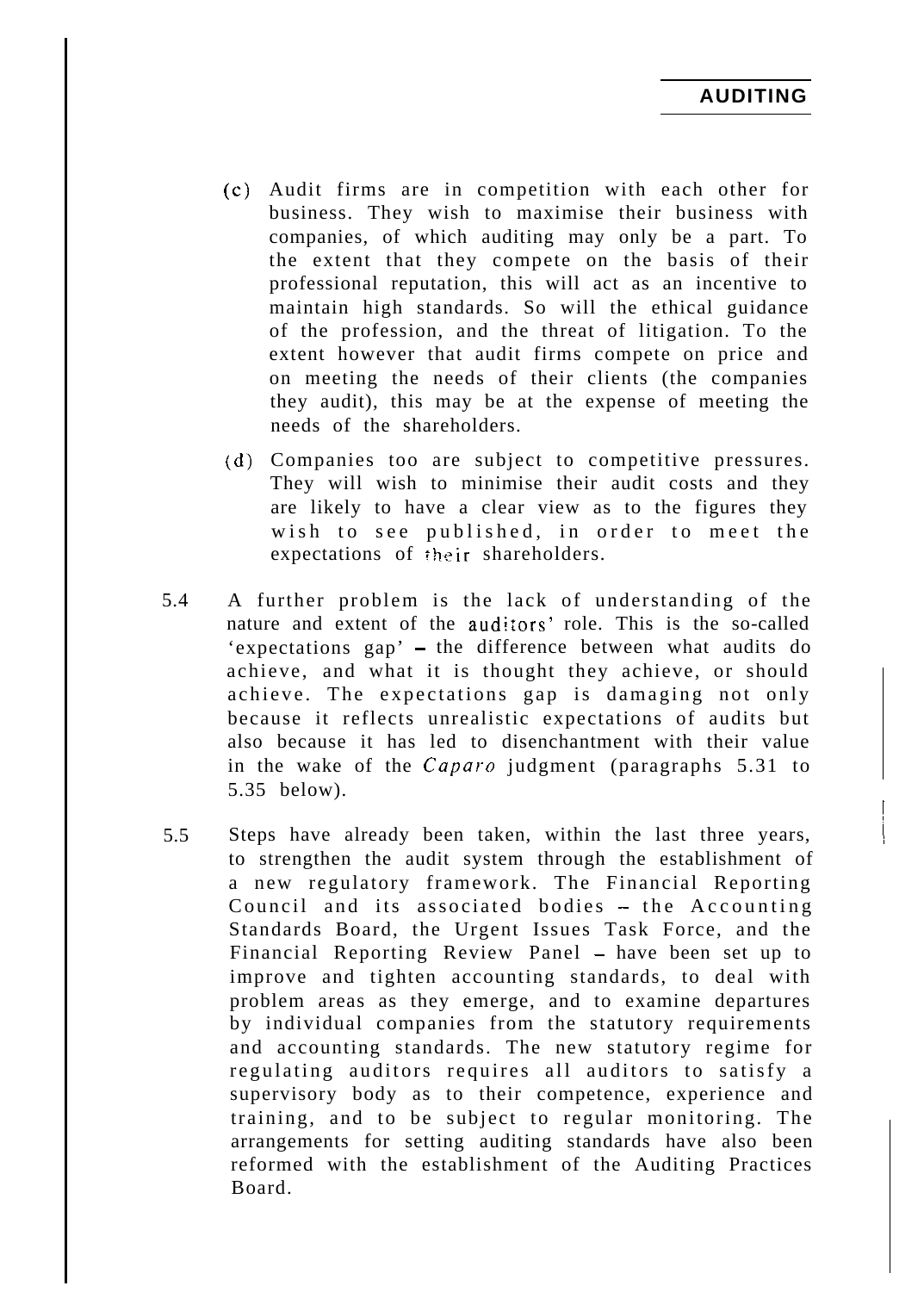(c) Audit firms are in competition with each other for business. They wish to maximise their business with companies, of which auditing may only be a part. To the extent that they compete on the basis of their professional reputation, this will act as an incentive to maintain high standards. So will the ethical guidance of the profession, and the threat of litigation. To the extent however that audit firms compete on price and on meeting the needs of their clients (the companies they audit), this may be at the expense of meeting the needs of the shareholders.

(d) Companies too are subject to competitive pressures. They will wish to minimise their audit costs and they are likely to have a clear view as to the figures they wish to see published, in order to meet the expectations of their shareholders.

5.4 A further problem is the lack of understanding of the nature and extent of the auditors' role. This is the so-called 'expectations gap' – the difference between what audits do achieve, and what it is thought they achieve, or should achieve. The expectations gap is damaging not only because it reflects unrealistic expectations of audits but also because it has led to disenchantment with their value in the wake of the *Caparo* judgment (paragraphs 5.31 to 5.35 below).

5.5 Steps have already been taken, within the last three years, to strengthen the audit system through the establishment of a new regulatory framework. The Financial Reporting Council and its associated bodies – the Accounting Standards Board, the Urgent Issues Task Force, and the Financial Reporting Review Panel – have been set up to improve and tighten accounting standards, to deal with problem areas as they emerge, and to examine departures by individual companies from the statutory requirements and accounting standards. The new statutory regime for regulating auditors requires all auditors to satisfy a supervisory body as to their competence, experience and training, and to be subject to regular monitoring. The arrangements for setting auditing standards have also been reformed with the establishment of the Auditing Practices Board.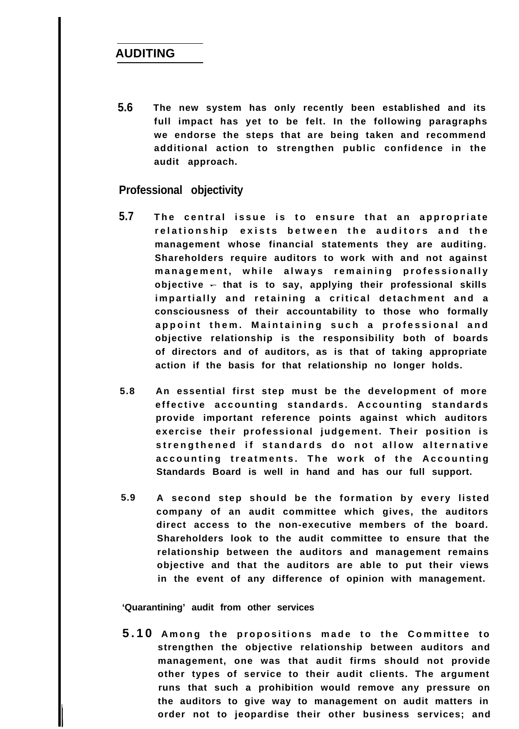## AUDITING

**5.6** The new system has only recently been established and its full impact has yet to be felt. In the following paragraphs we endorse the steps that are being taken and recommend additional action to strengthen public confidence in the audit approach.

### Professional objectivity

**5.7** The central issue is to ensure that an appropriate relationship exists between the auditors and the management whose financial statements they are auditing. Shareholders require auditors to work with and not against management, while always remaining professionally objective – that is to say, applying their professional skills impartially and retaining a critical detachment and a consciousness of their accountability to those who formally appoint them. Maintaining such a professional and objective relationship is the responsibility both of boards of directors and of auditors, as is that of taking appropriate action if the basis for that relationship no longer holds.

**5.8** An essential first step must be the development of more effective accounting standards. Accounting standards provide important reference points against which auditors exercise their professional judgement. Their position is strengthened if standards do not allow alternative accounting treatments. The work of the Accounting Standards Board is well in hand and has our full support.

**5.9** A second step should be the formation by every listed company of an audit committee which gives, the auditors direct access to the non-executive members of the board. Shareholders look to the audit committee to ensure that the relationship between the auditors and management remains objective and that the auditors are able to put their views in the event of any difference of opinion with management.

#### 'Quarantining' audit from other services

**5.10** Among the propositions made to the Committee to strengthen the objective relationship between auditors and management, one was that audit firms should not provide other types of service to their audit clients. The argument runs that such a prohibition would remove any pressure on the auditors to give way to management on audit matters in order not to jeopardise their other business services; and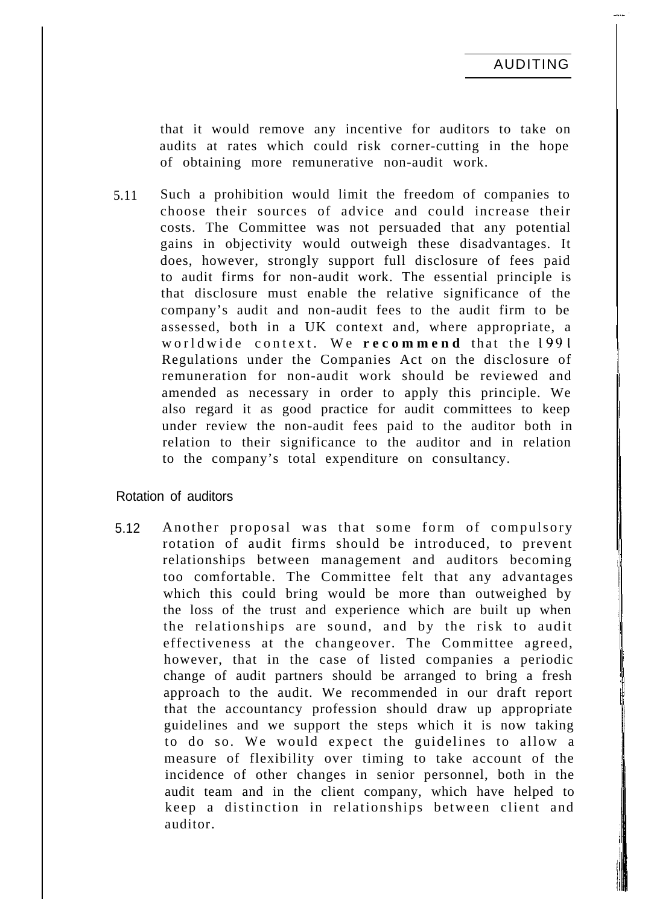that it would remove any incentive for auditors to take on audits at rates which could risk corner-cutting in the hope of obtaining more remunerative non-audit work.

5.11 Such a prohibition would limit the freedom of companies to choose their sources of advice and could increase their costs. The Committee was not persuaded that any potential gains in objectivity would outweigh these disadvantages. It does, however, strongly support full disclosure of fees paid to audit firms for non-audit work. The essential principle is that disclosure must enable the relative significance of the company's audit and non-audit fees to the audit firm to be assessed, both in a UK context and, where appropriate, a worldwide context. We **recommend** that the 1991 Regulations under the Companies Act on the disclosure of remuneration for non-audit work should be reviewed and amended as necessary in order to apply this principle. We also regard it as good practice for audit committees to keep under review the non-audit fees paid to the auditor both in relation to their significance to the auditor and in relation to the company's total expenditure on consultancy.

## Rotation of auditors

5.12 Another proposal was that some form of compulsory rotation of audit firms should be introduced, to prevent relationships between management and auditors becoming too comfortable. The Committee felt that any advantages which this could bring would be more than outweighed by the loss of the trust and experience which are built up when the relationships are sound, and by the risk to audit effectiveness at the changeover. The Committee agreed, however, that in the case of listed companies a periodic change of audit partners should be arranged to bring a fresh approach to the audit. We recommended in our draft report that the accountancy profession should draw up appropriate guidelines and we support the steps which it is now taking to do so. We would expect the guidelines to allow a measure of flexibility over timing to take account of the incidence of other changes in senior personnel, both in the audit team and in the client company, which have helped to keep a distinction in relationships between client and auditor.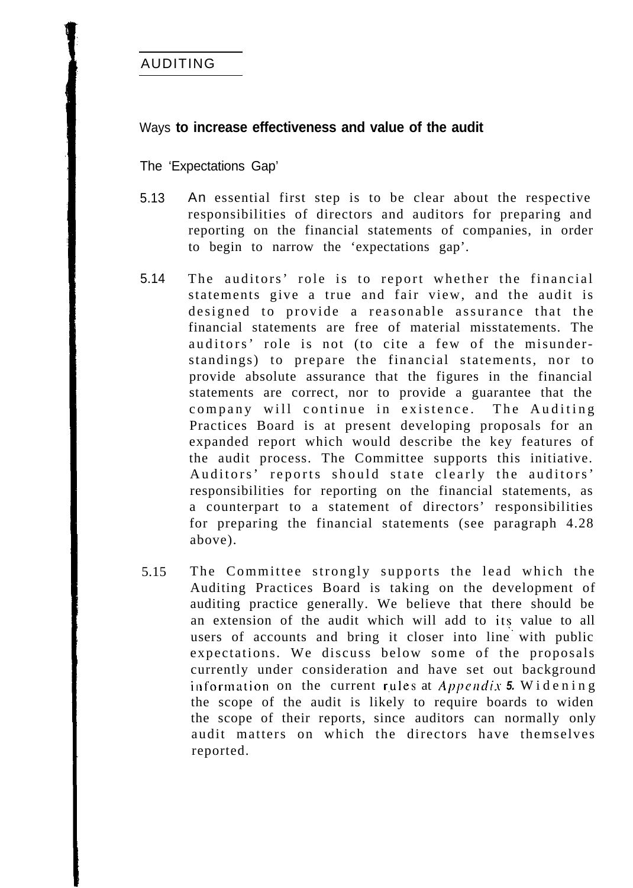## AUDITING

### Ways to increase effectiveness and value of the audit

#### The 'Expectations Gap'

5.13 An essential first step is to be clear about the respective responsibilities of directors and auditors for preparing and reporting on the financial statements of companies, in order to begin to narrow the 'expectations gap'.

5.14 The auditors' role is to report whether the financial statements give a true and fair view, and the audit is designed to provide a reasonable assurance that the financial statements are free of material misstatements. The auditors' role is not (to cite a few of the misunderstandings) to prepare the financial statements, nor to provide absolute assurance that the figures in the financial statements are correct, nor to provide a guarantee that the company will continue in existence. The Auditing Practices Board is at present developing proposals for an expanded report which would describe the key features of the audit process. The Committee supports this initiative. Auditors' reports should state clearly the auditors' responsibilities for reporting on the financial statements, as a counterpart to a statement of directors' responsibilities for preparing the financial statements (see paragraph 4.28 above).

5.15 The Committee strongly supports the lead which the Auditing Practices Board is taking on the development of auditing practice generally. We believe that there should be an extension of the audit which will add to its value to all users of accounts and bring it closer into line with public expectations. We discuss below some of the proposals currently under consideration and have set out background information on the current rules at *Appendix 5.* Widening the scope of the audit is likely to require boards to widen the scope of their reports, since auditors can normally only audit matters on which the directors have themselves reported.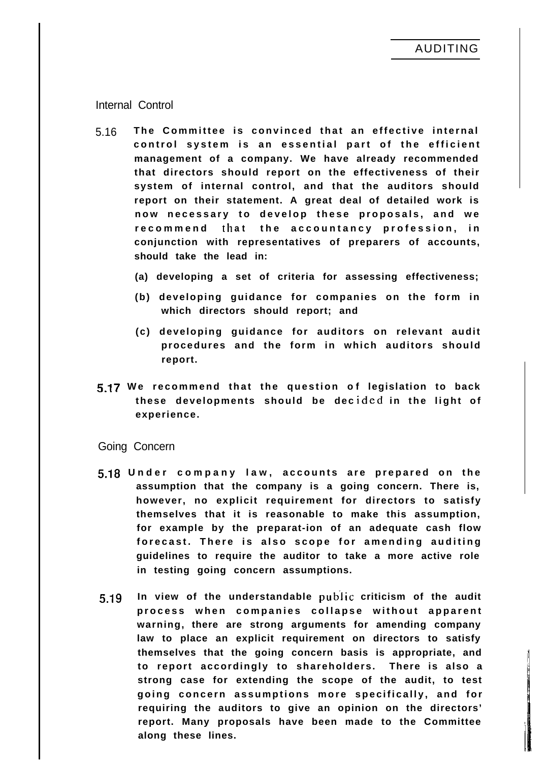## Internal Control

5.16 **The Committee is convinced that an effective internal control system is an essential part of the efficient management of a company. We have already recommended that directors should report on the effectiveness of their system of internal control, and that the auditors should report on their statement. A great deal of detailed work is now necessary to develop these proposals, and we recommend that the accountancy profession, in conjunction with representatives of preparers of accounts, should take the lead in:**

**(a) developing a set of criteria for assessing effectiveness;**

**(b) developing guidance for companies on the form in which directors should report; and**

**(c) developing guidance for auditors on relevant audit procedures and the form in which auditors should report.**

5.17 **We recommend that the question of legislation to back these developments should be decided in the light of experience.**

## Going Concern

5.18 **Under company law, accounts are prepared on the assumption that the company is a going concern. There is, however, no explicit requirement for directors to satisfy themselves that it is reasonable to make this assumption, for example by the preparat-ion of an adequate cash flow forecast. There is also scope for amending auditing guidelines to require the auditor to take a more active role in testing going concern assumptions.**

5.19 **In view of the understandable public criticism of the audit process when companies collapse without apparent warning, there are strong arguments for amending company law to place an explicit requirement on directors to satisfy themselves that the going concern basis is appropriate, and to report accordingly to shareholders. There is also a strong case for extending the scope of the audit, to test going concern assumptions more specifically, and for requiring the auditors to give an opinion on the directors' report. Many proposals have been made to the Committee along these lines.**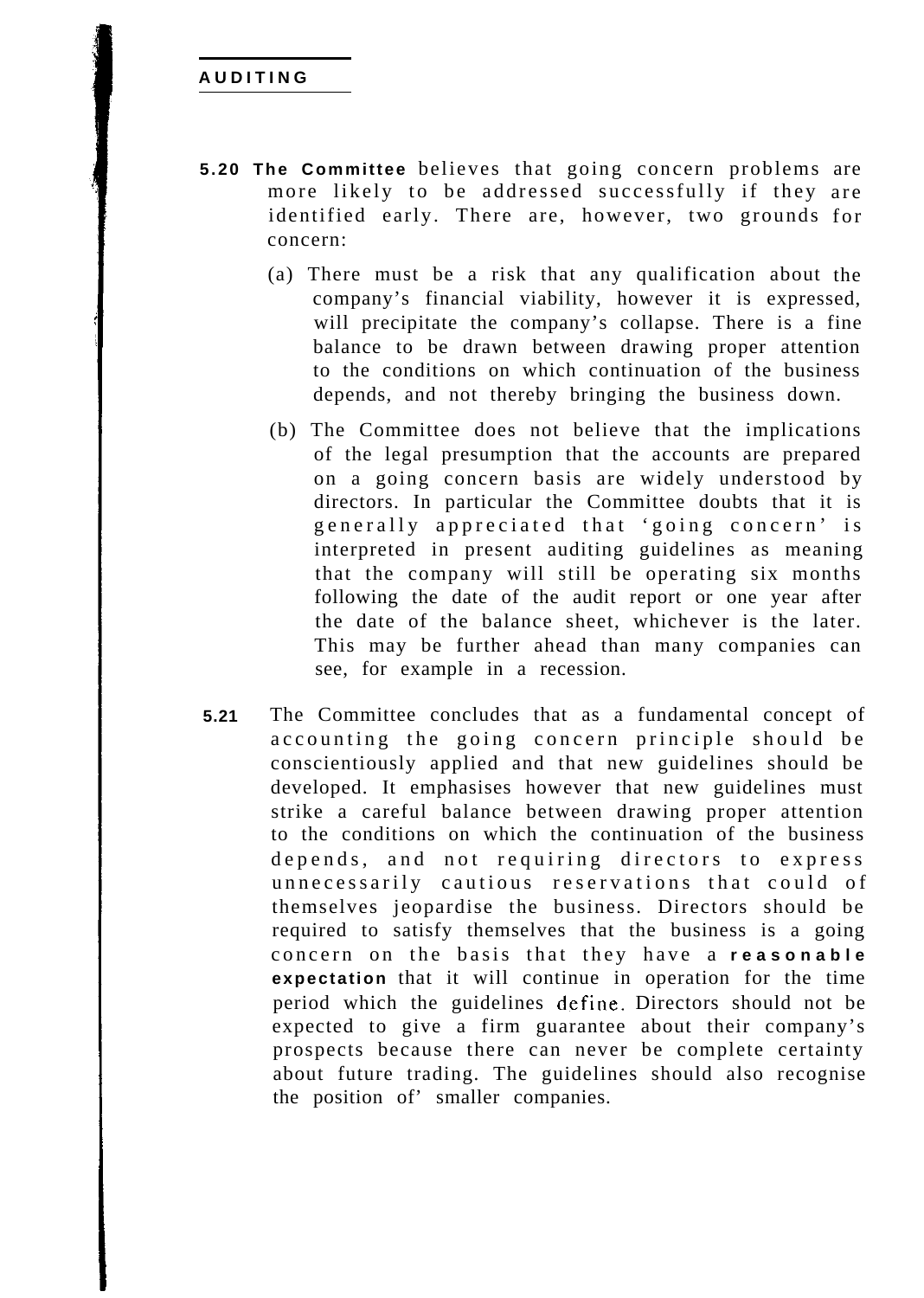**5.20 The Committee** believes that going concern problems are more likely to be addressed successfully if they are identified early. There are, however, two grounds for concern:

(a) There must be a risk that any qualification about the company's financial viability, however it is expressed, will precipitate the company's collapse. There is a fine balance to be drawn between drawing proper attention to the conditions on which continuation of the business depends, and not thereby bringing the business down.

(b) The Committee does not believe that the implications of the legal presumption that the accounts are prepared on a going concern basis are widely understood by directors. In particular the Committee doubts that it is generally appreciated that 'going concern' is interpreted in present auditing guidelines as meaning that the company will still be operating six months following the date of the audit report or one year after the date of the balance sheet, whichever is the later. This may be further ahead than many companies can see, for example in a recession.

**5.21** The Committee concludes that as a fundamental concept of accounting the going concern principle should be conscientiously applied and that new guidelines should be developed. It emphasises however that new guidelines must strike a careful balance between drawing proper attention to the conditions on which the continuation of the business depends, and not requiring directors to express unnecessarily cautious reservations that could of themselves jeopardise the business. Directors should be required to satisfy themselves that the business is a going concern on the basis that they have a **reasonable expectation** that it will continue in operation for the time period which the guidelines define. Directors should not be expected to give a firm guarantee about their company's prospects because there can never be complete certainty about future trading. The guidelines should also recognise the position of' smaller companies.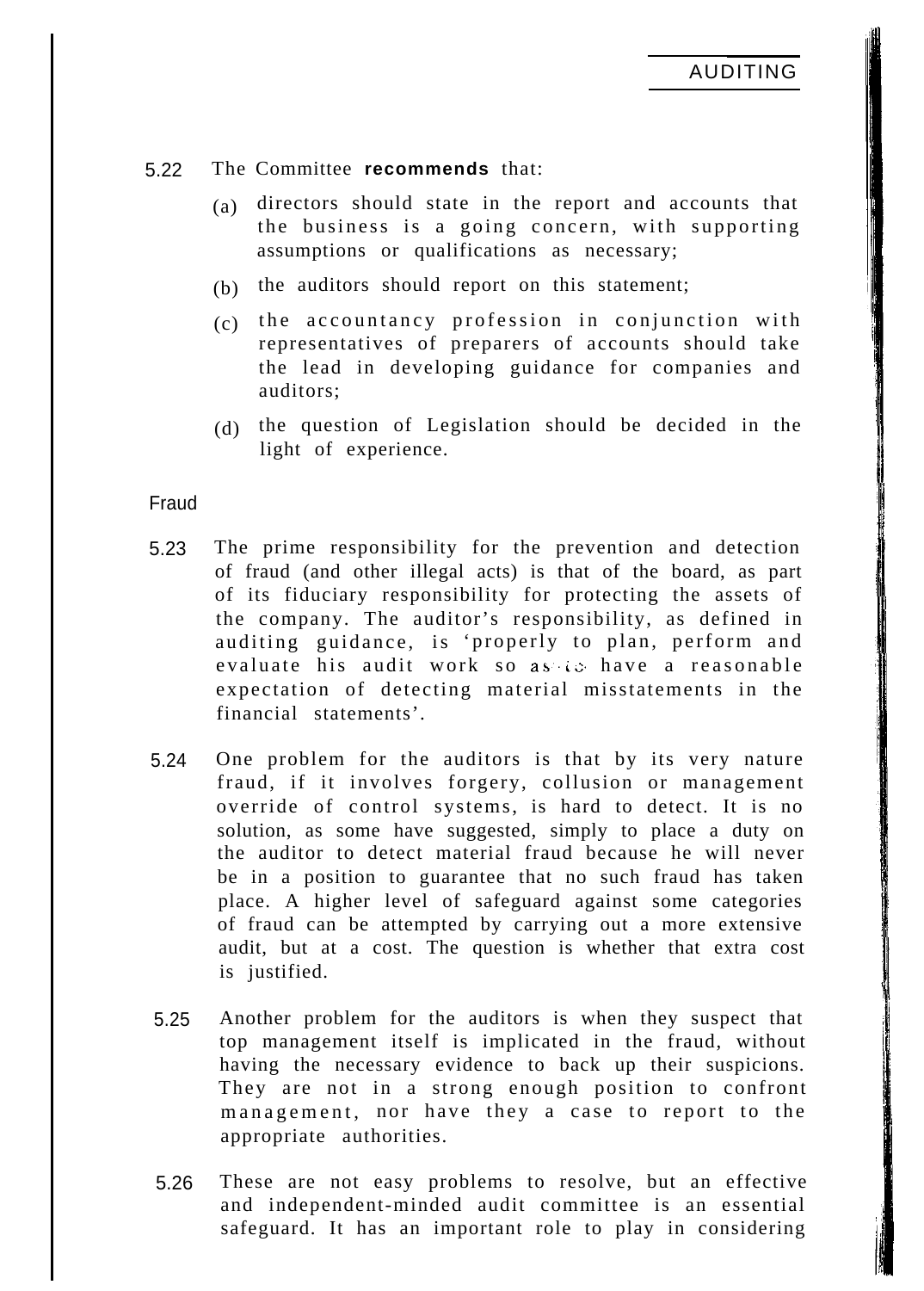5.22 The Committee **recommends** that:

(a) directors should state in the report and accounts that the business is a going concern, with supporting assumptions or qualifications as necessary;

(b) the auditors should report on this statement;

(c) the accountancy profession in conjunction with representatives of preparers of accounts should take the lead in developing guidance for companies and auditors;

(d) the question of Legislation should be decided in the light of experience.

## Fraud

5.23 The prime responsibility for the prevention and detection of fraud (and other illegal acts) is that of the board, as part of its fiduciary responsibility for protecting the assets of the company. The auditor's responsibility, as defined in auditing guidance, is 'properly to plan, perform and evaluate his audit work so as to have a reasonable expectation of detecting material misstatements in the financial statements'.

5.24 One problem for the auditors is that by its very nature fraud, if it involves forgery, collusion or management override of control systems, is hard to detect. It is no solution, as some have suggested, simply to place a duty on the auditor to detect material fraud because he will never be in a position to guarantee that no such fraud has taken place. A higher level of safeguard against some categories of fraud can be attempted by carrying out a more extensive audit, but at a cost. The question is whether that extra cost is justified.

5.25 Another problem for the auditors is when they suspect that top management itself is implicated in the fraud, without having the necessary evidence to back up their suspicions. They are not in a strong enough position to confront management, nor have they a case to report to the appropriate authorities.

5.26 These are not easy problems to resolve, but an effective and independent-minded audit committee is an essential safeguard. It has an important role to play in considering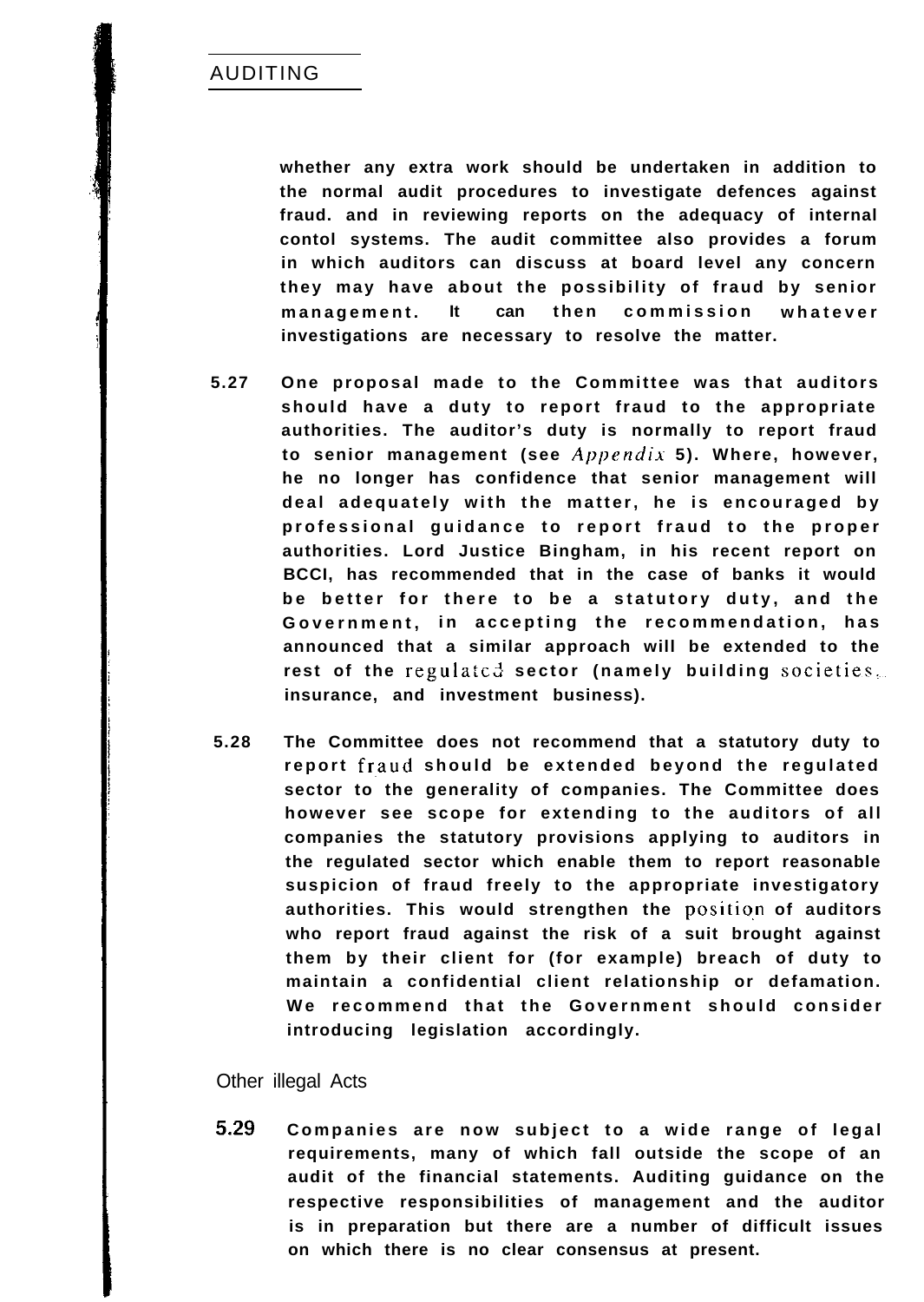whether any extra work should be undertaken in addition to the normal audit procedures to investigate defences against fraud. and in reviewing reports on the adequacy of internal contol systems. The audit committee also provides a forum in which auditors can discuss at board level any concern they may have about the possibility of fraud by senior management. It can then commission whatever investigations are necessary to resolve the matter.

5.27 One proposal made to the Committee was that auditors should have a duty to report fraud to the appropriate authorities. The auditor's duty is normally to report fraud to senior management (see *Appendix* 5). Where, however, he no longer has confidence that senior management will deal adequately with the matter, he is encouraged by professional guidance to report fraud to the proper authorities. Lord Justice Bingham, in his recent report on BCCI, has recommended that in the case of banks it would be better for there to be a statutory duty, and the Government, in accepting the recommendation, has announced that a similar approach will be extended to the rest of the regulated sector (namely building societies, insurance, and investment business).

5.28 The Committee does not recommend that a statutory duty to report fraud should be extended beyond the regulated sector to the generality of companies. The Committee does however see scope for extending to the auditors of all companies the statutory provisions applying to auditors in the regulated sector which enable them to report reasonable suspicion of fraud freely to the appropriate investigatory authorities. This would strengthen the position of auditors who report fraud against the risk of a suit brought against them by their client for (for example) breach of duty to maintain a confidential client relationship or defamation. We recommend that the Government should consider introducing legislation accordingly.

## Other illegal Acts

5.29 Companies are now subject to a wide range of legal requirements, many of which fall outside the scope of an audit of the financial statements. Auditing guidance on the respective responsibilities of management and the auditor is in preparation but there are a number of difficult issues on which there is no clear consensus at present.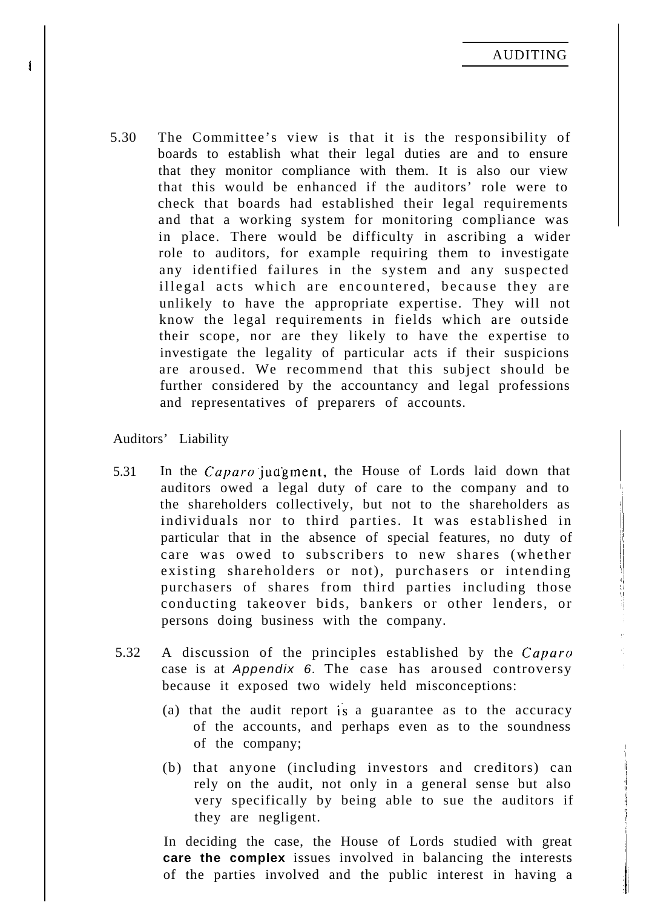5.30 The Committee's view is that it is the responsibility of boards to establish what their legal duties are and to ensure that they monitor compliance with them. It is also our view that this would be enhanced if the auditors' role were to check that boards had established their legal requirements and that a working system for monitoring compliance was in place. There would be difficulty in ascribing a wider role to auditors, for example requiring them to investigate any identified failures in the system and any suspected illegal acts which are encountered, because they are unlikely to have the appropriate expertise. They will not know the legal requirements in fields which are outside their scope, nor are they likely to have the expertise to investigate the legality of particular acts if their suspicions are aroused. We recommend that this subject should be further considered by the accountancy and legal professions and representatives of preparers of accounts.

## Auditors' Liability

5.31 In the *Caparo* judgment, the House of Lords laid down that auditors owed a legal duty of care to the company and to the shareholders collectively, but not to the shareholders as individuals nor to third parties. It was established in particular that in the absence of special features, no duty of care was owed to subscribers to new shares (whether existing shareholders or not), purchasers or intending purchasers of shares from third parties including those conducting takeover bids, bankers or other lenders, or persons doing business with the company.

5.32 A discussion of the principles established by the *Caparo* case is at *Appendix 6*. The case has aroused controversy because it exposed two widely held misconceptions:

(a) that the audit report is a guarantee as to the accuracy of the accounts, and perhaps even as to the soundness of the company;

(b) that anyone (including investors and creditors) can rely on the audit, not only in a general sense but also very specifically by being able to sue the auditors if they are negligent.

In deciding the case, the House of Lords studied with great **care the complex** issues involved in balancing the interests of the parties involved and the public interest in having a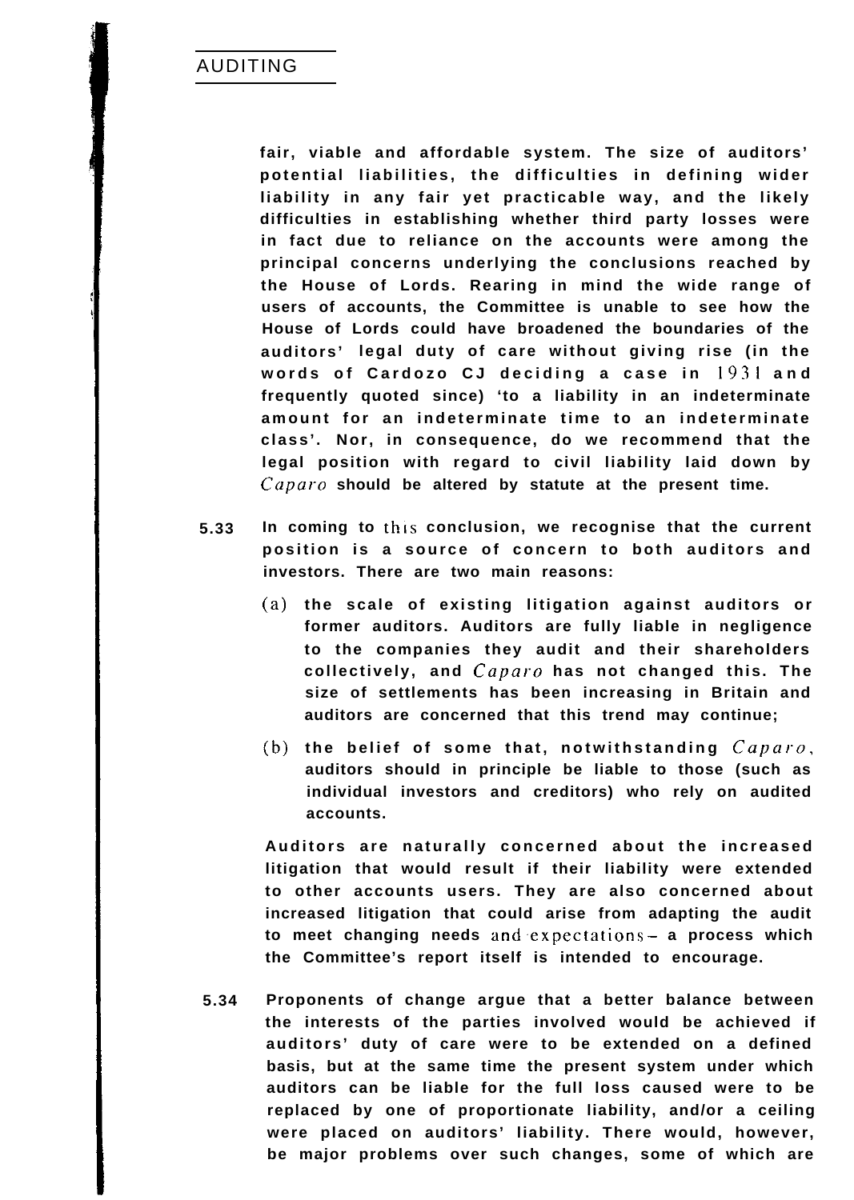**fair, viable and affordable system. The size of auditors' potential liabilities, the difficulties in defining wider liability in any fair yet practicable way, and the likely difficulties in establishing whether third party losses were in fact due to reliance on the accounts were among the principal concerns underlying the conclusions reached by the House of Lords. Rearing in mind the wide range of users of accounts, the Committee is unable to see how the House of Lords could have broadened the boundaries of the auditors' legal duty of care without giving rise (in the words of Cardozo CJ deciding a case in 1931 and frequently quoted since) 'to a liability in an indeterminate amount for an indeterminate time to an indeterminate class'. Nor, in consequence, do we recommend that the legal position with regard to civil liability laid down by *Caparo* should be altered by statute at the present time.**

**5.33** **In coming to this conclusion, we recognise that the current position is a source of concern to both auditors and investors. There are two main reasons:**

(a) **the scale of existing litigation against auditors or former auditors. Auditors are fully liable in negligence to the companies they audit and their shareholders collectively, and *Caparo* has not changed this. The size of settlements has been increasing in Britain and auditors are concerned that this trend may continue;**

(b) **the belief of some that, notwithstanding *Caparo*, auditors should in principle be liable to those (such as individual investors and creditors) who rely on audited accounts.**

**Auditors are naturally concerned about the increased litigation that would result if their liability were extended to other accounts users. They are also concerned about increased litigation that could arise from adapting the audit to meet changing needs and expectations – a process which the Committee's report itself is intended to encourage.**

**5.34** **Proponents of change argue that a better balance between the interests of the parties involved would be achieved if auditors' duty of care were to be extended on a defined basis, but at the same time the present system under which auditors can be liable for the full loss caused were to be replaced by one of proportionate liability, and/or a ceiling were placed on auditors' liability. There would, however, be major problems over such changes, some of which are**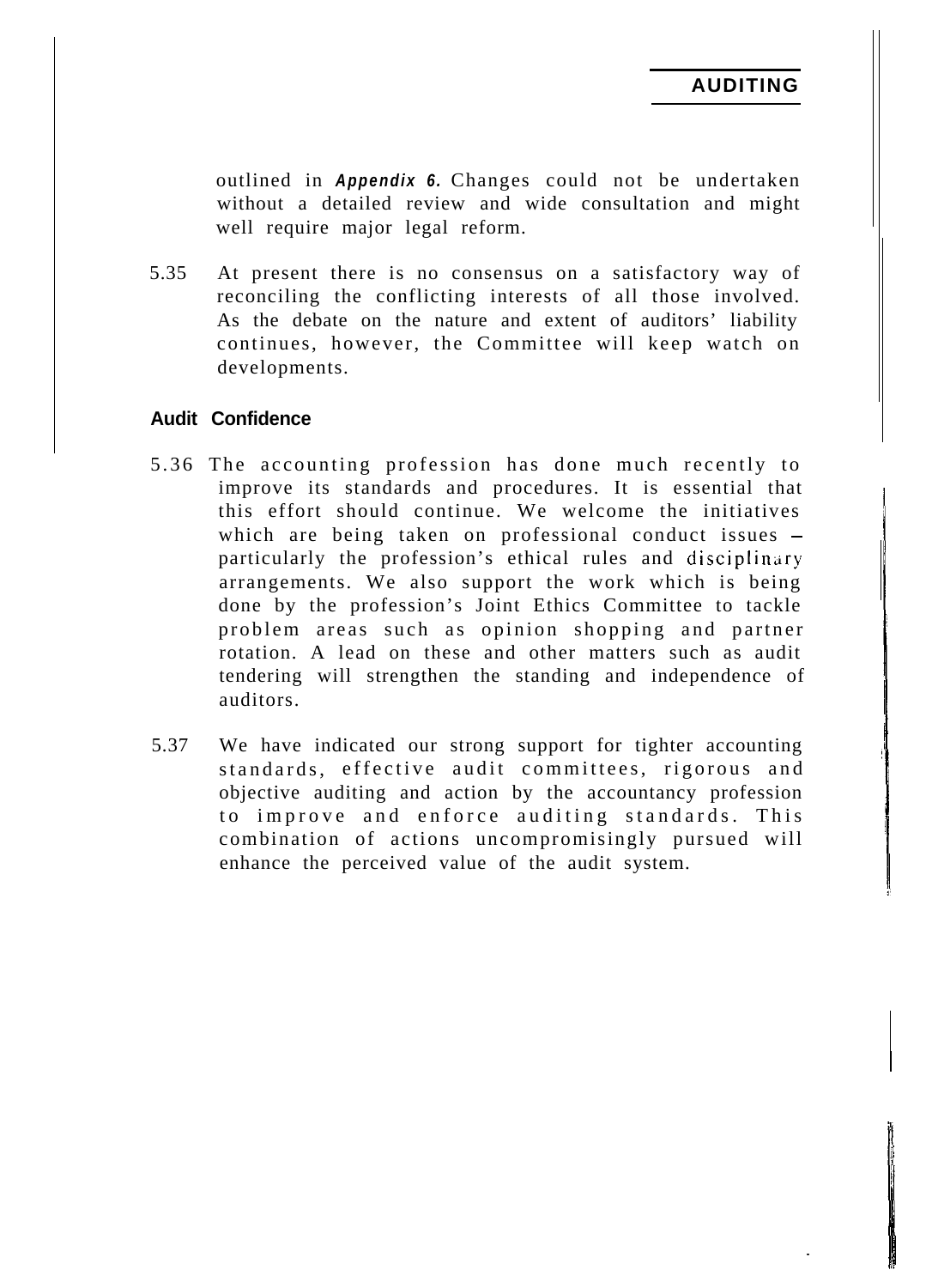outlined in ***Appendix 6.*** Changes could not be undertaken without a detailed review and wide consultation and might well require major legal reform.

5.35 At present there is no consensus on a satisfactory way of reconciling the conflicting interests of all those involved. As the debate on the nature and extent of auditors' liability continues, however, the Committee will keep watch on developments.

## Audit Confidence

5.36 The accounting profession has done much recently to improve its standards and procedures. It is essential that this effort should continue. We welcome the initiatives which are being taken on professional conduct issues – particularly the profession's ethical rules and disciplinary arrangements. We also support the work which is being done by the profession's Joint Ethics Committee to tackle problem areas such as opinion shopping and partner rotation. A lead on these and other matters such as audit tendering will strengthen the standing and independence of auditors.

5.37 We have indicated our strong support for tighter accounting standards, effective audit committees, rigorous and objective auditing and action by the accountancy profession to improve and enforce auditing standards. This combination of actions uncompromisingly pursued will enhance the perceived value of the audit system.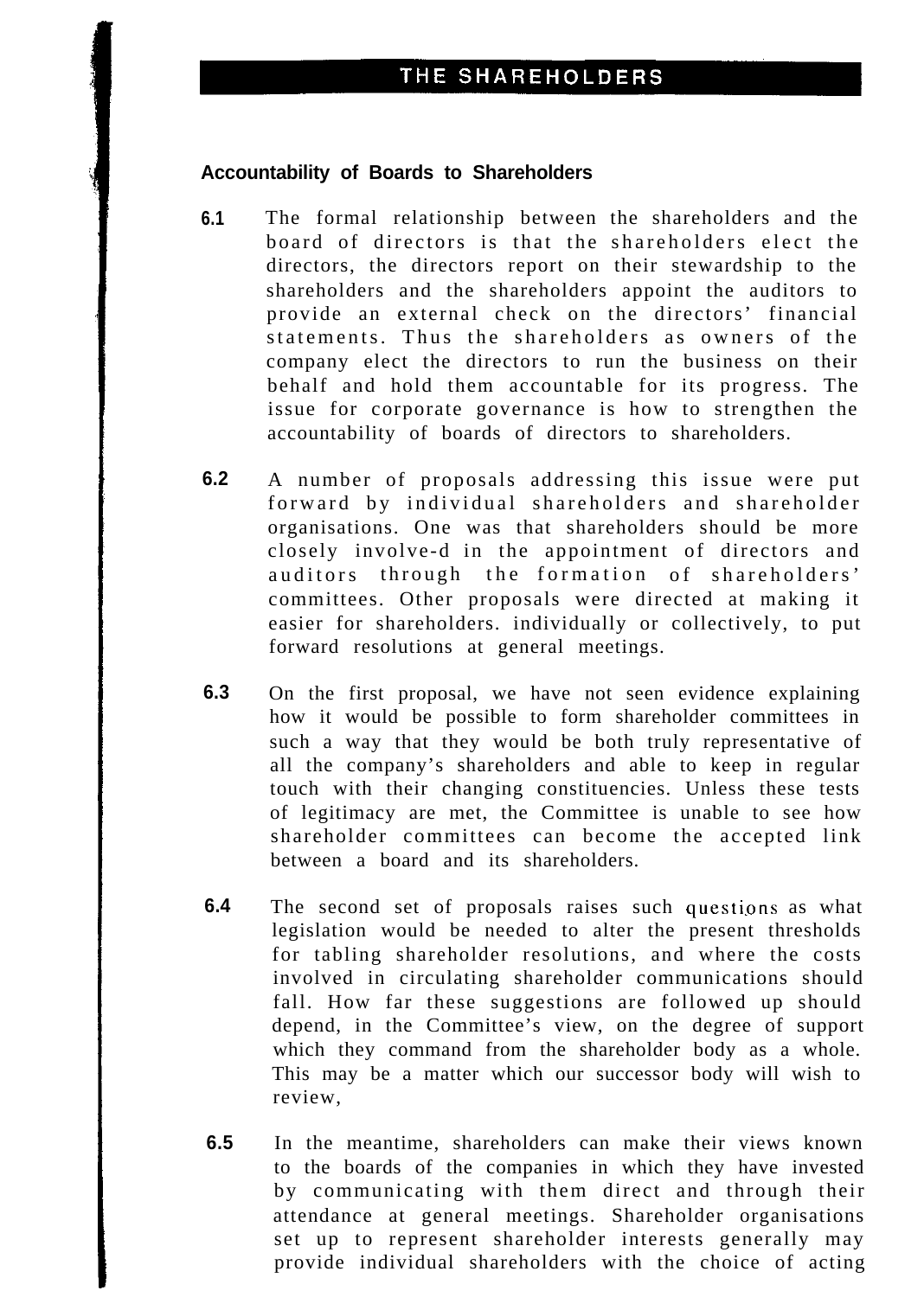# THE SHAREHOLDERS

### Accountability of Boards to Shareholders

**6.1** The formal relationship between the shareholders and the board of directors is that the shareholders elect the directors, the directors report on their stewardship to the shareholders and the shareholders appoint the auditors to provide an external check on the directors' financial statements. Thus the shareholders as owners of the company elect the directors to run the business on their behalf and hold them accountable for its progress. The issue for corporate governance is how to strengthen the accountability of boards of directors to shareholders.

**6.2** A number of proposals addressing this issue were put forward by individual shareholders and shareholder organisations. One was that shareholders should be more closely involve-d in the appointment of directors and auditors through the formation of shareholders' committees. Other proposals were directed at making it easier for shareholders. individually or collectively, to put forward resolutions at general meetings.

**6.3** On the first proposal, we have not seen evidence explaining how it would be possible to form shareholder committees in such a way that they would be both truly representative of all the company's shareholders and able to keep in regular touch with their changing constituencies. Unless these tests of legitimacy are met, the Committee is unable to see how shareholder committees can become the accepted link between a board and its shareholders.

**6.4** The second set of proposals raises such questions as what legislation would be needed to alter the present thresholds for tabling shareholder resolutions, and where the costs involved in circulating shareholder communications should fall. How far these suggestions are followed up should depend, in the Committee's view, on the degree of support which they command from the shareholder body as a whole. This may be a matter which our successor body will wish to review,

**6.5** In the meantime, shareholders can make their views known to the boards of the companies in which they have invested by communicating with them direct and through their attendance at general meetings. Shareholder organisations set up to represent shareholder interests generally may provide individual shareholders with the choice of acting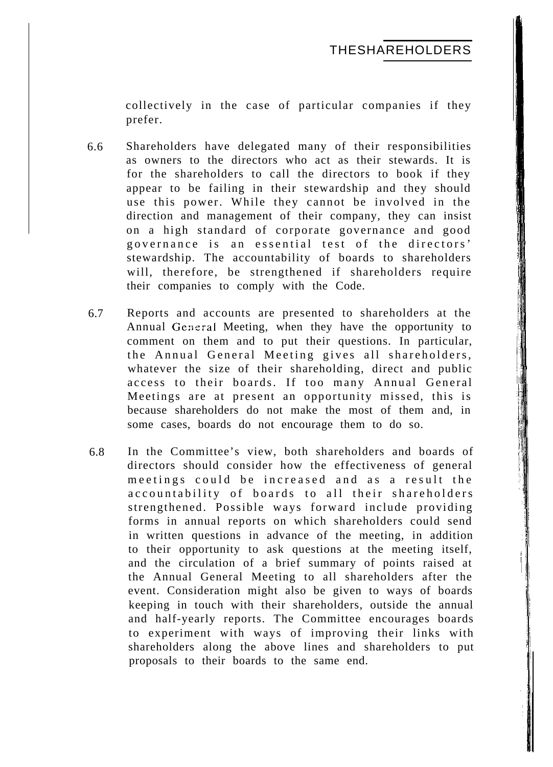collectively in the case of particular companies if they prefer.

6.6 Shareholders have delegated many of their responsibilities as owners to the directors who act as their stewards. It is for the shareholders to call the directors to book if they appear to be failing in their stewardship and they should use this power. While they cannot be involved in the direction and management of their company, they can insist on a high standard of corporate governance and good governance is an essential test of the directors' stewardship. The accountability of boards to shareholders will, therefore, be strengthened if shareholders require their companies to comply with the Code.

6.7 Reports and accounts are presented to shareholders at the Annual General Meeting, when they have the opportunity to comment on them and to put their questions. In particular, the Annual General Meeting gives all shareholders, whatever the size of their shareholding, direct and public access to their boards. If too many Annual General Meetings are at present an opportunity missed, this is because shareholders do not make the most of them and, in some cases, boards do not encourage them to do so.

6.8 In the Committee's view, both shareholders and boards of directors should consider how the effectiveness of general meetings could be increased and as a result the accountability of boards to all their shareholders strengthened. Possible ways forward include providing forms in annual reports on which shareholders could send in written questions in advance of the meeting, in addition to their opportunity to ask questions at the meeting itself, and the circulation of a brief summary of points raised at the Annual General Meeting to all shareholders after the event. Consideration might also be given to ways of boards keeping in touch with their shareholders, outside the annual and half-yearly reports. The Committee encourages boards to experiment with ways of improving their links with shareholders along the above lines and shareholders to put proposals to their boards to the same end.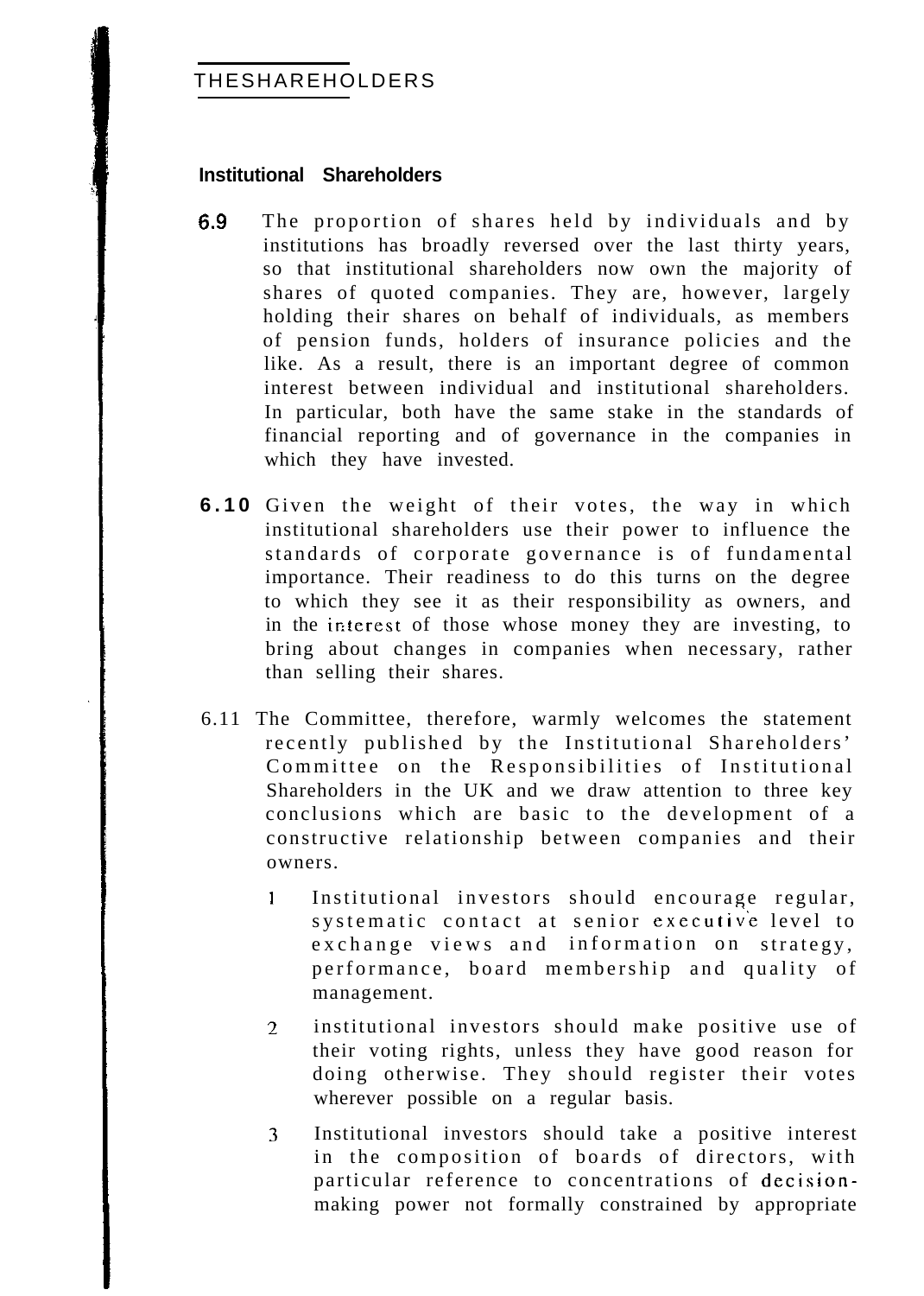## THE SHAREHOLDERS

### Institutional Shareholders

**6.9** The proportion of shares held by individuals and by institutions has broadly reversed over the last thirty years, so that institutional shareholders now own the majority of shares of quoted companies. They are, however, largely holding their shares on behalf of individuals, as members of pension funds, holders of insurance policies and the like. As a result, there is an important degree of common interest between individual and institutional shareholders. In particular, both have the same stake in the standards of financial reporting and of governance in the companies in which they have invested.

**6.10** Given the weight of their votes, the way in which institutional shareholders use their power to influence the standards of corporate governance is of fundamental importance. Their readiness to do this turns on the degree to which they see it as their responsibility as owners, and in the interest of those whose money they are investing, to bring about changes in companies when necessary, rather than selling their shares.

6.11 The Committee, therefore, warmly welcomes the statement recently published by the Institutional Shareholders' Committee on the Responsibilities of Institutional Shareholders in the UK and we draw attention to three key conclusions which are basic to the development of a constructive relationship between companies and their owners.

1. Institutional investors should encourage regular, systematic contact at senior executive level to exchange views and information on strategy, performance, board membership and quality of management.

2. institutional investors should make positive use of their voting rights, unless they have good reason for doing otherwise. They should register their votes wherever possible on a regular basis.

3. Institutional investors should take a positive interest in the composition of boards of directors, with particular reference to concentrations of decision-making power not formally constrained by appropriate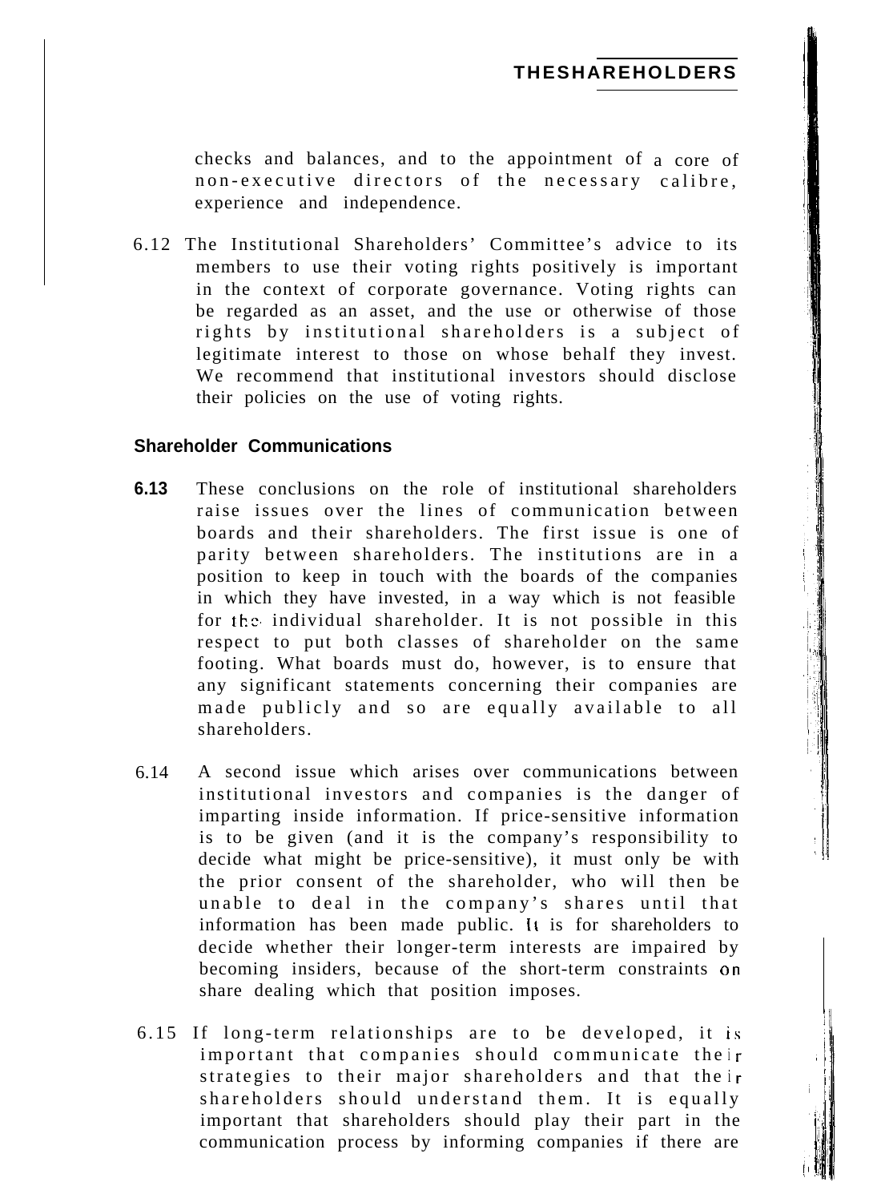checks and balances, and to the appointment of a core of non-executive directors of the necessary calibre, experience and independence.

6.12 The Institutional Shareholders' Committee's advice to its members to use their voting rights positively is important in the context of corporate governance. Voting rights can be regarded as an asset, and the use or otherwise of those rights by institutional shareholders is a subject of legitimate interest to those on whose behalf they invest. We recommend that institutional investors should disclose their policies on the use of voting rights.

### Shareholder Communications

**6.13** These conclusions on the role of institutional shareholders raise issues over the lines of communication between boards and their shareholders. The first issue is one of parity between shareholders. The institutions are in a position to keep in touch with the boards of the companies in which they have invested, in a way which is not feasible for the individual shareholder. It is not possible in this respect to put both classes of shareholder on the same footing. What boards must do, however, is to ensure that any significant statements concerning their companies are made publicly and so are equally available to all shareholders.

6.14 A second issue which arises over communications between institutional investors and companies is the danger of imparting inside information. If price-sensitive information is to be given (and it is the company's responsibility to decide what might be price-sensitive), it must only be with the prior consent of the shareholder, who will then be unable to deal in the company's shares until that information has been made public. It is for shareholders to decide whether their longer-term interests are impaired by becoming insiders, because of the short-term constraints on share dealing which that position imposes.

6.15 If long-term relationships are to be developed, it is important that companies should communicate their strategies to their major shareholders and that their shareholders should understand them. It is equally important that shareholders should play their part in the communication process by informing companies if there are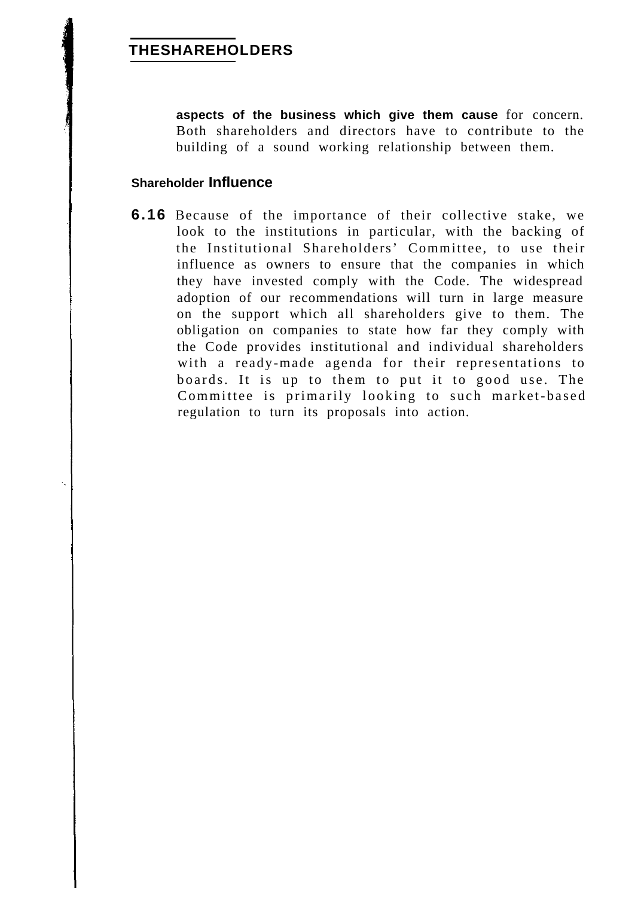aspects of the business which give them cause for concern. Both shareholders and directors have to contribute to the building of a sound working relationship between them.

### Shareholder Influence

**6.16** Because of the importance of their collective stake, we look to the institutions in particular, with the backing of the Institutional Shareholders' Committee, to use their influence as owners to ensure that the companies in which they have invested comply with the Code. The widespread adoption of our recommendations will turn in large measure on the support which all shareholders give to them. The obligation on companies to state how far they comply with the Code provides institutional and individual shareholders with a ready-made agenda for their representations to boards. It is up to them to put it to good use. The Committee is primarily looking to such market-based regulation to turn its proposals into action.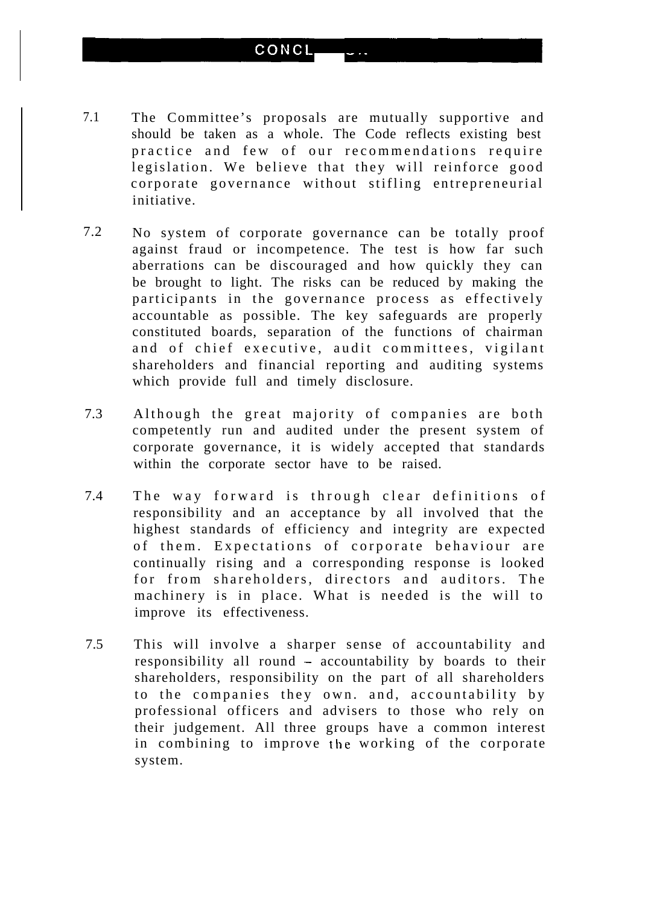# CONCL

7.1 The Committee's proposals are mutually supportive and should be taken as a whole. The Code reflects existing best practice and few of our recommendations require legislation. We believe that they will reinforce good corporate governance without stifling entrepreneurial initiative.

7.2 No system of corporate governance can be totally proof against fraud or incompetence. The test is how far such aberrations can be discouraged and how quickly they can be brought to light. The risks can be reduced by making the participants in the governance process as effectively accountable as possible. The key safeguards are properly constituted boards, separation of the functions of chairman and of chief executive, audit committees, vigilant shareholders and financial reporting and auditing systems which provide full and timely disclosure.

7.3 Although the great majority of companies are both competently run and audited under the present system of corporate governance, it is widely accepted that standards within the corporate sector have to be raised.

7.4 The way forward is through clear definitions of responsibility and an acceptance by all involved that the highest standards of efficiency and integrity are expected of them. Expectations of corporate behaviour are continually rising and a corresponding response is looked for from shareholders, directors and auditors. The machinery is in place. What is needed is the will to improve its effectiveness.

7.5 This will involve a sharper sense of accountability and responsibility all round – accountability by boards to their shareholders, responsibility on the part of all shareholders to the companies they own. and, accountability by professional officers and advisers to those who rely on their judgement. All three groups have a common interest in combining to improve the working of the corporate system.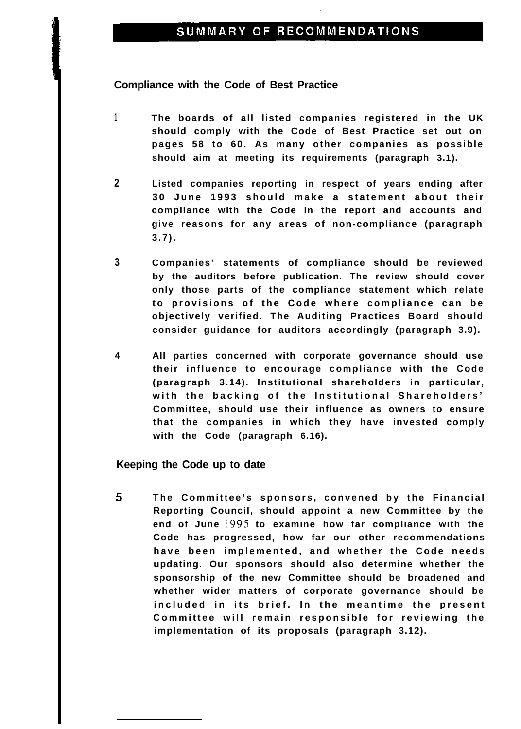# SUMMARY OF RECOMMENDATIONS

## Compliance with the Code of Best Practice

1. **The boards of all listed companies registered in the UK should comply with the Code of Best Practice set out on pages 58 to 60. As many other companies as possible should aim at meeting its requirements (paragraph 3.1).**

2. **Listed companies reporting in respect of years ending after 30 June 1993 should make a statement about their compliance with the Code in the report and accounts and give reasons for any areas of non-compliance (paragraph 3.7).**

3. **Companies' statements of compliance should be reviewed by the auditors before publication. The review should cover only those parts of the compliance statement which relate to provisions of the Code where compliance can be objectively verified. The Auditing Practices Board should consider guidance for auditors accordingly (paragraph 3.9).**

4. **All parties concerned with corporate governance should use their influence to encourage compliance with the Code (paragraph 3.14). Institutional shareholders in particular, with the backing of the Institutional Shareholders' Committee, should use their influence as owners to ensure that the companies in which they have invested comply with the Code (paragraph 6.16).**

## Keeping the Code up to date

5. **The Committee's sponsors, convened by the Financial Reporting Council, should appoint a new Committee by the end of June 1995 to examine how far compliance with the Code has progressed, how far our other recommendations have been implemented, and whether the Code needs updating. Our sponsors should also determine whether the sponsorship of the new Committee should be broadened and whether wider matters of corporate governance should be included in its brief. In the meantime the present Committee will remain responsible for reviewing the implementation of its proposals (paragraph 3.12).**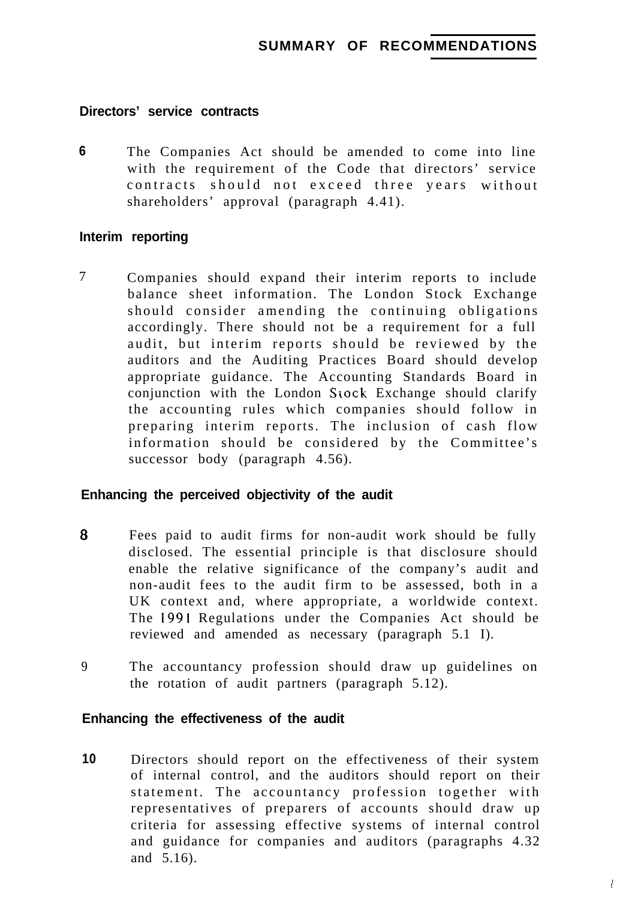## SUMMARY OF RECOMMENDATIONS

### Directors' service contracts

**6** The Companies Act should be amended to come into line with the requirement of the Code that directors' service contracts should not exceed three years without shareholders' approval (paragraph 4.41).

### Interim reporting

7 Companies should expand their interim reports to include balance sheet information. The London Stock Exchange should consider amending the continuing obligations accordingly. There should not be a requirement for a full audit, but interim reports should be reviewed by the auditors and the Auditing Practices Board should develop appropriate guidance. The Accounting Standards Board in conjunction with the London Stock Exchange should clarify the accounting rules which companies should follow in preparing interim reports. The inclusion of cash flow information should be considered by the Committee's successor body (paragraph 4.56).

### Enhancing the perceived objectivity of the audit

**8** Fees paid to audit firms for non-audit work should be fully disclosed. The essential principle is that disclosure should enable the relative significance of the company's audit and non-audit fees to the audit firm to be assessed, both in a UK context and, where appropriate, a worldwide context. The 1991 Regulations under the Companies Act should be reviewed and amended as necessary (paragraph 5.11).

9 The accountancy profession should draw up guidelines on the rotation of audit partners (paragraph 5.12).

### Enhancing the effectiveness of the audit

**10** Directors should report on the effectiveness of their system of internal control, and the auditors should report on their statement. The accountancy profession together with representatives of preparers of accounts should draw up criteria for assessing effective systems of internal control and guidance for companies and auditors (paragraphs 4.32 and 5.16).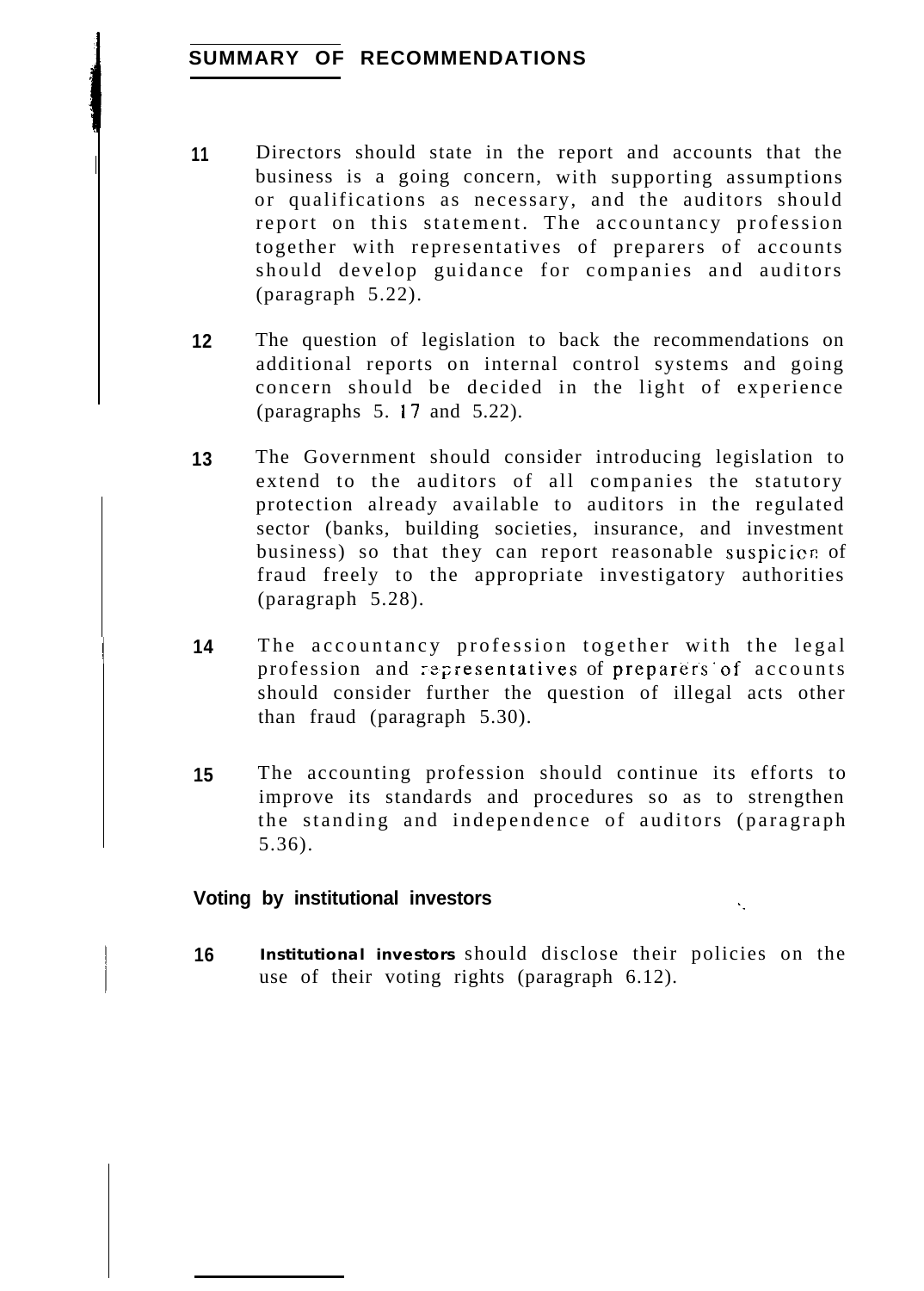## SUMMARY OF RECOMMENDATIONS

11 Directors should state in the report and accounts that the business is a going concern, with supporting assumptions or qualifications as necessary, and the auditors should report on this statement. The accountancy profession together with representatives of preparers of accounts should develop guidance for companies and auditors (paragraph 5.22).

12 The question of legislation to back the recommendations on additional reports on internal control systems and going concern should be decided in the light of experience (paragraphs 5.17 and 5.22).

13 The Government should consider introducing legislation to extend to the auditors of all companies the statutory protection already available to auditors in the regulated sector (banks, building societies, insurance, and investment business) so that they can report reasonable suspicion of fraud freely to the appropriate investigatory authorities (paragraph 5.28).

14 The accountancy profession together with the legal profession and representatives of preparers of accounts should consider further the question of illegal acts other than fraud (paragraph 5.30).

15 The accounting profession should continue its efforts to improve its standards and procedures so as to strengthen the standing and independence of auditors (paragraph 5.36).

### Voting by institutional investors

16 **Institutional investors** should disclose their policies on the use of their voting rights (paragraph 6.12).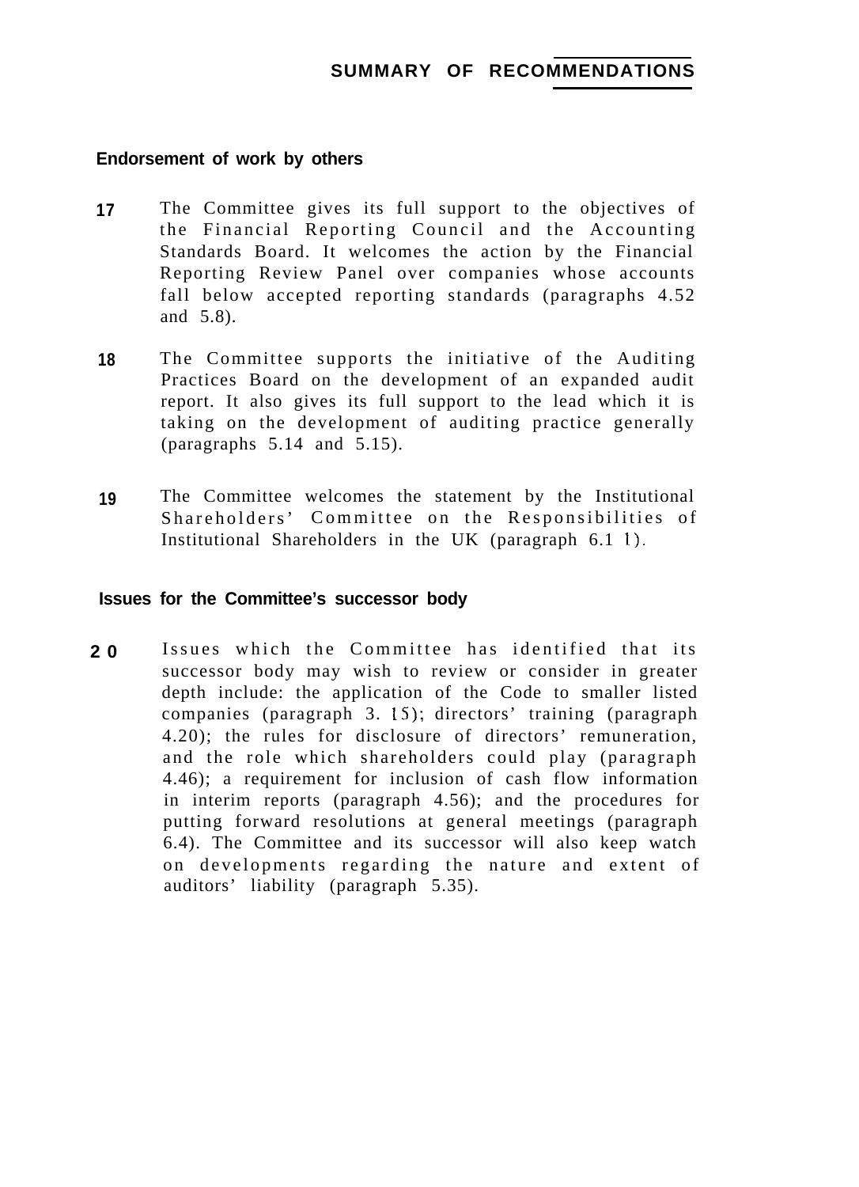## SUMMARY OF RECOMMENDATIONS

### Endorsement of work by others

**17** The Committee gives its full support to the objectives of the Financial Reporting Council and the Accounting Standards Board. It welcomes the action by the Financial Reporting Review Panel over companies whose accounts fall below accepted reporting standards (paragraphs 4.52 and 5.8).

**18** The Committee supports the initiative of the Auditing Practices Board on the development of an expanded audit report. It also gives its full support to the lead which it is taking on the development of auditing practice generally (paragraphs 5.14 and 5.15).

**19** The Committee welcomes the statement by the Institutional Shareholders' Committee on the Responsibilities of Institutional Shareholders in the UK (paragraph 6.11).

### Issues for the Committee's successor body

**20** Issues which the Committee has identified that its successor body may wish to review or consider in greater depth include: the application of the Code to smaller listed companies (paragraph 3.15); directors' training (paragraph 4.20); the rules for disclosure of directors' remuneration, and the role which shareholders could play (paragraph 4.46); a requirement for inclusion of cash flow information in interim reports (paragraph 4.56); and the procedures for putting forward resolutions at general meetings (paragraph 6.4). The Committee and its successor will also keep watch on developments regarding the nature and extent of auditors' liability (paragraph 5.35).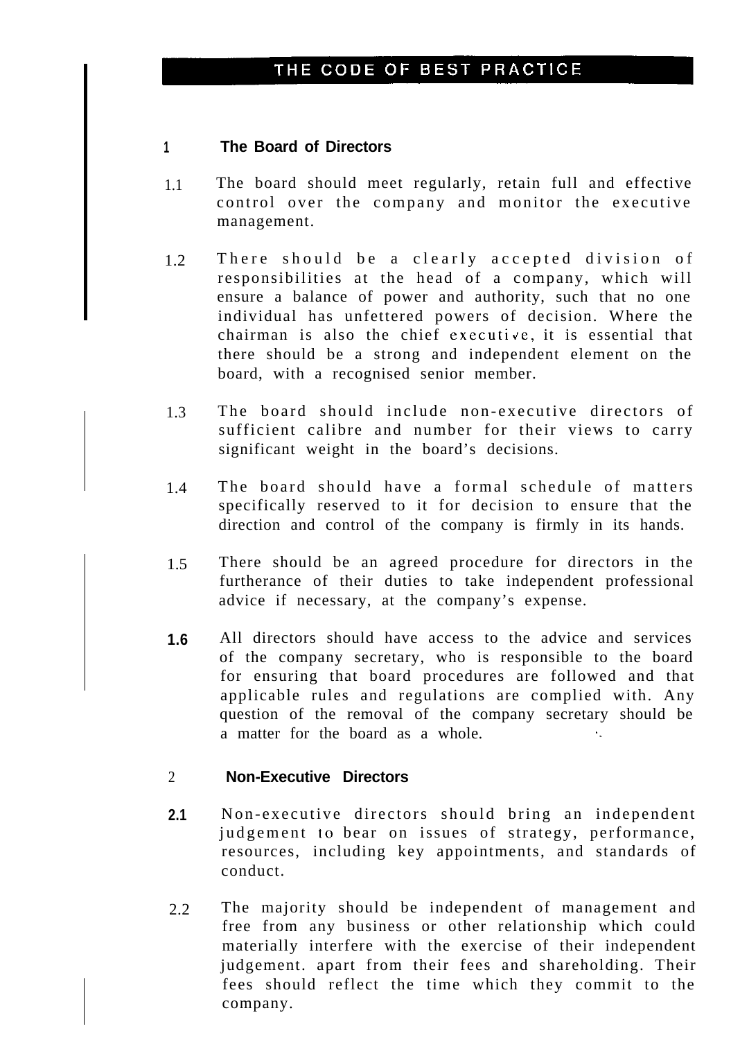# THE CODE OF BEST PRACTICE

## 1 The Board of Directors

1.1 The board should meet regularly, retain full and effective control over the company and monitor the executive management.

1.2 There should be a clearly accepted division of responsibilities at the head of a company, which will ensure a balance of power and authority, such that no one individual has unfettered powers of decision. Where the chairman is also the chief executive, it is essential that there should be a strong and independent element on the board, with a recognised senior member.

1.3 The board should include non-executive directors of sufficient calibre and number for their views to carry significant weight in the board's decisions.

1.4 The board should have a formal schedule of matters specifically reserved to it for decision to ensure that the direction and control of the company is firmly in its hands.

1.5 There should be an agreed procedure for directors in the furtherance of their duties to take independent professional advice if necessary, at the company's expense.

1.6 All directors should have access to the advice and services of the company secretary, who is responsible to the board for ensuring that board procedures are followed and that applicable rules and regulations are complied with. Any question of the removal of the company secretary should be a matter for the board as a whole.

## 2 Non-Executive Directors

2.1 Non-executive directors should bring an independent judgement to bear on issues of strategy, performance, resources, including key appointments, and standards of conduct.

2.2 The majority should be independent of management and free from any business or other relationship which could materially interfere with the exercise of their independent judgement. apart from their fees and shareholding. Their fees should reflect the time which they commit to the company.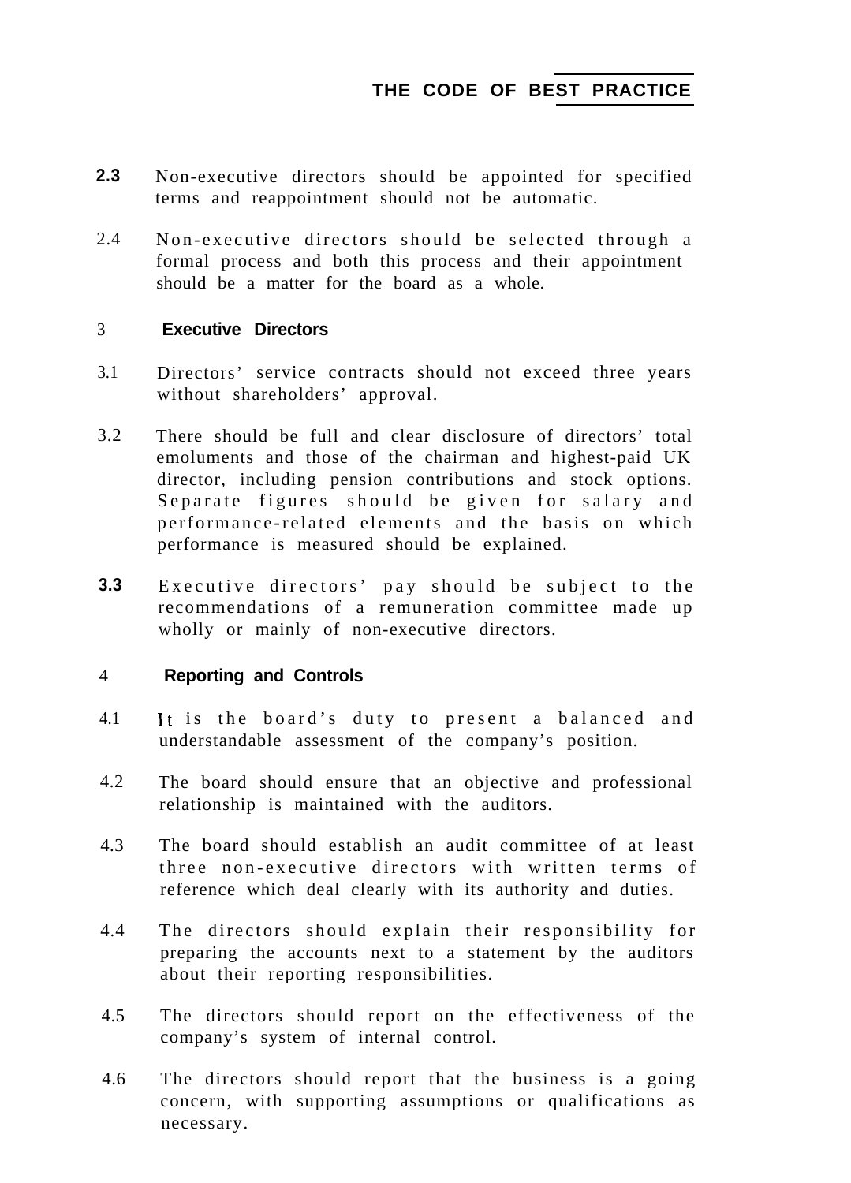2.3 Non-executive directors should be appointed for specified terms and reappointment should not be automatic.

2.4 Non-executive directors should be selected through a formal process and both this process and their appointment should be a matter for the board as a whole.

## 3 Executive Directors

3.1 Directors' service contracts should not exceed three years without shareholders' approval.

3.2 There should be full and clear disclosure of directors' total emoluments and those of the chairman and highest-paid UK director, including pension contributions and stock options. Separate figures should be given for salary and performance-related elements and the basis on which performance is measured should be explained.

3.3 Executive directors' pay should be subject to the recommendations of a remuneration committee made up wholly or mainly of non-executive directors.

## 4 Reporting and Controls

4.1 It is the board's duty to present a balanced and understandable assessment of the company's position.

4.2 The board should ensure that an objective and professional relationship is maintained with the auditors.

4.3 The board should establish an audit committee of at least three non-executive directors with written terms of reference which deal clearly with its authority and duties.

4.4 The directors should explain their responsibility for preparing the accounts next to a statement by the auditors about their reporting responsibilities.

4.5 The directors should report on the effectiveness of the company's system of internal control.

4.6 The directors should report that the business is a going concern, with supporting assumptions or qualifications as necessary.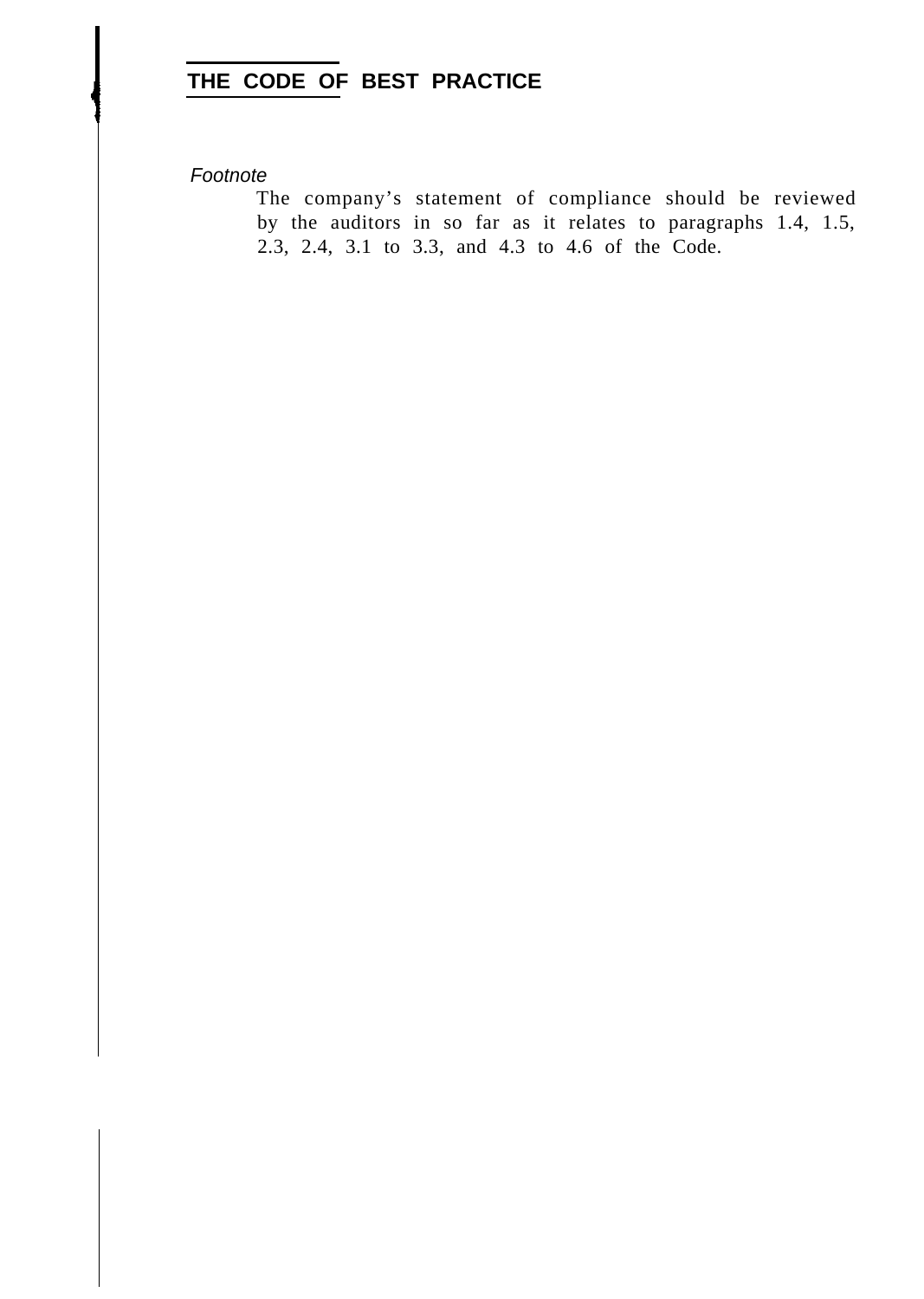## THE CODE OF BEST PRACTICE

*Footnote*

The company's statement of compliance should be reviewed by the auditors in so far as it relates to paragraphs 1.4, 1.5, 2.3, 2.4, 3.1 to 3.3, and 4.3 to 4.6 of the Code.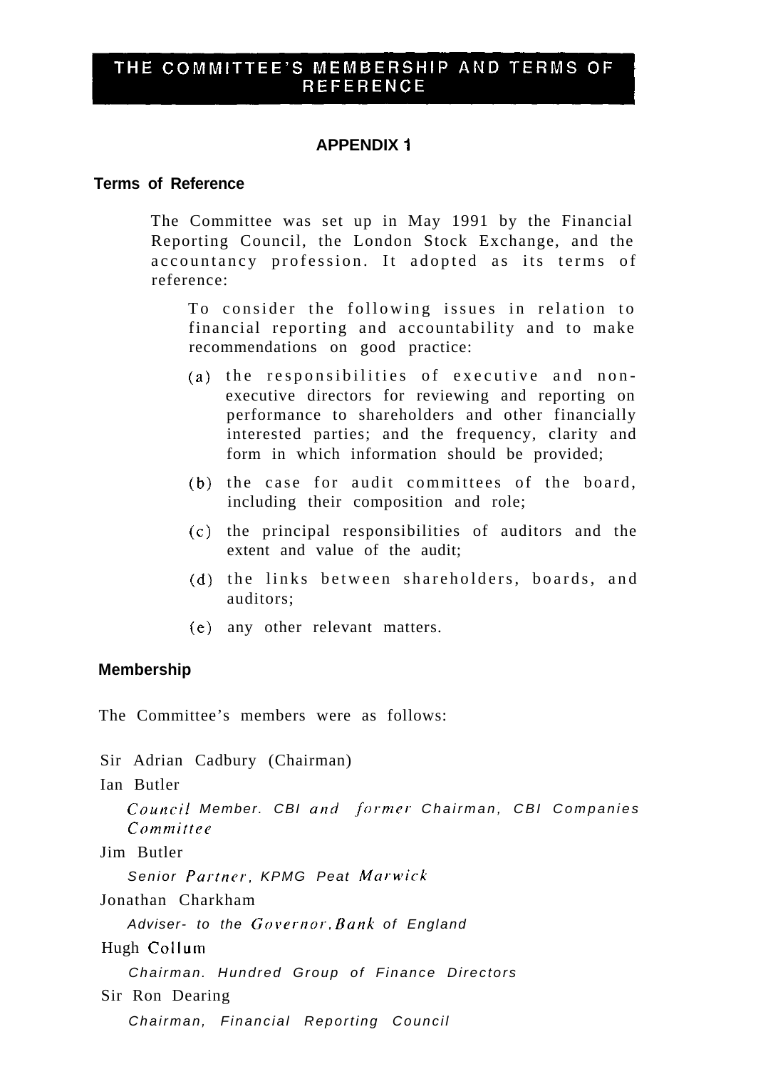# THE COMMITTEE'S MEMBERSHIP AND TERMS OF REFERENCE

## APPENDIX 1

### Terms of Reference

The Committee was set up in May 1991 by the Financial Reporting Council, the London Stock Exchange, and the accountancy profession. It adopted as its terms of reference:

To consider the following issues in relation to financial reporting and accountability and to make recommendations on good practice:

(a) the responsibilities of executive and non-executive directors for reviewing and reporting on performance to shareholders and other financially interested parties; and the frequency, clarity and form in which information should be provided;

(b) the case for audit committees of the board, including their composition and role;

(c) the principal responsibilities of auditors and the extent and value of the audit;

(d) the links between shareholders, boards, and auditors;

(e) any other relevant matters.

### Membership

The Committee's members were as follows:

Sir Adrian Cadbury (Chairman)

Ian Butler

*Council Member. CBI and former Chairman, CBI Companies Committee*

Jim Butler

*Senior Partner, KPMG Peat Marwick*

Jonathan Charkham

*Adviser- to the Governor, Bank of England*

Hugh Collum

*Chairman. Hundred Group of Finance Directors*

Sir Ron Dearing

*Chairman, Financial Reporting Council*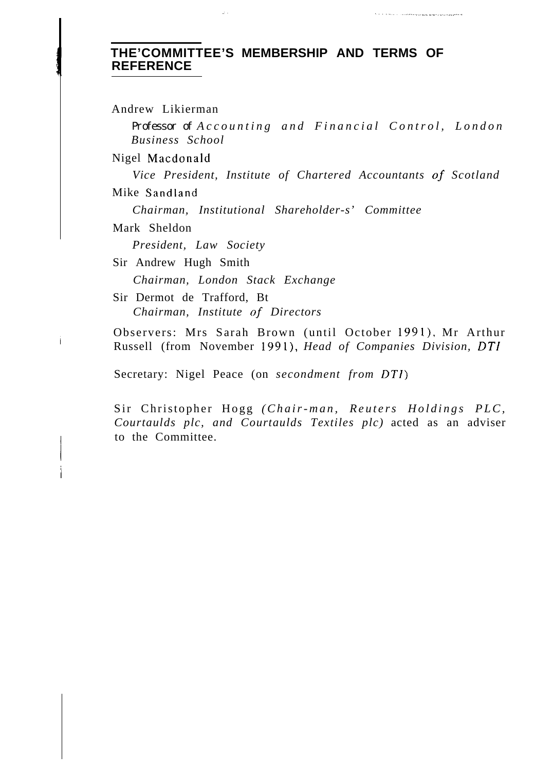## THE'COMMITTEE'S MEMBERSHIP AND TERMS OF REFERENCE

Andrew Likierman

*Professor of Accounting and Financial Control, London Business School*

Nigel Macdonald

*Vice President, Institute of Chartered Accountants of Scotland*

Mike Sandland

*Chairman, Institutional Shareholder-s' Committee*

Mark Sheldon

*President, Law Society*

Sir Andrew Hugh Smith

*Chairman, London Stack Exchange*

Sir Dermot de Trafford, Bt

*Chairman, Institute of Directors*

Observers: Mrs Sarah Brown (until October 1991), Mr Arthur Russell (from November 1991), *Head of Companies Division, DTI*

Secretary: Nigel Peace (on *secondment from DTI*)

Sir Christopher Hogg *(Chair-man, Reuters Holdings PLC, Courtaulds plc, and Courtaulds Textiles plc)* acted as an adviser to the Committee.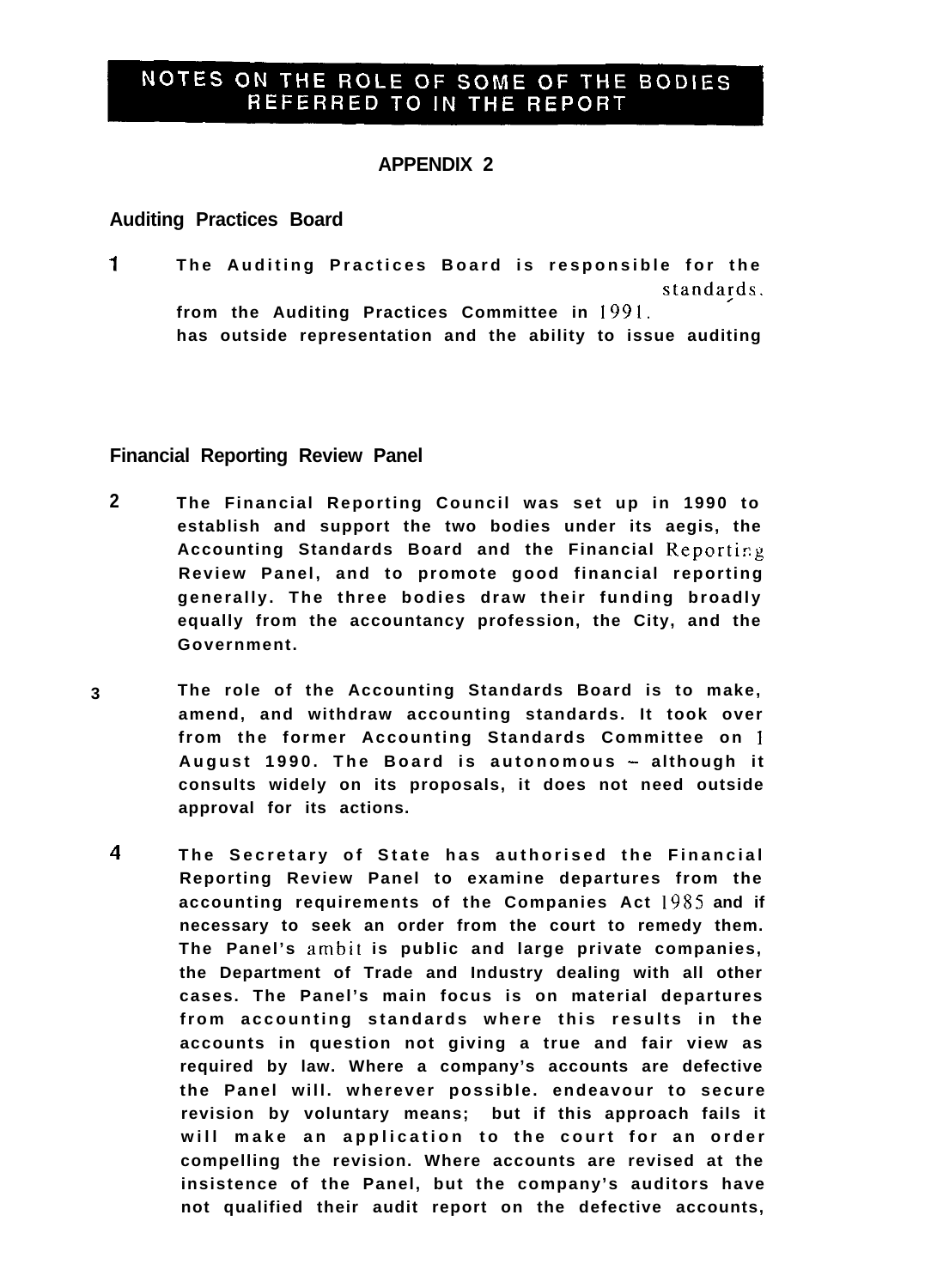# NOTES ON THE ROLE OF SOME OF THE BODIES REFERRED TO IN THE REPORT

## APPENDIX 2

### Auditing Practices Board

1 The Auditing Practices Board is responsible for the standards. from the Auditing Practices Committee in 1991. has outside representation and the ability to issue auditing

### Financial Reporting Review Panel

2 The Financial Reporting Council was set up in 1990 to establish and support the two bodies under its aegis, the Accounting Standards Board and the Financial Reporting Review Panel, and to promote good financial reporting generally. The three bodies draw their funding broadly equally from the accountancy profession, the City, and the Government.

3 The role of the Accounting Standards Board is to make, amend, and withdraw accounting standards. It took over from the former Accounting Standards Committee on 1 August 1990. The Board is autonomous – although it consults widely on its proposals, it does not need outside approval for its actions.

4 The Secretary of State has authorised the Financial Reporting Review Panel to examine departures from the accounting requirements of the Companies Act 1985 and if necessary to seek an order from the court to remedy them. The Panel's ambit is public and large private companies, the Department of Trade and Industry dealing with all other cases. The Panel's main focus is on material departures from accounting standards where this results in the accounts in question not giving a true and fair view as required by law. Where a company's accounts are defective the Panel will. wherever possible. endeavour to secure revision by voluntary means; but if this approach fails it will make an application to the court for an order compelling the revision. Where accounts are revised at the insistence of the Panel, but the company's auditors have not qualified their audit report on the defective accounts,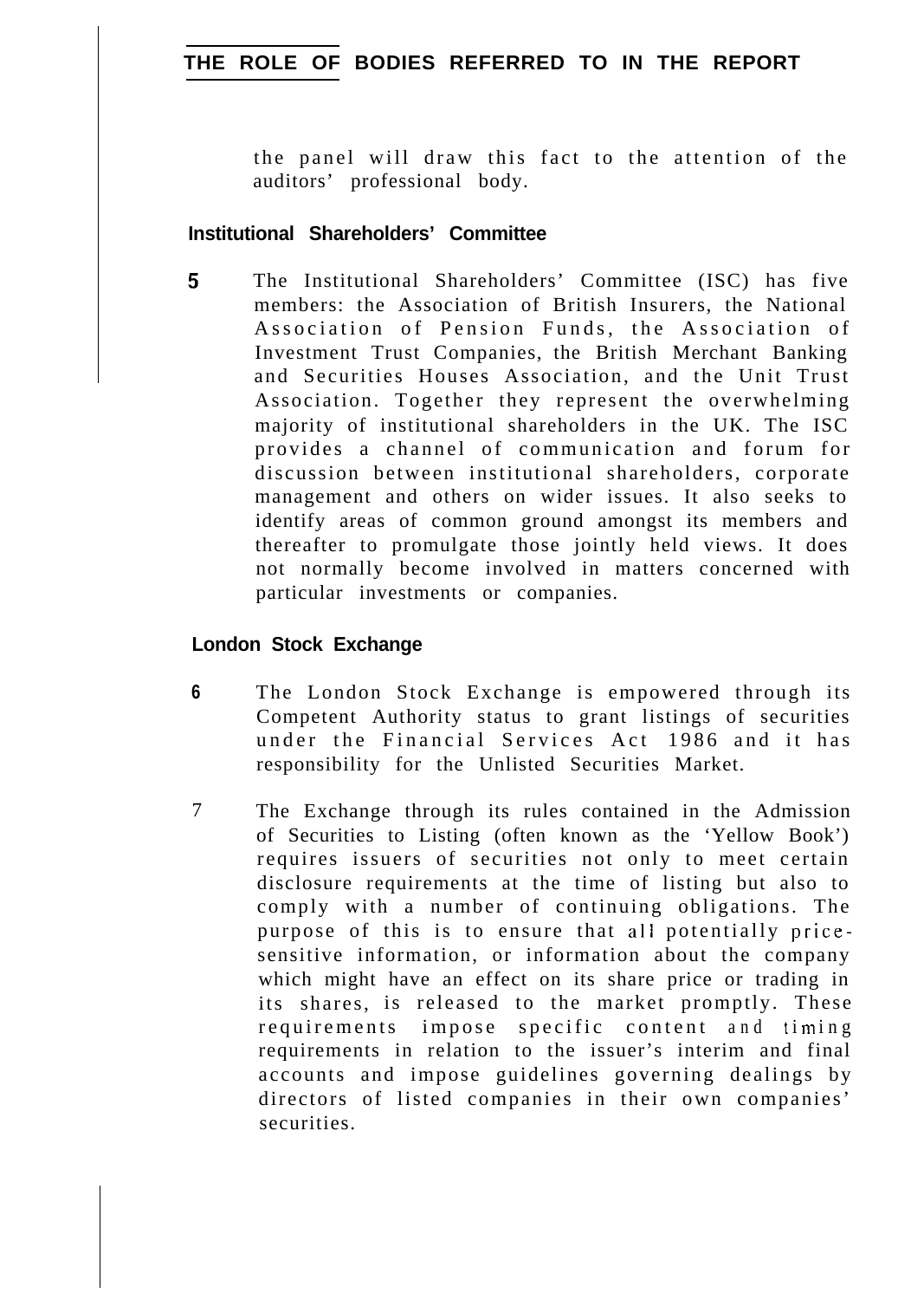the panel will draw this fact to the attention of the auditors' professional body.

### Institutional Shareholders' Committee

5 The Institutional Shareholders' Committee (ISC) has five members: the Association of British Insurers, the National Association of Pension Funds, the Association of Investment Trust Companies, the British Merchant Banking and Securities Houses Association, and the Unit Trust Association. Together they represent the overwhelming majority of institutional shareholders in the UK. The ISC provides a channel of communication and forum for discussion between institutional shareholders, corporate management and others on wider issues. It also seeks to identify areas of common ground amongst its members and thereafter to promulgate those jointly held views. It does not normally become involved in matters concerned with particular investments or companies.

### London Stock Exchange

6 The London Stock Exchange is empowered through its Competent Authority status to grant listings of securities under the Financial Services Act 1986 and it has responsibility for the Unlisted Securities Market.

7 The Exchange through its rules contained in the Admission of Securities to Listing (often known as the 'Yellow Book') requires issuers of securities not only to meet certain disclosure requirements at the time of listing but also to comply with a number of continuing obligations. The purpose of this is to ensure that all potentially price-sensitive information, or information about the company which might have an effect on its share price or trading in its shares, is released to the market promptly. These requirements impose specific content and timing requirements in relation to the issuer's interim and final accounts and impose guidelines governing dealings by directors of listed companies in their own companies' securities.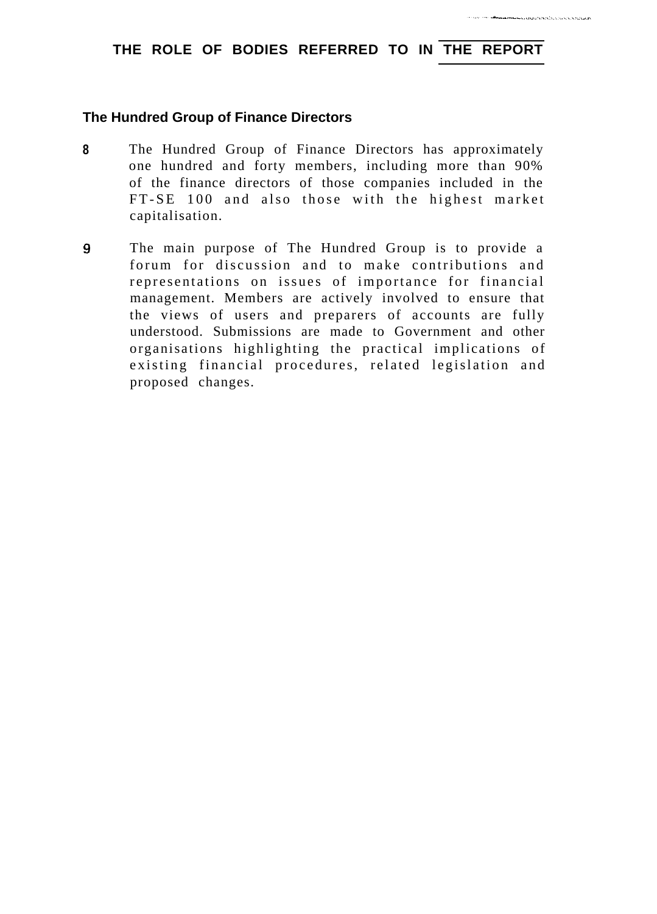# THE ROLE OF BODIES REFERRED TO IN THE REPORT

### The Hundred Group of Finance Directors

8 The Hundred Group of Finance Directors has approximately one hundred and forty members, including more than 90% of the finance directors of those companies included in the FT-SE 100 and also those with the highest market capitalisation.

9 The main purpose of The Hundred Group is to provide a forum for discussion and to make contributions and representations on issues of importance for financial management. Members are actively involved to ensure that the views of users and preparers of accounts are fully understood. Submissions are made to Government and other organisations highlighting the practical implications of existing financial procedures, related legislation and proposed changes.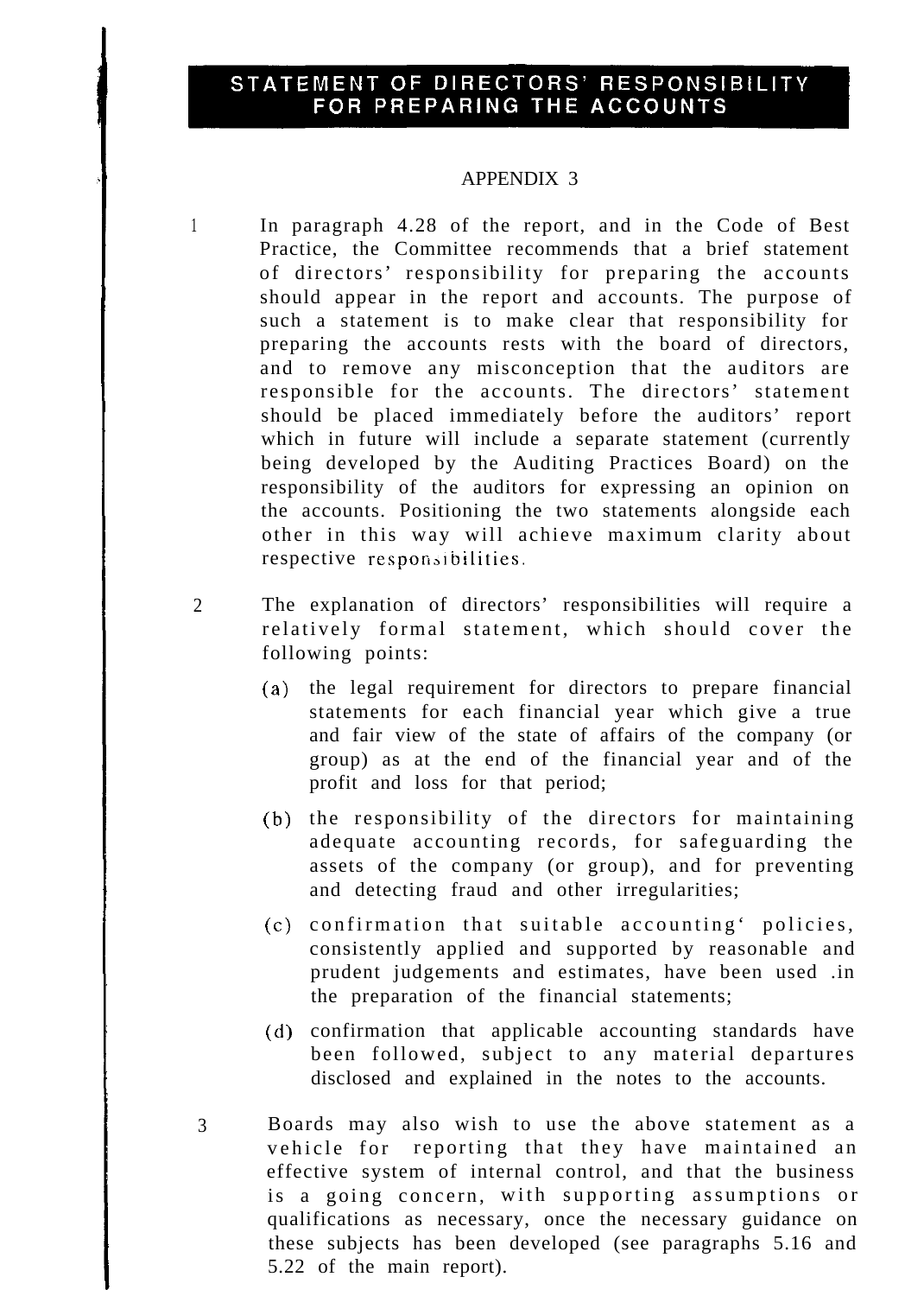# STATEMENT OF DIRECTORS' RESPONSIBILITY FOR PREPARING THE ACCOUNTS

## APPENDIX 3

1 In paragraph 4.28 of the report, and in the Code of Best Practice, the Committee recommends that a brief statement of directors' responsibility for preparing the accounts should appear in the report and accounts. The purpose of such a statement is to make clear that responsibility for preparing the accounts rests with the board of directors, and to remove any misconception that the auditors are responsible for the accounts. The directors' statement should be placed immediately before the auditors' report which in future will include a separate statement (currently being developed by the Auditing Practices Board) on the responsibility of the auditors for expressing an opinion on the accounts. Positioning the two statements alongside each other in this way will achieve maximum clarity about respective responsibilities.

2 The explanation of directors' responsibilities will require a relatively formal statement, which should cover the following points:

(a) the legal requirement for directors to prepare financial statements for each financial year which give a true and fair view of the state of affairs of the company (or group) as at the end of the financial year and of the profit and loss for that period;

(b) the responsibility of the directors for maintaining adequate accounting records, for safeguarding the assets of the company (or group), and for preventing and detecting fraud and other irregularities;

(c) confirmation that suitable accounting policies, consistently applied and supported by reasonable and prudent judgements and estimates, have been used in the preparation of the financial statements;

(d) confirmation that applicable accounting standards have been followed, subject to any material departures disclosed and explained in the notes to the accounts.

3 Boards may also wish to use the above statement as a vehicle for reporting that they have maintained an effective system of internal control, and that the business is a going concern, with supporting assumptions or qualifications as necessary, once the necessary guidance on these subjects has been developed (see paragraphs 5.16 and 5.22 of the main report).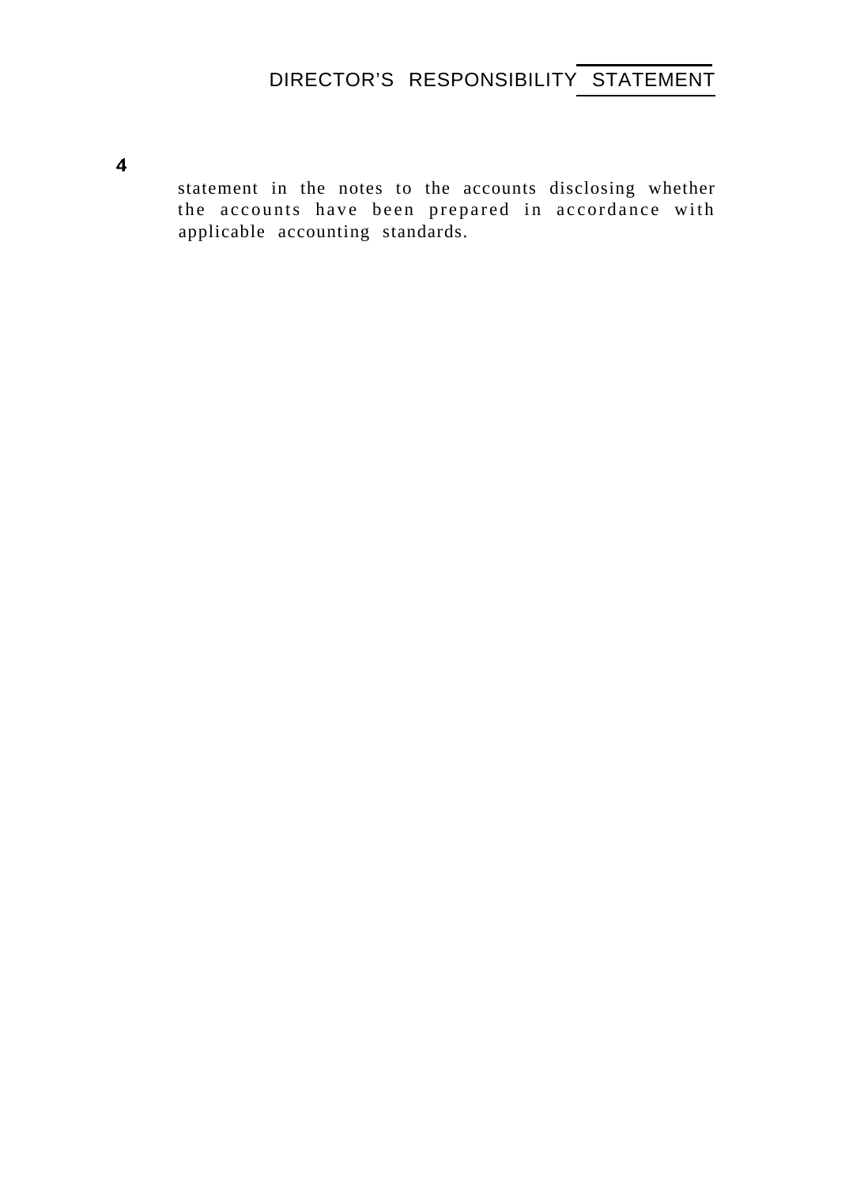4

statement in the notes to the accounts disclosing whether the accounts have been prepared in accordance with applicable accounting standards.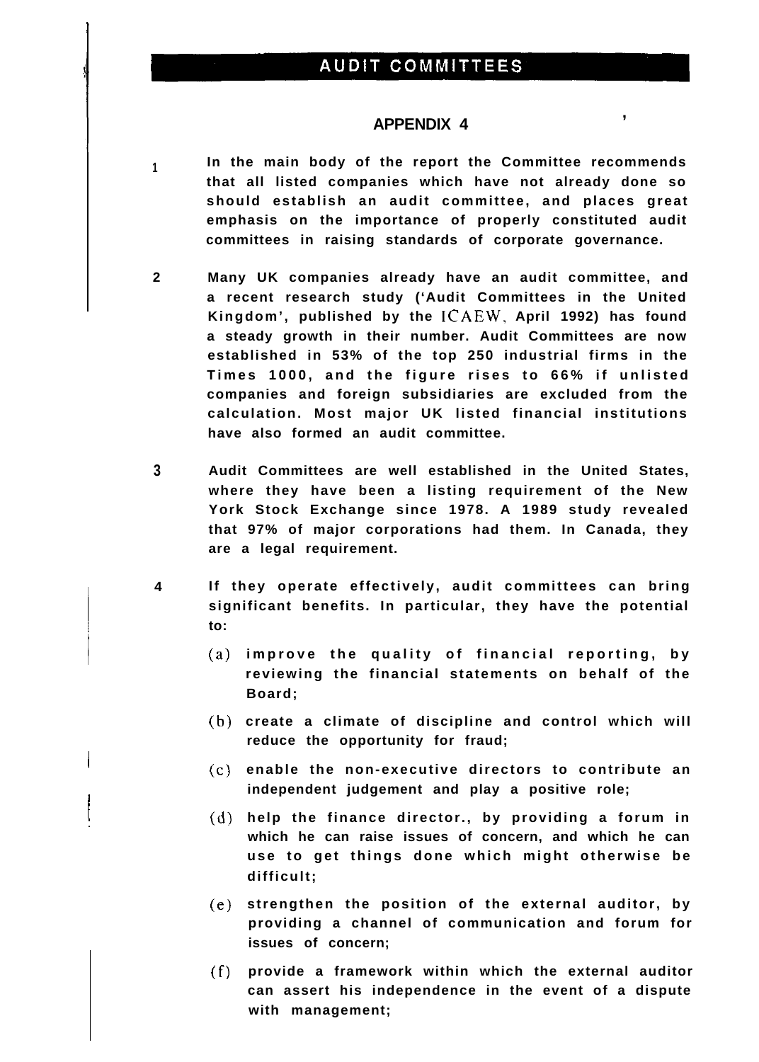## APPENDIX 4

1 In the main body of the report the Committee recommends that all listed companies which have not already done so should establish an audit committee, and places great emphasis on the importance of properly constituted audit committees in raising standards of corporate governance.

2 Many UK companies already have an audit committee, and a recent research study ('Audit Committees in the United Kingdom', published by the ICAEW, April 1992) has found a steady growth in their number. Audit Committees are now established in 53% of the top 250 industrial firms in the Times 1000, and the figure rises to 66% if unlisted companies and foreign subsidiaries are excluded from the calculation. Most major UK listed financial institutions have also formed an audit committee.

3 Audit Committees are well established in the United States, where they have been a listing requirement of the New York Stock Exchange since 1978. A 1989 study revealed that 97% of major corporations had them. In Canada, they are a legal requirement.

4 If they operate effectively, audit committees can bring significant benefits. In particular, they have the potential to:

(a) improve the quality of financial reporting, by reviewing the financial statements on behalf of the Board;

(b) create a climate of discipline and control which will reduce the opportunity for fraud;

(c) enable the non-executive directors to contribute an independent judgement and play a positive role;

(d) help the finance director., by providing a forum in which he can raise issues of concern, and which he can use to get things done which might otherwise be difficult;

(e) strengthen the position of the external auditor, by providing a channel of communication and forum for issues of concern;

(f) provide a framework within which the external auditor can assert his independence in the event of a dispute with management;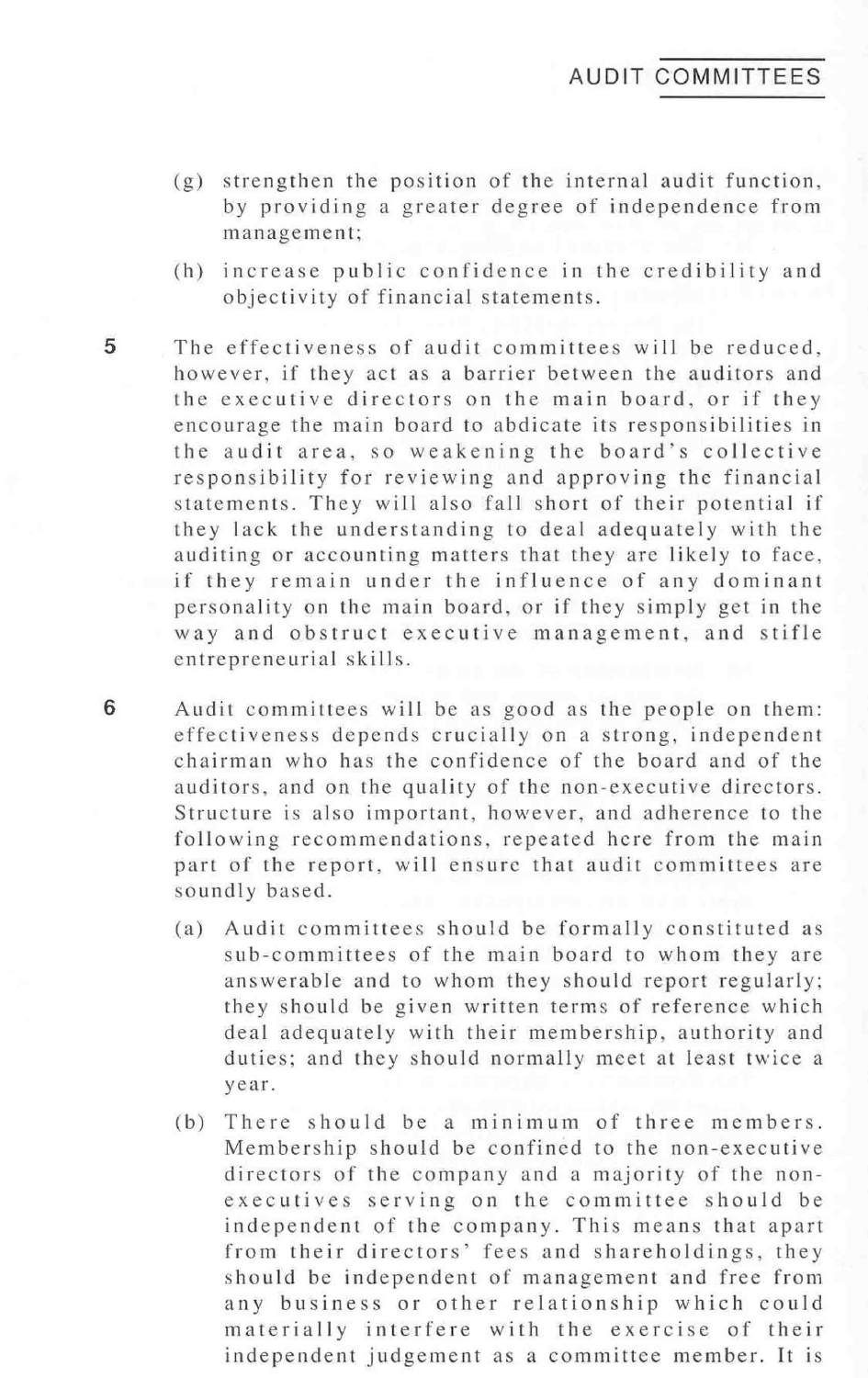(g) strengthen the position of the internal audit function, by providing a greater degree of independence from management;

(h) increase public confidence in the credibility and objectivity of financial statements.

5 The effectiveness of audit committees will be reduced, however, if they act as a barrier between the auditors and the executive directors on the main board, or if they encourage the main board to abdicate its responsibilities in the audit area, so weakening the board's collective responsibility for reviewing and approving the financial statements. They will also fall short of their potential if they lack the understanding to deal adequately with the auditing or accounting matters that they are likely to face, if they remain under the influence of any dominant personality on the main board, or if they simply get in the way and obstruct executive management, and stifle entrepreneurial skills.

6 Audit committees will be as good as the people on them: effectiveness depends crucially on a strong, independent chairman who has the confidence of the board and of the auditors, and on the quality of the non-executive directors. Structure is also important, however, and adherence to the following recommendations, repeated here from the main part of the report, will ensure that audit committees are soundly based.

(a) Audit committees should be formally constituted as sub-committees of the main board to whom they are answerable and to whom they should report regularly; they should be given written terms of reference which deal adequately with their membership, authority and duties; and they should normally meet at least twice a year.

(b) There should be a minimum of three members. Membership should be confined to the non-executive directors of the company and a majority of the non-executives serving on the committee should be independent of the company. This means that apart from their directors' fees and shareholdings, they should be independent of management and free from any business or other relationship which could materially interfere with the exercise of their independent judgement as a committee member. It is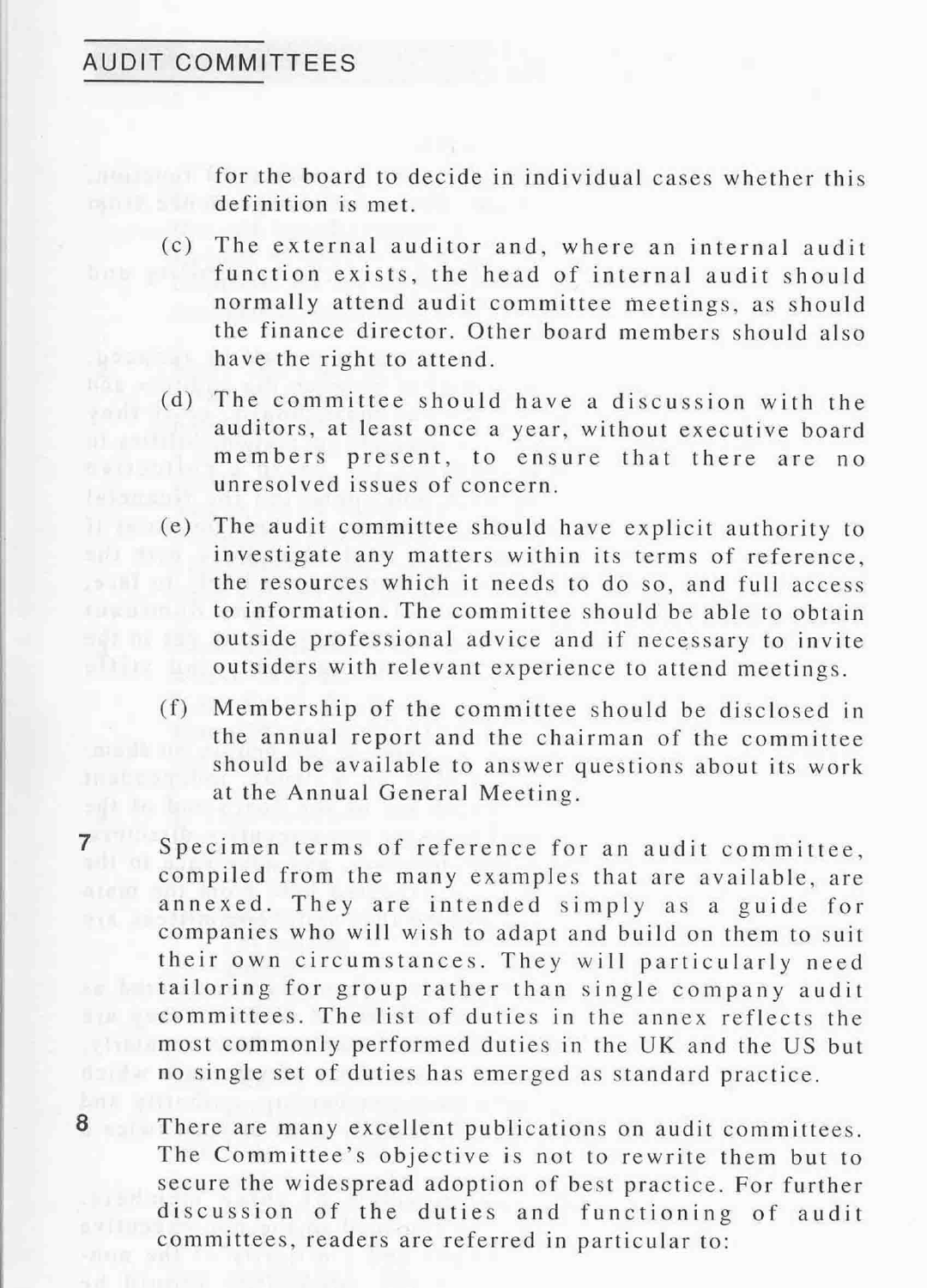for the board to decide in individual cases whether this definition is met.

(c) The external auditor and, where an internal audit function exists, the head of internal audit should normally attend audit committee meetings, as should the finance director. Other board members should also have the right to attend.

(d) The committee should have a discussion with the auditors, at least once a year, without executive board members present, to ensure that there are no unresolved issues of concern.

(e) The audit committee should have explicit authority to investigate any matters within its terms of reference, the resources which it needs to do so, and full access to information. The committee should be able to obtain outside professional advice and if necessary to invite outsiders with relevant experience to attend meetings.

(f) Membership of the committee should be disclosed in the annual report and the chairman of the committee should be available to answer questions about its work at the Annual General Meeting.

7 Specimen terms of reference for an audit committee, compiled from the many examples that are available, are annexed. They are intended simply as a guide for companies who will wish to adapt and build on them to suit their own circumstances. They will particularly need tailoring for group rather than single company audit committees. The list of duties in the annex reflects the most commonly performed duties in the UK and the US but no single set of duties has emerged as standard practice.

8 There are many excellent publications on audit committees. The Committee's objective is not to rewrite them but to secure the widespread adoption of best practice. For further discussion of the duties and functioning of audit committees, readers are referred in particular to: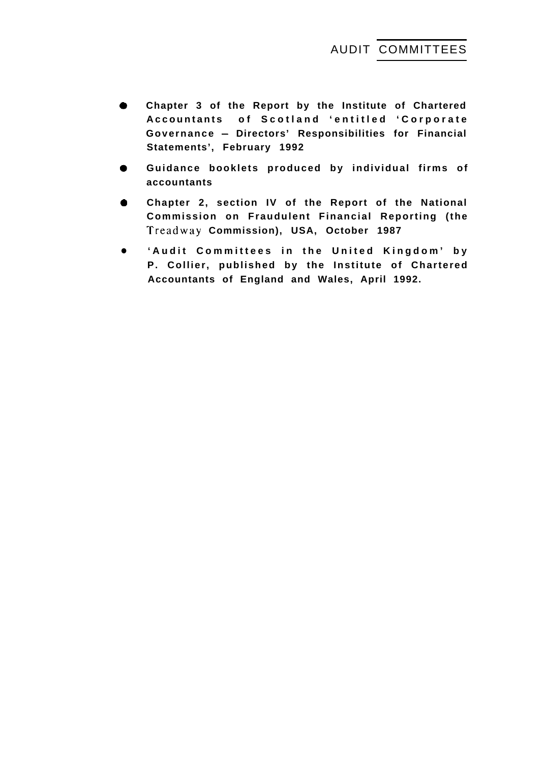- **Chapter 3 of the Report by the Institute of Chartered Accountants of Scotland 'entitled 'Corporate Governance – Directors' Responsibilities for Financial Statements', February 1992**
- **Guidance booklets produced by individual firms of accountants**
- **Chapter 2, section IV of the Report of the National Commission on Fraudulent Financial Reporting (the Treadway Commission), USA, October 1987**
- **'Audit Committees in the United Kingdom' by P. Collier, published by the Institute of Chartered Accountants of England and Wales, April 1992.**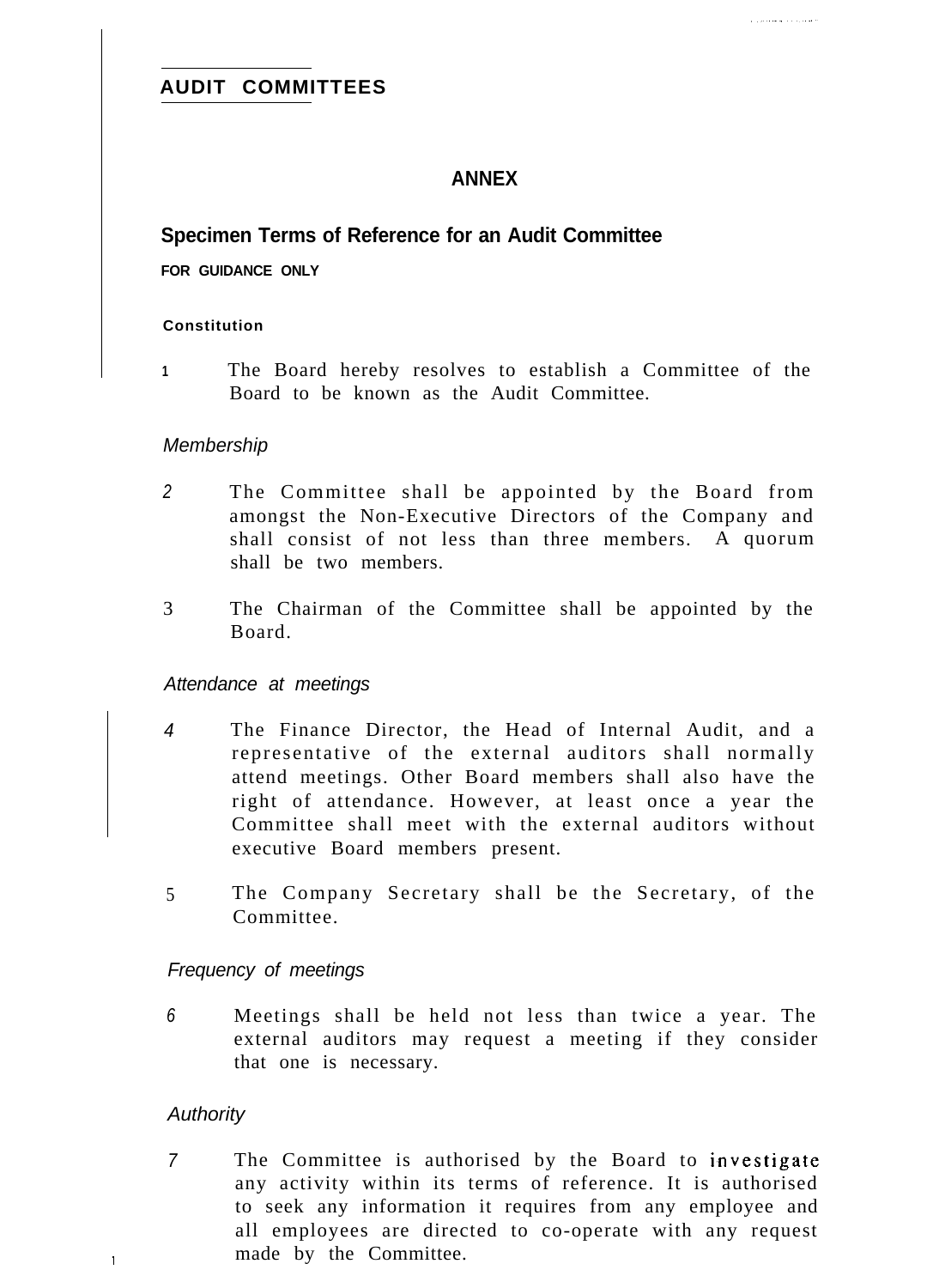## AUDIT COMMITTEES

### ANNEX

### Specimen Terms of Reference for an Audit Committee

**FOR GUIDANCE ONLY**

**Constitution**

1 The Board hereby resolves to establish a Committee of the Board to be known as the Audit Committee.

*Membership*

2 The Committee shall be appointed by the Board from amongst the Non-Executive Directors of the Company and shall consist of not less than three members. A quorum shall be two members.

3 The Chairman of the Committee shall be appointed by the Board.

*Attendance at meetings*

4 The Finance Director, the Head of Internal Audit, and a representative of the external auditors shall normally attend meetings. Other Board members shall also have the right of attendance. However, at least once a year the Committee shall meet with the external auditors without executive Board members present.

5 The Company Secretary shall be the Secretary, of the Committee.

*Frequency of meetings*

6 Meetings shall be held not less than twice a year. The external auditors may request a meeting if they consider that one is necessary.

*Authority*

7 The Committee is authorised by the Board to investigate any activity within its terms of reference. It is authorised to seek any information it requires from any employee and all employees are directed to co-operate with any request made by the Committee.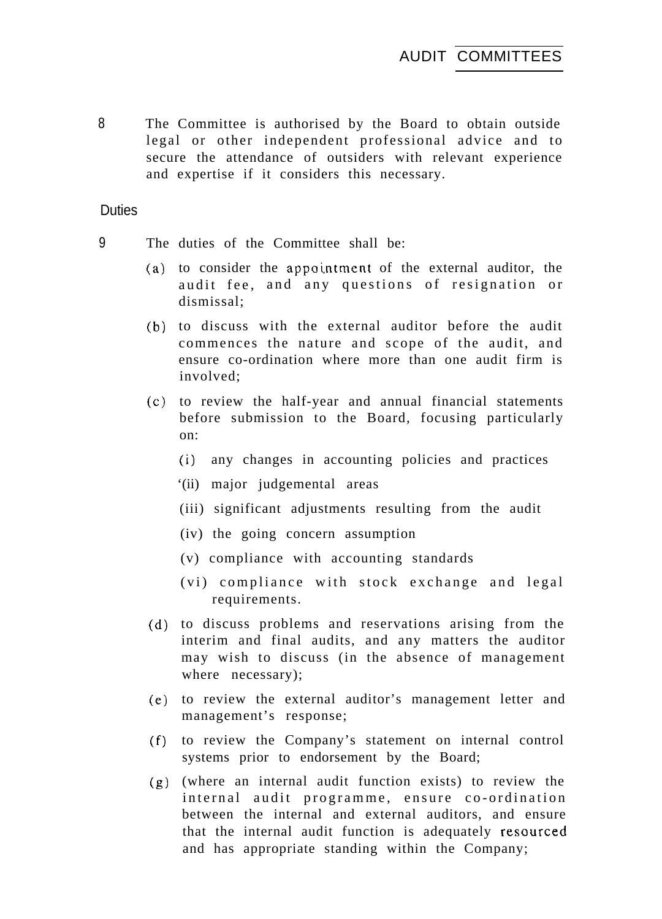8 The Committee is authorised by the Board to obtain outside legal or other independent professional advice and to secure the attendance of outsiders with relevant experience and expertise if it considers this necessary.

## Duties

9 The duties of the Committee shall be:

(a) to consider the appointment of the external auditor, the audit fee, and any questions of resignation or dismissal;

(b) to discuss with the external auditor before the audit commences the nature and scope of the audit, and ensure co-ordination where more than one audit firm is involved;

(c) to review the half-year and annual financial statements before submission to the Board, focusing particularly on:

(i) any changes in accounting policies and practices

'(ii) major judgemental areas

(iii) significant adjustments resulting from the audit

(iv) the going concern assumption

(v) compliance with accounting standards

(vi) compliance with stock exchange and legal requirements.

(d) to discuss problems and reservations arising from the interim and final audits, and any matters the auditor may wish to discuss (in the absence of management where necessary);

(e) to review the external auditor's management letter and management's response;

(f) to review the Company's statement on internal control systems prior to endorsement by the Board;

(g) (where an internal audit function exists) to review the internal audit programme, ensure co-ordination between the internal and external auditors, and ensure that the internal audit function is adequately resourced and has appropriate standing within the Company;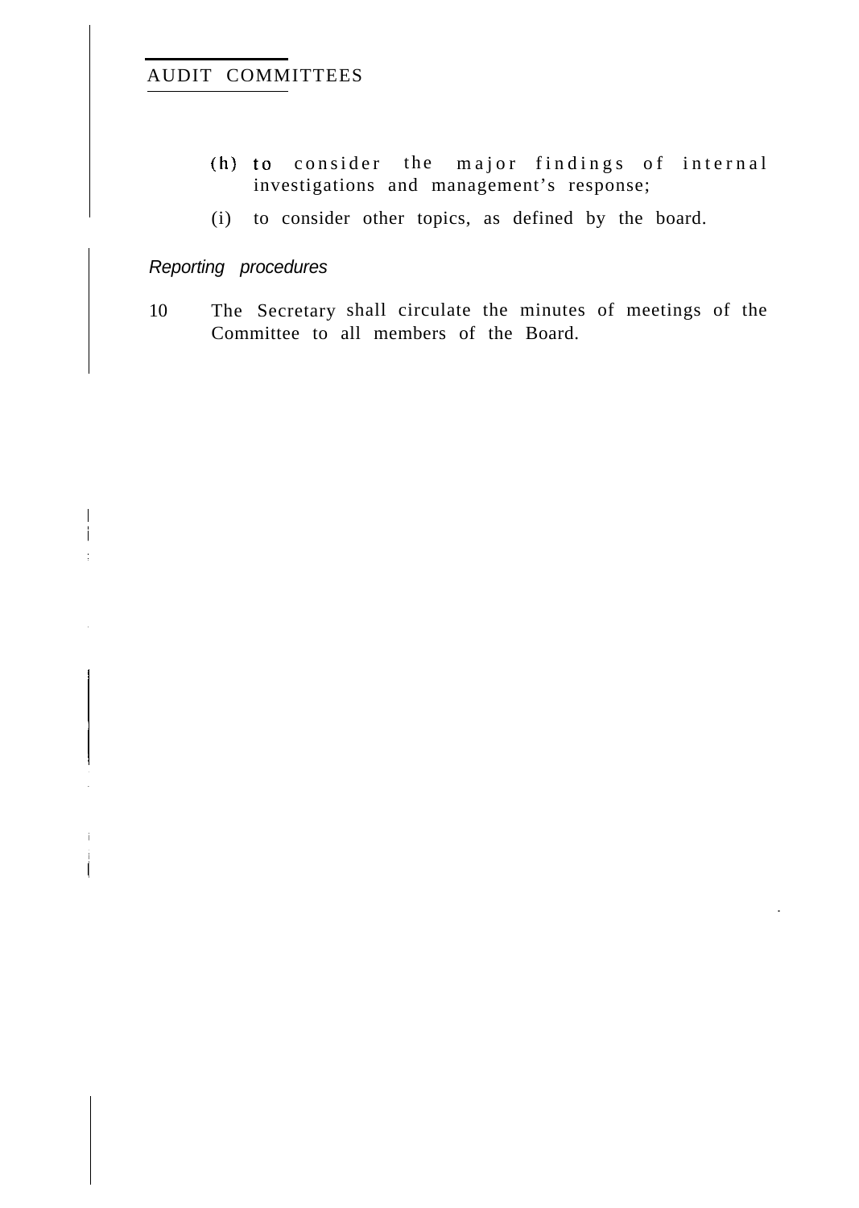(h) to consider the major findings of internal investigations and management's response;

(i) to consider other topics, as defined by the board.

*Reporting procedures*

10 The Secretary shall circulate the minutes of meetings of the Committee to all members of the Board.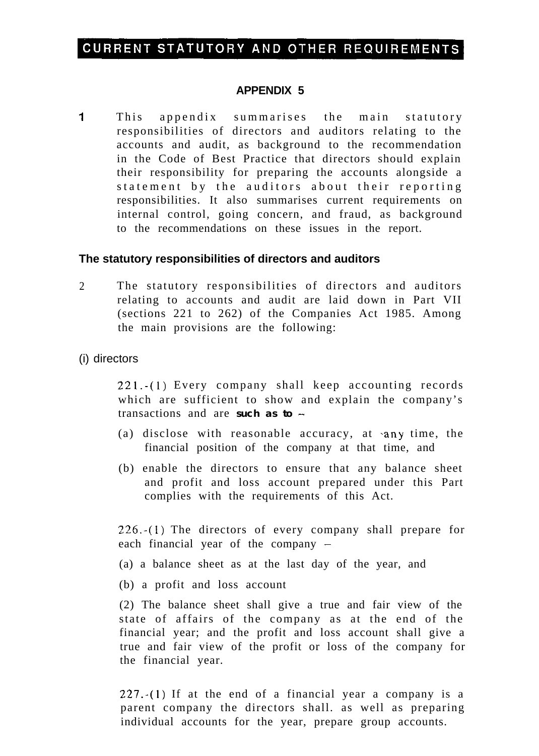# CURRENT STATUTORY AND OTHER REQUIREMENTS

## APPENDIX 5

1 This appendix summarises the main statutory responsibilities of directors and auditors relating to the accounts and audit, as background to the recommendation in the Code of Best Practice that directors should explain their responsibility for preparing the accounts alongside a statement by the auditors about their reporting responsibilities. It also summarises current requirements on internal control, going concern, and fraud, as background to the recommendations on these issues in the report.

### The statutory responsibilities of directors and auditors

2 The statutory responsibilities of directors and auditors relating to accounts and audit are laid down in Part VII (sections 221 to 262) of the Companies Act 1985. Among the main provisions are the following:

(i) directors

221.-(1) Every company shall keep accounting records which are sufficient to show and explain the company's transactions and are **such as to** –

(a) disclose with reasonable accuracy, at any time, the financial position of the company at that time, and

(b) enable the directors to ensure that any balance sheet and profit and loss account prepared under this Part complies with the requirements of this Act.

226.-(1) The directors of every company shall prepare for each financial year of the company –

(a) a balance sheet as at the last day of the year, and

(b) a profit and loss account

(2) The balance sheet shall give a true and fair view of the state of affairs of the company as at the end of the financial year; and the profit and loss account shall give a true and fair view of the profit or loss of the company for the financial year.

227.-(1) If at the end of a financial year a company is a parent company the directors shall. as well as preparing individual accounts for the year, prepare group accounts.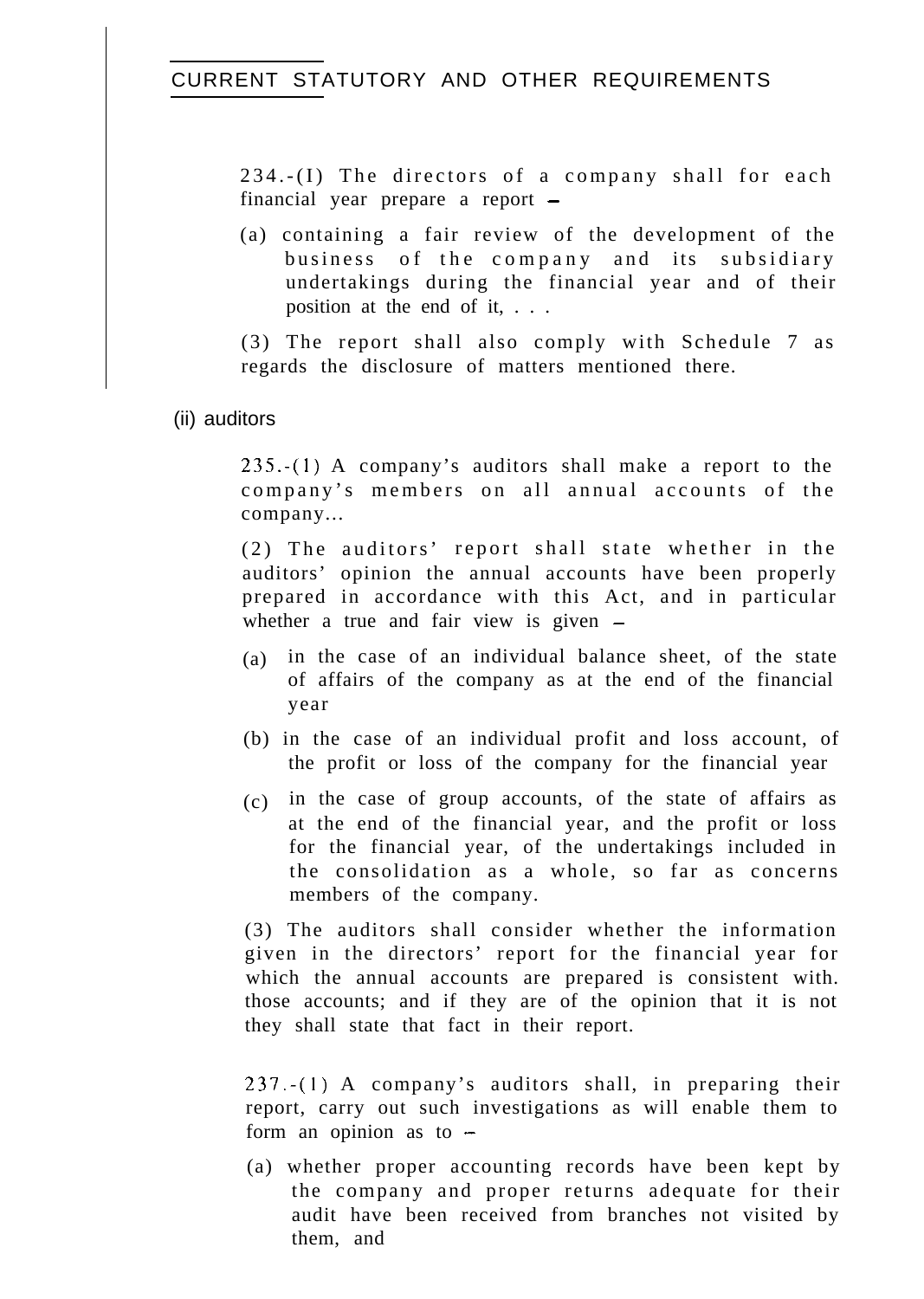234.-(1) The directors of a company shall for each financial year prepare a report –

(a) containing a fair review of the development of the business of the company and its subsidiary undertakings during the financial year and of their position at the end of it, . . .

(3) The report shall also comply with Schedule 7 as regards the disclosure of matters mentioned there.

(ii) auditors

235.-(1) A company's auditors shall make a report to the company's members on all annual accounts of the company...

(2) The auditors' report shall state whether in the auditors' opinion the annual accounts have been properly prepared in accordance with this Act, and in particular whether a true and fair view is given –

(a) in the case of an individual balance sheet, of the state of affairs of the company as at the end of the financial year

(b) in the case of an individual profit and loss account, of the profit or loss of the company for the financial year

(c) in the case of group accounts, of the state of affairs as at the end of the financial year, and the profit or loss for the financial year, of the undertakings included in the consolidation as a whole, so far as concerns members of the company.

(3) The auditors shall consider whether the information given in the directors' report for the financial year for which the annual accounts are prepared is consistent with. those accounts; and if they are of the opinion that it is not they shall state that fact in their report.

237.-(1) A company's auditors shall, in preparing their report, carry out such investigations as will enable them to form an opinion as to –

(a) whether proper accounting records have been kept by the company and proper returns adequate for their audit have been received from branches not visited by them, and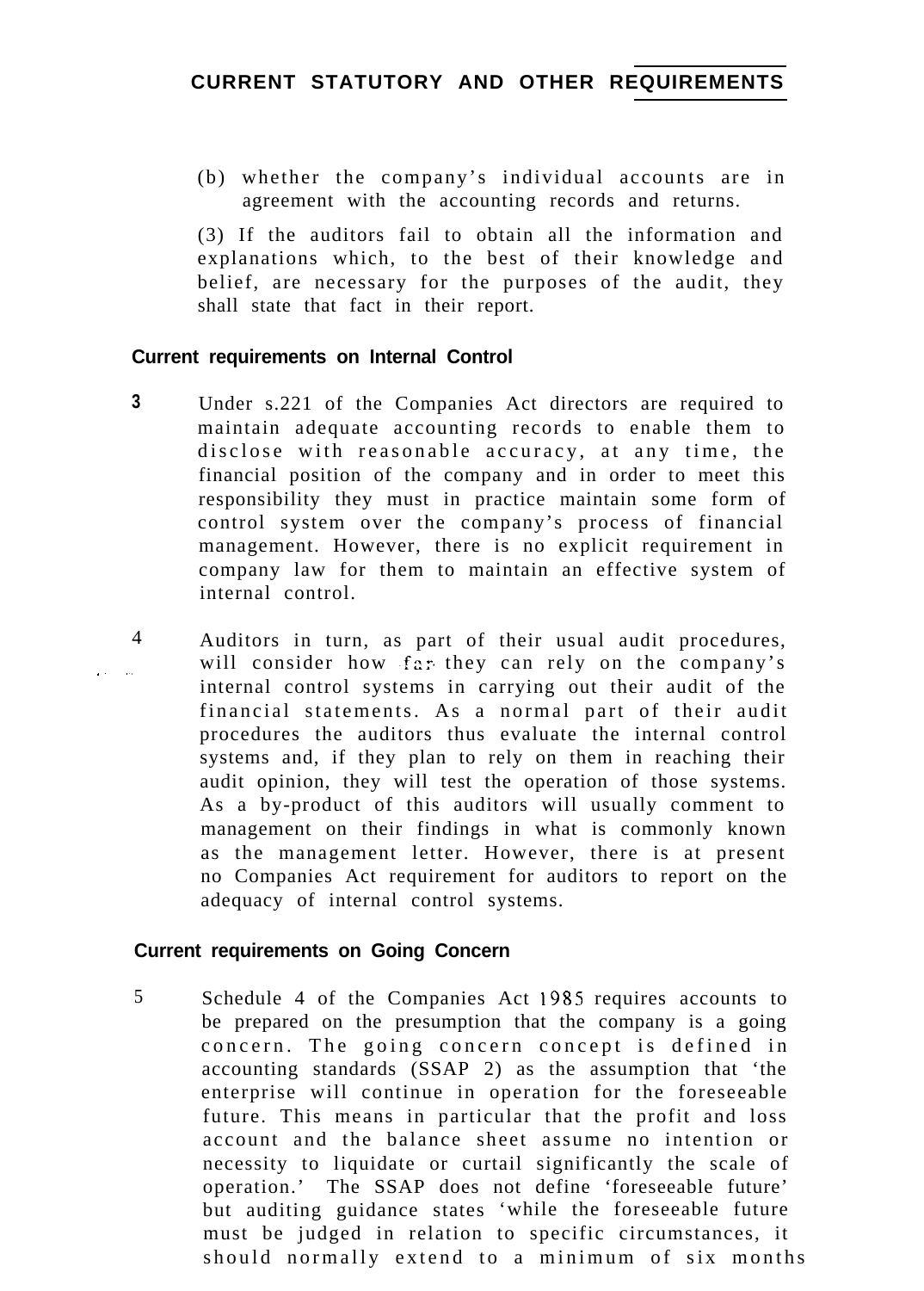(b) whether the company's individual accounts are in agreement with the accounting records and returns.

(3) If the auditors fail to obtain all the information and explanations which, to the best of their knowledge and belief, are necessary for the purposes of the audit, they shall state that fact in their report.

### Current requirements on Internal Control

3 Under s.221 of the Companies Act directors are required to maintain adequate accounting records to enable them to disclose with reasonable accuracy, at any time, the financial position of the company and in order to meet this responsibility they must in practice maintain some form of control system over the company's process of financial management. However, there is no explicit requirement in company law for them to maintain an effective system of internal control.

4 Auditors in turn, as part of their usual audit procedures, will consider how far they can rely on the company's internal control systems in carrying out their audit of the financial statements. As a normal part of their audit procedures the auditors thus evaluate the internal control systems and, if they plan to rely on them in reaching their audit opinion, they will test the operation of those systems. As a by-product of this auditors will usually comment to management on their findings in what is commonly known as the management letter. However, there is at present no Companies Act requirement for auditors to report on the adequacy of internal control systems.

### Current requirements on Going Concern

5 Schedule 4 of the Companies Act 1985 requires accounts to be prepared on the presumption that the company is a going concern. The going concern concept is defined in accounting standards (SSAP 2) as the assumption that 'the enterprise will continue in operation for the foreseeable future. This means in particular that the profit and loss account and the balance sheet assume no intention or necessity to liquidate or curtail significantly the scale of operation.' The SSAP does not define 'foreseeable future' but auditing guidance states 'while the foreseeable future must be judged in relation to specific circumstances, it should normally extend to a minimum of six months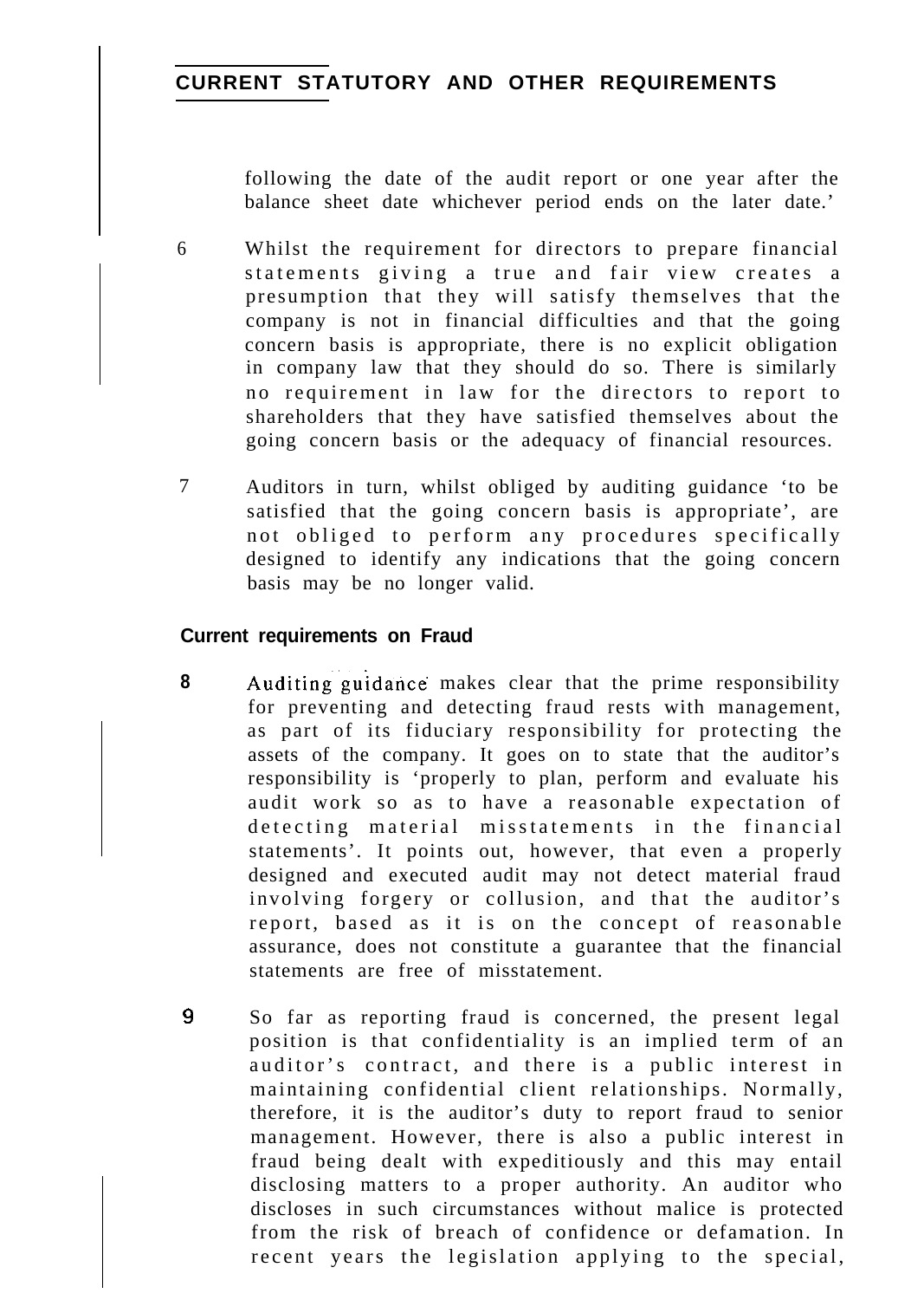following the date of the audit report or one year after the balance sheet date whichever period ends on the later date.'

6 Whilst the requirement for directors to prepare financial statements giving a true and fair view creates a presumption that they will satisfy themselves that the company is not in financial difficulties and that the going concern basis is appropriate, there is no explicit obligation in company law that they should do so. There is similarly no requirement in law for the directors to report to shareholders that they have satisfied themselves about the going concern basis or the adequacy of financial resources.

7 Auditors in turn, whilst obliged by auditing guidance 'to be satisfied that the going concern basis is appropriate', are not obliged to perform any procedures specifically designed to identify any indications that the going concern basis may be no longer valid.

### Current requirements on Fraud

**8** Auditing guidance makes clear that the prime responsibility for preventing and detecting fraud rests with management, as part of its fiduciary responsibility for protecting the assets of the company. It goes on to state that the auditor's responsibility is 'properly to plan, perform and evaluate his audit work so as to have a reasonable expectation of detecting material misstatements in the financial statements'. It points out, however, that even a properly designed and executed audit may not detect material fraud involving forgery or collusion, and that the auditor's report, based as it is on the concept of reasonable assurance, does not constitute a guarantee that the financial statements are free of misstatement.

**9** So far as reporting fraud is concerned, the present legal position is that confidentiality is an implied term of an auditor's contract, and there is a public interest in maintaining confidential client relationships. Normally, therefore, it is the auditor's duty to report fraud to senior management. However, there is also a public interest in fraud being dealt with expeditiously and this may entail disclosing matters to a proper authority. An auditor who discloses in such circumstances without malice is protected from the risk of breach of confidence or defamation. In recent years the legislation applying to the special,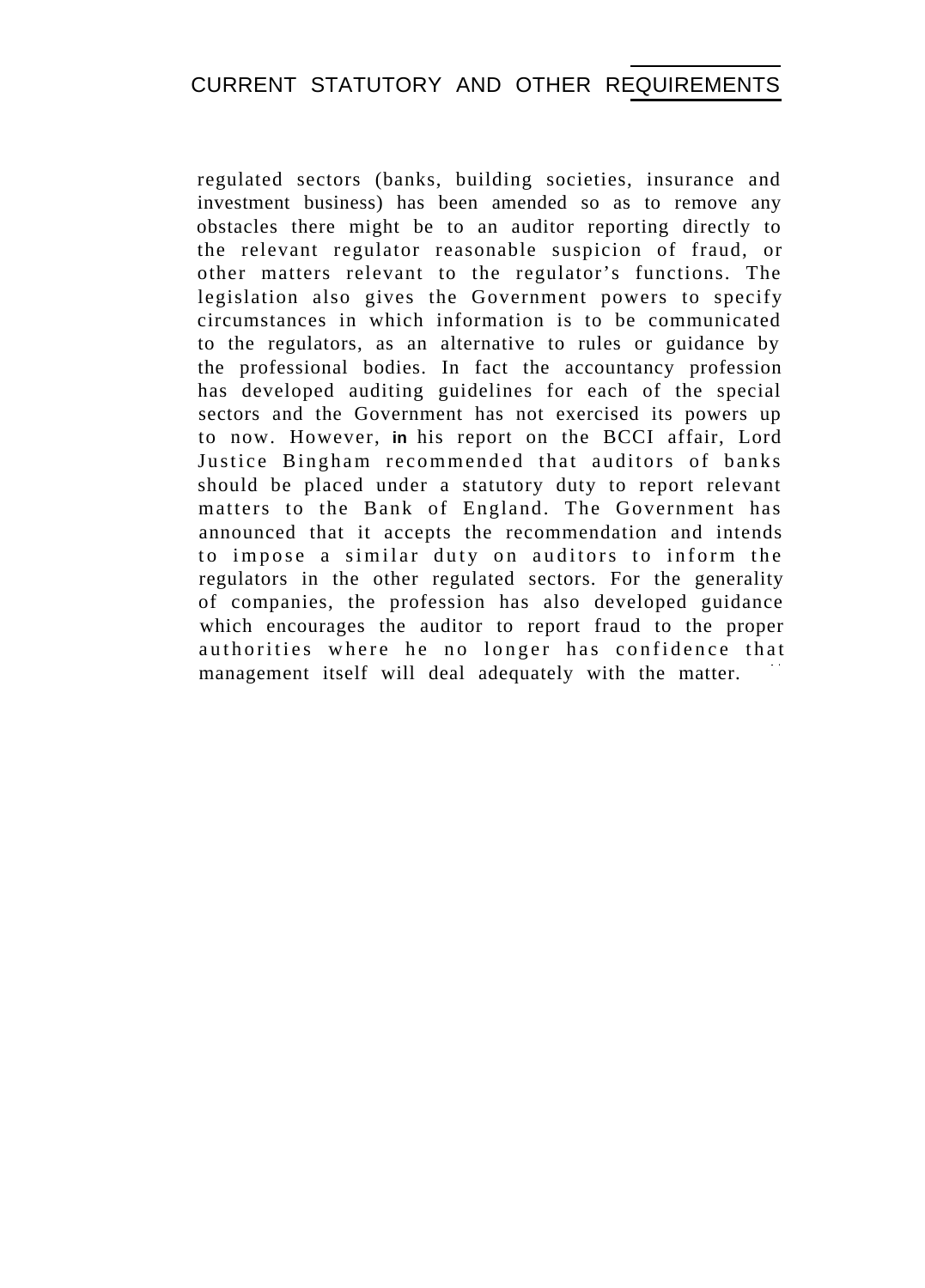regulated sectors (banks, building societies, insurance and investment business) has been amended so as to remove any obstacles there might be to an auditor reporting directly to the relevant regulator reasonable suspicion of fraud, or other matters relevant to the regulator's functions. The legislation also gives the Government powers to specify circumstances in which information is to be communicated to the regulators, as an alternative to rules or guidance by the professional bodies. In fact the accountancy profession has developed auditing guidelines for each of the special sectors and the Government has not exercised its powers up to now. However, in his report on the BCCI affair, Lord Justice Bingham recommended that auditors of banks should be placed under a statutory duty to report relevant matters to the Bank of England. The Government has announced that it accepts the recommendation and intends to impose a similar duty on auditors to inform the regulators in the other regulated sectors. For the generality of companies, the profession has also developed guidance which encourages the auditor to report fraud to the proper authorities where he no longer has confidence that management itself will deal adequately with the matter.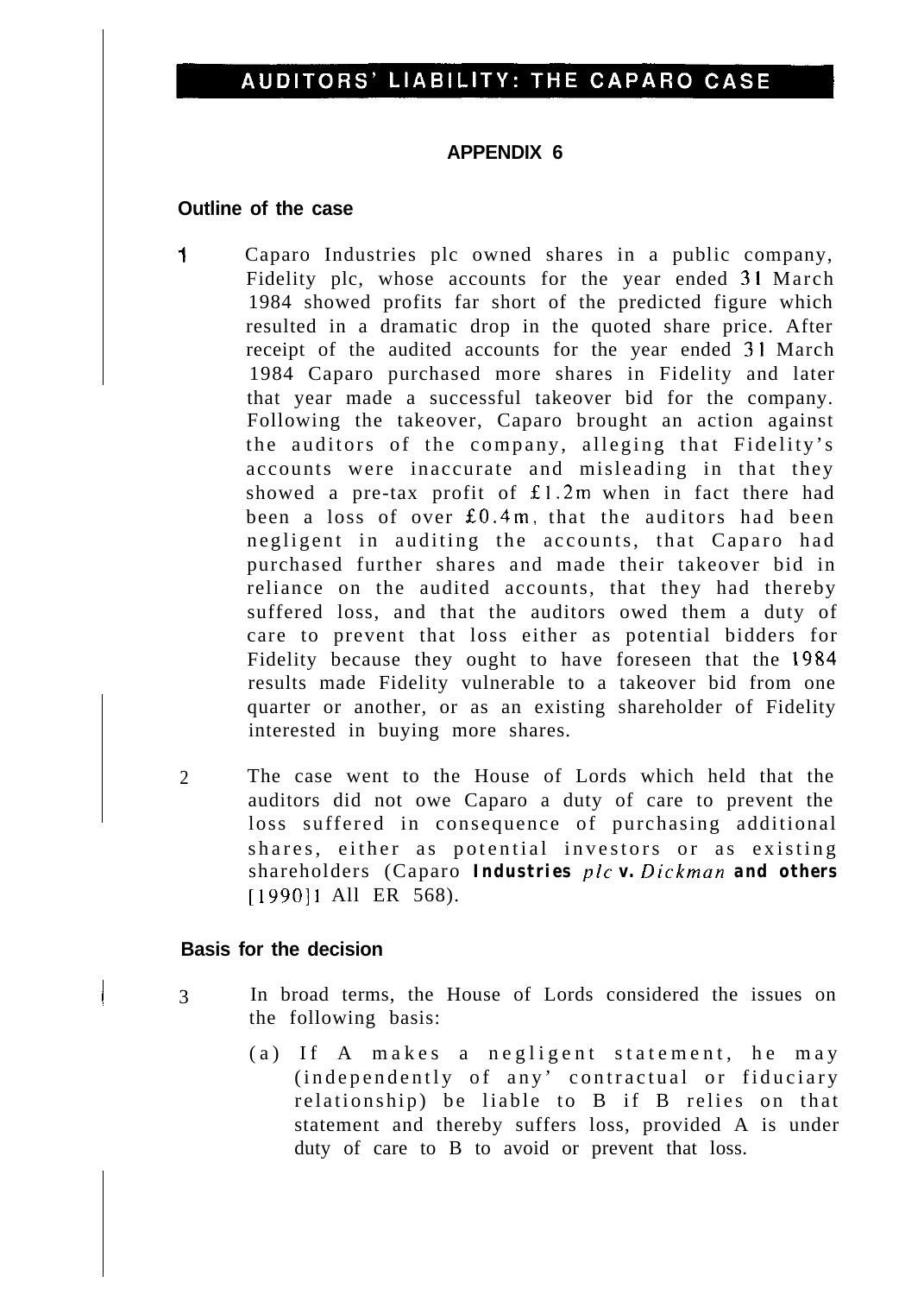## APPENDIX 6

### Outline of the case

1 Caparo Industries plc owned shares in a public company, Fidelity plc, whose accounts for the year ended 31 March 1984 showed profits far short of the predicted figure which resulted in a dramatic drop in the quoted share price. After receipt of the audited accounts for the year ended 31 March 1984 Caparo purchased more shares in Fidelity and later that year made a successful takeover bid for the company. Following the takeover, Caparo brought an action against the auditors of the company, alleging that Fidelity's accounts were inaccurate and misleading in that they showed a pre-tax profit of £1.2m when in fact there had been a loss of over £0.4m, that the auditors had been negligent in auditing the accounts, that Caparo had purchased further shares and made their takeover bid in reliance on the audited accounts, that they had thereby suffered loss, and that the auditors owed them a duty of care to prevent that loss either as potential bidders for Fidelity because they ought to have foreseen that the 1984 results made Fidelity vulnerable to a takeover bid from one quarter or another, or as an existing shareholder of Fidelity interested in buying more shares.

2 The case went to the House of Lords which held that the auditors did not owe Caparo a duty of care to prevent the loss suffered in consequence of purchasing additional shares, either as potential investors or as existing shareholders (Caparo **Industries** *plc* **v.** *Dickman* **and others** [1990]1 All ER 568).

### Basis for the decision

3 In broad terms, the House of Lords considered the issues on the following basis:

(a) If A makes a negligent statement, he may (independently of any' contractual or fiduciary relationship) be liable to B if B relies on that statement and thereby suffers loss, provided A is under duty of care to B to avoid or prevent that loss.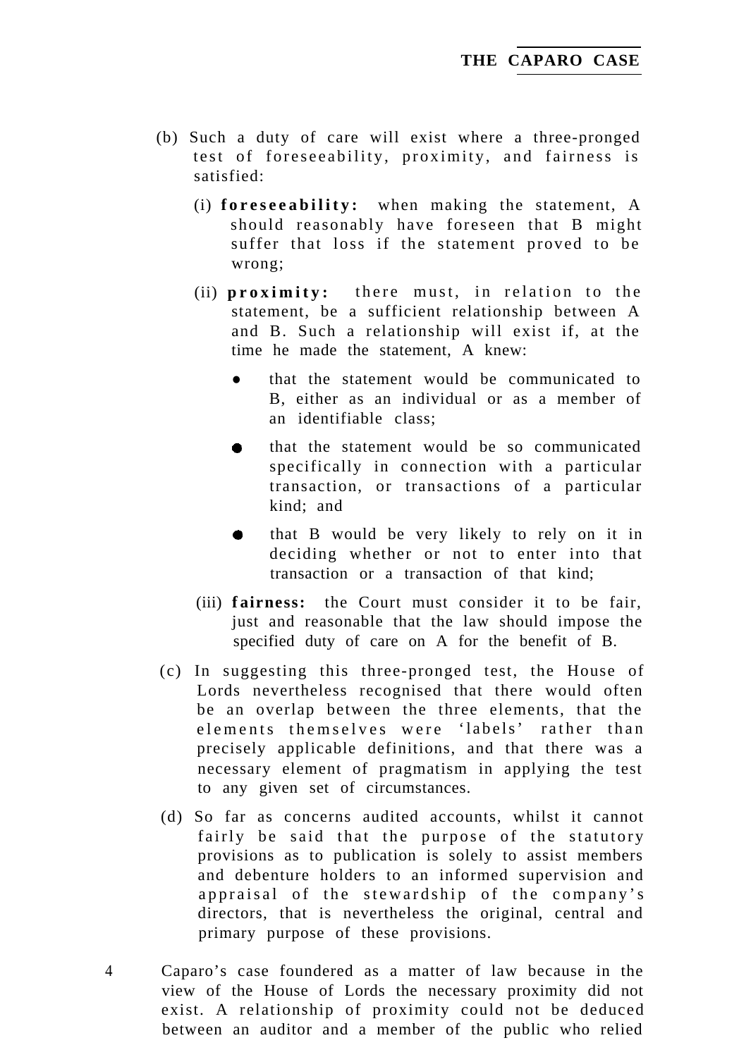(b) Such a duty of care will exist where a three-pronged test of foreseeability, proximity, and fairness is satisfied:

   (i) **foreseeability:** when making the statement, A should reasonably have foreseen that B might suffer that loss if the statement proved to be wrong;

   (ii) **proximity:** there must, in relation to the statement, be a sufficient relationship between A and B. Such a relationship will exist if, at the time he made the statement, A knew:

   - that the statement would be communicated to B, either as an individual or as a member of an identifiable class;
   - that the statement would be so communicated specifically in connection with a particular transaction, or transactions of a particular kind; and
   - that B would be very likely to rely on it in deciding whether or not to enter into that transaction or a transaction of that kind;

   (iii) **fairness:** the Court must consider it to be fair, just and reasonable that the law should impose the specified duty of care on A for the benefit of B.

(c) In suggesting this three-pronged test, the House of Lords nevertheless recognised that there would often be an overlap between the three elements, that the elements themselves were 'labels' rather than precisely applicable definitions, and that there was a necessary element of pragmatism in applying the test to any given set of circumstances.

(d) So far as concerns audited accounts, whilst it cannot fairly be said that the purpose of the statutory provisions as to publication is solely to assist members and debenture holders to an informed supervision and appraisal of the stewardship of the company's directors, that is nevertheless the original, central and primary purpose of these provisions.

4 Caparo's case foundered as a matter of law because in the view of the House of Lords the necessary proximity did not exist. A relationship of proximity could not be deduced between an auditor and a member of the public who relied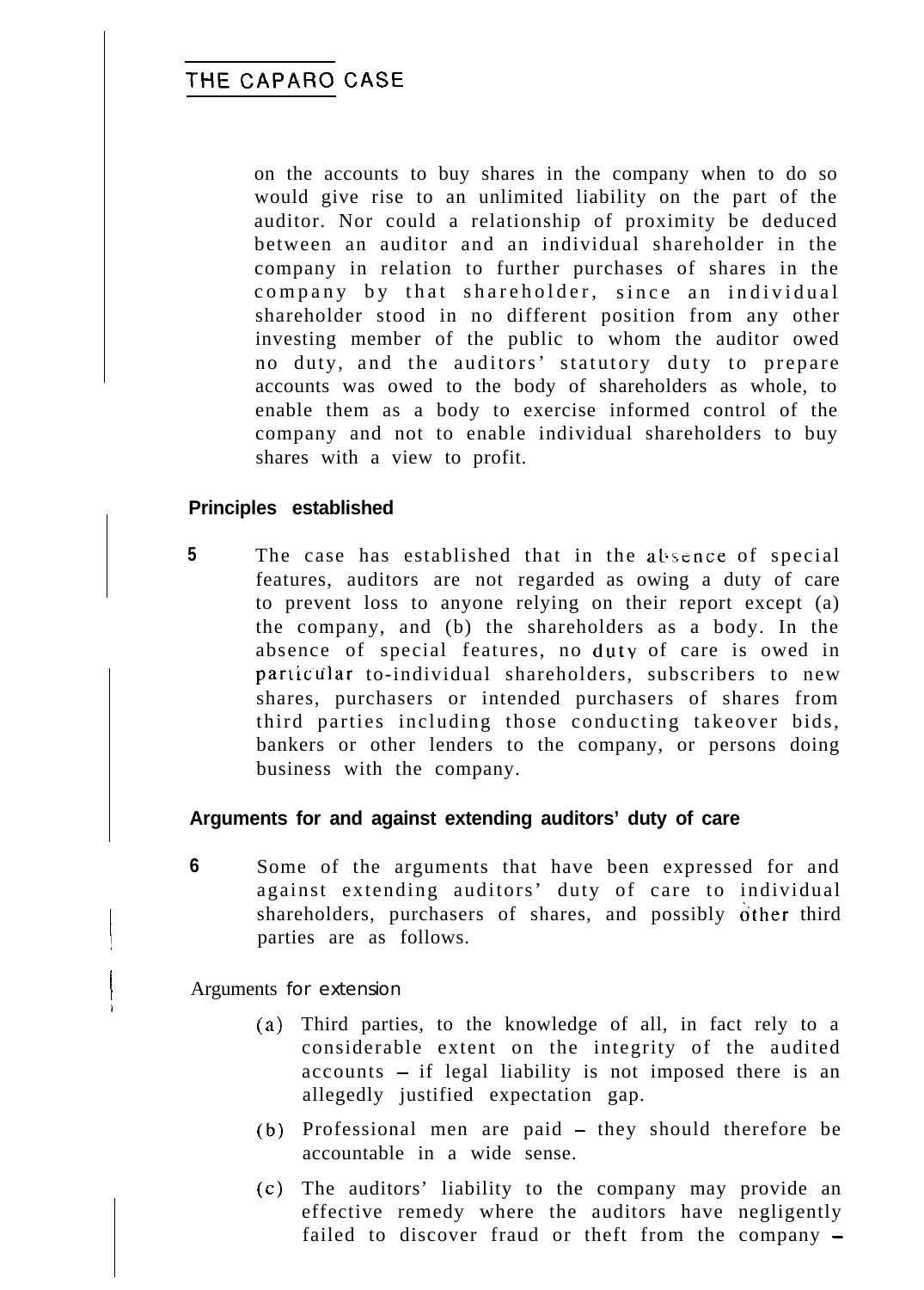on the accounts to buy shares in the company when to do so would give rise to an unlimited liability on the part of the auditor. Nor could a relationship of proximity be deduced between an auditor and an individual shareholder in the company in relation to further purchases of shares in the company by that shareholder, since an individual shareholder stood in no different position from any other investing member of the public to whom the auditor owed no duty, and the auditors' statutory duty to prepare accounts was owed to the body of shareholders as whole, to enable them as a body to exercise informed control of the company and not to enable individual shareholders to buy shares with a view to profit.

## Principles established

**5** The case has established that in the absence of special features, auditors are not regarded as owing a duty of care to prevent loss to anyone relying on their report except (a) the company, and (b) the shareholders as a body. In the absence of special features, no duty of care is owed in particular to-individual shareholders, subscribers to new shares, purchasers or intended purchasers of shares from third parties including those conducting takeover bids, bankers or other lenders to the company, or persons doing business with the company.

## Arguments for and against extending auditors' duty of care

**6** Some of the arguments that have been expressed for and against extending auditors' duty of care to individual shareholders, purchasers of shares, and possibly other third parties are as follows.

Arguments for extension

(a) Third parties, to the knowledge of all, in fact rely to a considerable extent on the integrity of the audited accounts – if legal liability is not imposed there is an allegedly justified expectation gap.

(b) Professional men are paid – they should therefore be accountable in a wide sense.

(c) The auditors' liability to the company may provide an effective remedy where the auditors have negligently failed to discover fraud or theft from the company –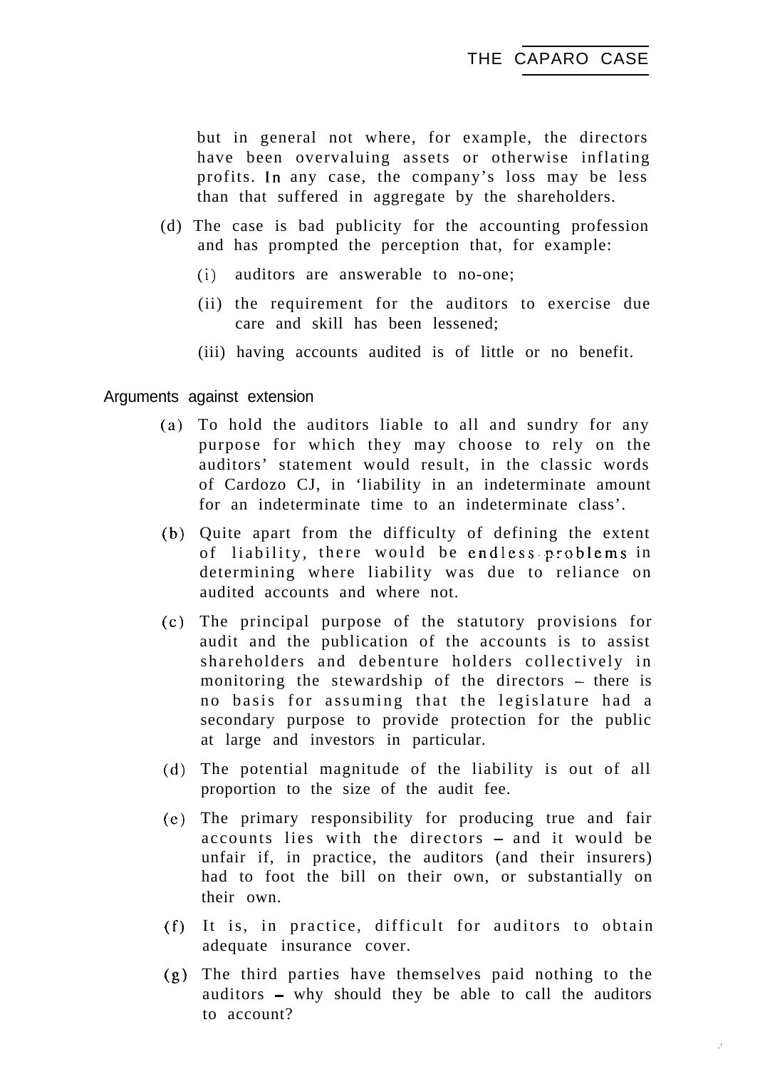but in general not where, for example, the directors have been overvaluing assets or otherwise inflating profits. In any case, the company's loss may be less than that suffered in aggregate by the shareholders.

(d) The case is bad publicity for the accounting profession and has prompted the perception that, for example:

   (i) auditors are answerable to no-one;

   (ii) the requirement for the auditors to exercise due care and skill has been lessened;

   (iii) having accounts audited is of little or no benefit.

## Arguments against extension

(a) To hold the auditors liable to all and sundry for any purpose for which they may choose to rely on the auditors' statement would result, in the classic words of Cardozo CJ, in 'liability in an indeterminate amount for an indeterminate time to an indeterminate class'.

(b) Quite apart from the difficulty of defining the extent of liability, there would be endless problems in determining where liability was due to reliance on audited accounts and where not.

(c) The principal purpose of the statutory provisions for audit and the publication of the accounts is to assist shareholders and debenture holders collectively in monitoring the stewardship of the directors – there is no basis for assuming that the legislature had a secondary purpose to provide protection for the public at large and investors in particular.

(d) The potential magnitude of the liability is out of all proportion to the size of the audit fee.

(e) The primary responsibility for producing true and fair accounts lies with the directors – and it would be unfair if, in practice, the auditors (and their insurers) had to foot the bill on their own, or substantially on their own.

(f) It is, in practice, difficult for auditors to obtain adequate insurance cover.

(g) The third parties have themselves paid nothing to the auditors – why should they be able to call the auditors to account?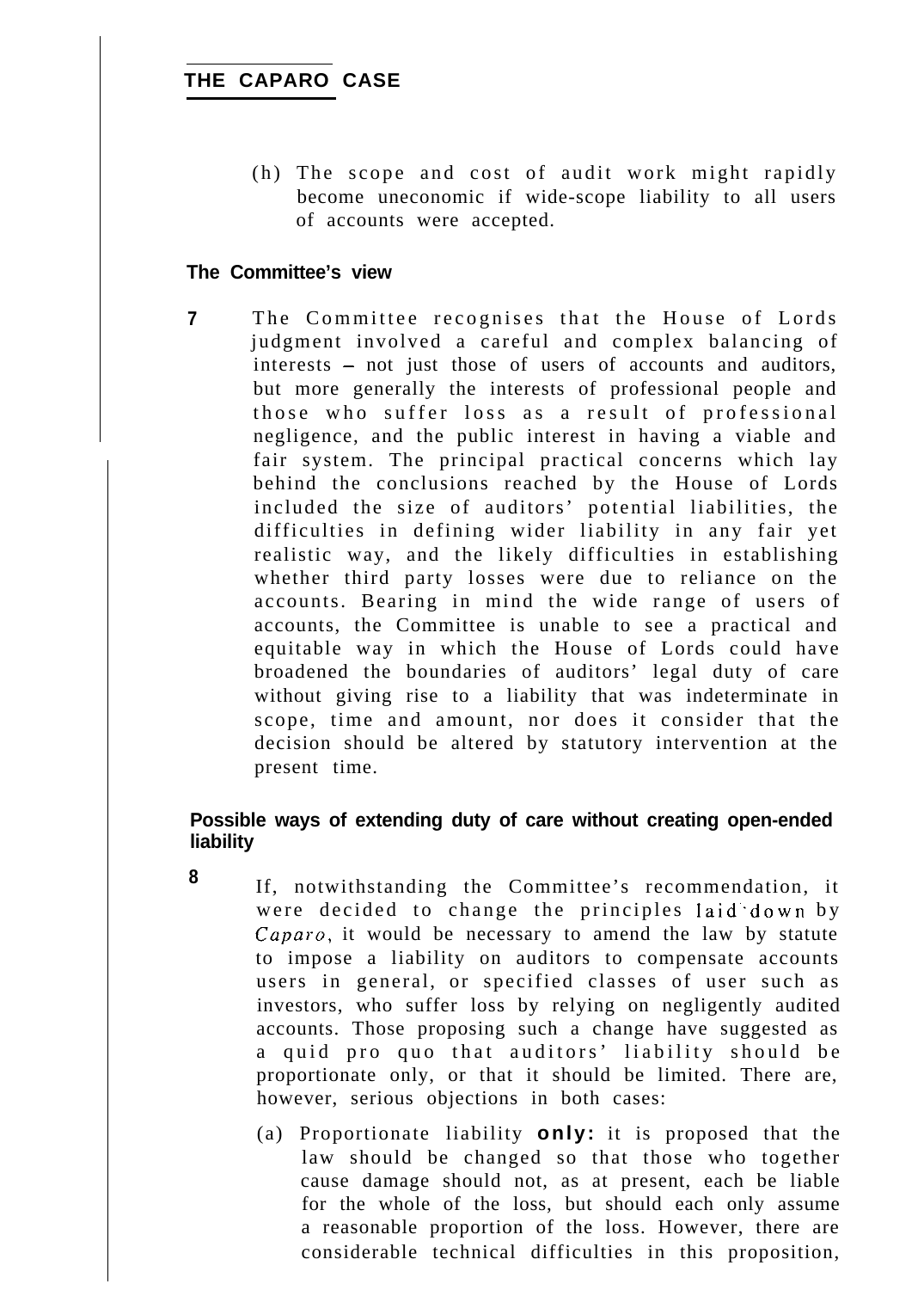(h) The scope and cost of audit work might rapidly become uneconomic if wide-scope liability to all users of accounts were accepted.

### The Committee's view

**7** The Committee recognises that the House of Lords judgment involved a careful and complex balancing of interests – not just those of users of accounts and auditors, but more generally the interests of professional people and those who suffer loss as a result of professional negligence, and the public interest in having a viable and fair system. The principal practical concerns which lay behind the conclusions reached by the House of Lords included the size of auditors' potential liabilities, the difficulties in defining wider liability in any fair yet realistic way, and the likely difficulties in establishing whether third party losses were due to reliance on the accounts. Bearing in mind the wide range of users of accounts, the Committee is unable to see a practical and equitable way in which the House of Lords could have broadened the boundaries of auditors' legal duty of care without giving rise to a liability that was indeterminate in scope, time and amount, nor does it consider that the decision should be altered by statutory intervention at the present time.

### Possible ways of extending duty of care without creating open-ended liability

**8** If, notwithstanding the Committee's recommendation, it were decided to change the principles laid down by *Caparo*, it would be necessary to amend the law by statute to impose a liability on auditors to compensate accounts users in general, or specified classes of user such as investors, who suffer loss by relying on negligently audited accounts. Those proposing such a change have suggested as a quid pro quo that auditors' liability should be proportionate only, or that it should be limited. There are, however, serious objections in both cases:

(a) Proportionate liability **only:** it is proposed that the law should be changed so that those who together cause damage should not, as at present, each be liable for the whole of the loss, but should each only assume a reasonable proportion of the loss. However, there are considerable technical difficulties in this proposition,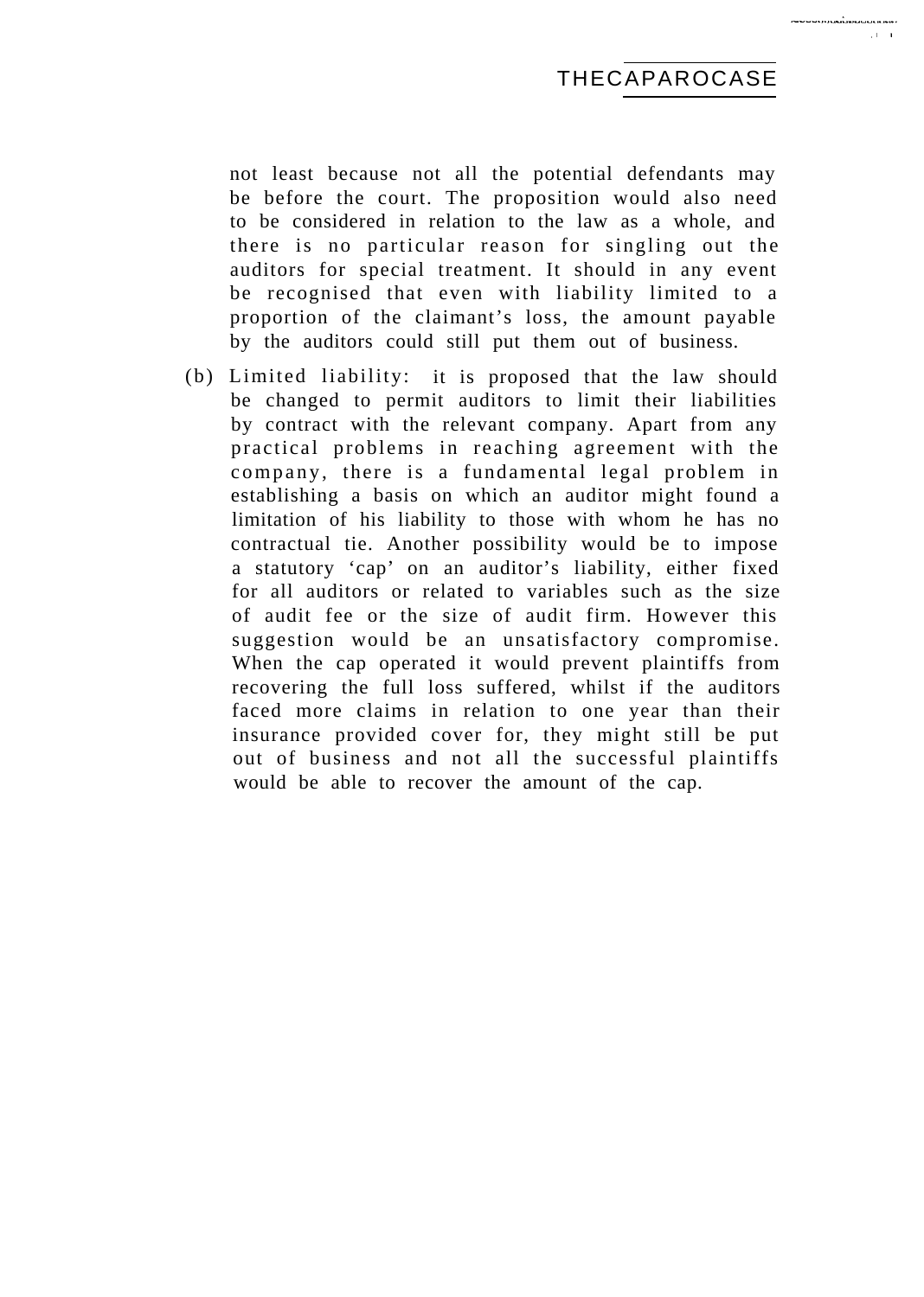not least because not all the potential defendants may be before the court. The proposition would also need to be considered in relation to the law as a whole, and there is no particular reason for singling out the auditors for special treatment. It should in any event be recognised that even with liability limited to a proportion of the claimant's loss, the amount payable by the auditors could still put them out of business.

(b) Limited liability: it is proposed that the law should be changed to permit auditors to limit their liabilities by contract with the relevant company. Apart from any practical problems in reaching agreement with the company, there is a fundamental legal problem in establishing a basis on which an auditor might found a limitation of his liability to those with whom he has no contractual tie. Another possibility would be to impose a statutory 'cap' on an auditor's liability, either fixed for all auditors or related to variables such as the size of audit fee or the size of audit firm. However this suggestion would be an unsatisfactory compromise. When the cap operated it would prevent plaintiffs from recovering the full loss suffered, whilst if the auditors faced more claims in relation to one year than their insurance provided cover for, they might still be put out of business and not all the successful plaintiffs would be able to recover the amount of the cap.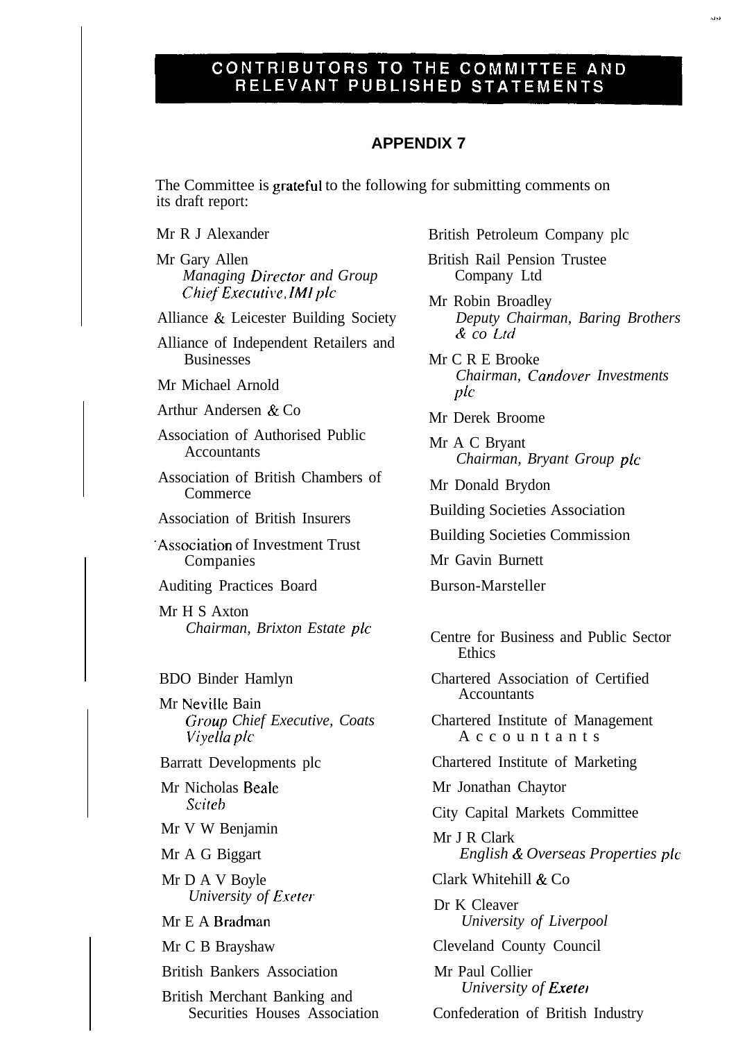# CONTRIBUTORS TO THE COMMITTEE AND RELEVANT PUBLISHED STATEMENTS

## APPENDIX 7

The Committee is grateful to the following for submitting comments on its draft report:

Mr R J Alexander

Mr Gary Allen
*Managing Director and Group Chief Executive, IMI plc*

Alliance & Leicester Building Society

Alliance of Independent Retailers and Businesses

Mr Michael Arnold

Arthur Andersen & Co

Association of Authorised Public Accountants

Association of British Chambers of Commerce

Association of British Insurers

Association of Investment Trust Companies

Auditing Practices Board

Mr H S Axton
*Chairman, Brixton Estate plc*

BDO Binder Hamlyn

Mr Neville Bain
*Group Chief Executive, Coats Viyella plc*

Barratt Developments plc

Mr Nicholas Beale
*Sciteb*

Mr V W Benjamin

Mr A G Biggart

Mr D A V Boyle
*University of Exeter*

Mr E A Bradman

Mr C B Brayshaw

British Bankers Association

British Merchant Banking and Securities Houses Association

British Petroleum Company plc

British Rail Pension Trustee Company Ltd

Mr Robin Broadley
*Deputy Chairman, Baring Brothers & co Ltd*

Mr C R E Brooke
*Chairman, Candover Investments plc*

Mr Derek Broome

Mr A C Bryant
*Chairman, Bryant Group plc*

Mr Donald Brydon

Building Societies Association

Building Societies Commission

Mr Gavin Burnett

Burson-Marsteller

Centre for Business and Public Sector Ethics

Chartered Association of Certified Accountants

Chartered Institute of Management Accountants

Chartered Institute of Marketing

Mr Jonathan Chaytor

City Capital Markets Committee

Mr J R Clark
*English & Overseas Properties plc*

Clark Whitehill & Co

Dr K Cleaver
*University of Liverpool*

Cleveland County Council

Mr Paul Collier
*University of Exeter*

Confederation of British Industry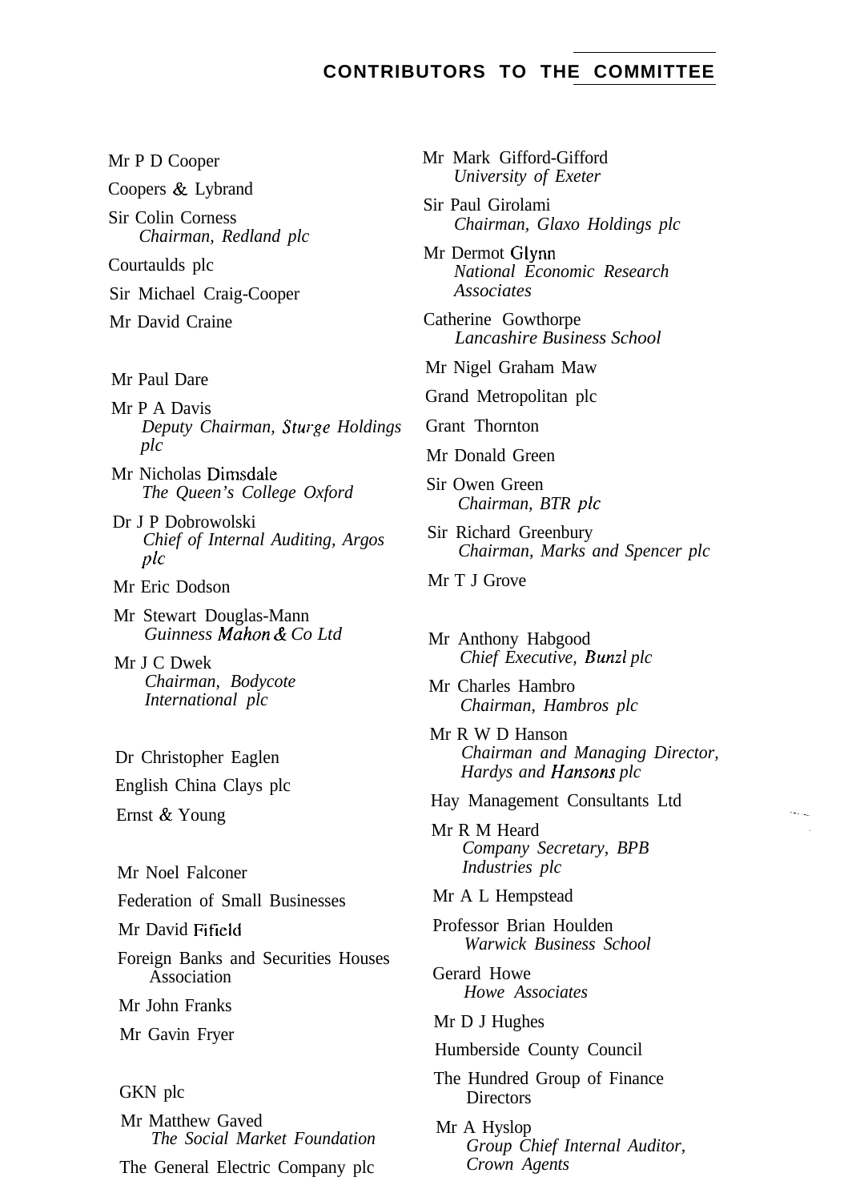## CONTRIBUTORS TO THE COMMITTEE

Mr P D Cooper

Coopers & Lybrand

Sir Colin Corness
*Chairman, Redland plc*

Courtaulds plc

Sir Michael Craig-Cooper

Mr David Craine

Mr Paul Dare

Mr P A Davis
*Deputy Chairman, Sturge Holdings plc*

Mr Nicholas Dimsdale
*The Queen's College Oxford*

Dr J P Dobrowolski
*Chief of Internal Auditing, Argos plc*

Mr Eric Dodson

Mr Stewart Douglas-Mann
*Guinness Mahon & Co Ltd*

Mr J C Dwek
*Chairman, Bodycote International plc*

Dr Christopher Eaglen

English China Clays plc

Ernst & Young

Mr Noel Falconer

Federation of Small Businesses

Mr David Fifield

Foreign Banks and Securities Houses Association

Mr John Franks

Mr Gavin Fryer

GKN plc

Mr Matthew Gaved
*The Social Market Foundation*

The General Electric Company plc

Mr Mark Gifford-Gifford
*University of Exeter*

Sir Paul Girolami
*Chairman, Glaxo Holdings plc*

Mr Dermot Glynn
*National Economic Research Associates*

Catherine Gowthorpe
*Lancashire Business School*

Mr Nigel Graham Maw

Grand Metropolitan plc

Grant Thornton

Mr Donald Green

Sir Owen Green
*Chairman, BTR plc*

Sir Richard Greenbury
*Chairman, Marks and Spencer plc*

Mr T J Grove

Mr Anthony Habgood
*Chief Executive, Bunzl plc*

Mr Charles Hambro
*Chairman, Hambros plc*

Mr R W D Hanson
*Chairman and Managing Director, Hardys and Hansons plc*

Hay Management Consultants Ltd

Mr R M Heard
*Company Secretary, BPB Industries plc*

Mr A L Hempstead

Professor Brian Houlden
*Warwick Business School*

Gerard Howe
*Howe Associates*

Mr D J Hughes

Humberside County Council

The Hundred Group of Finance Directors

Mr A Hyslop
*Group Chief Internal Auditor, Crown Agents*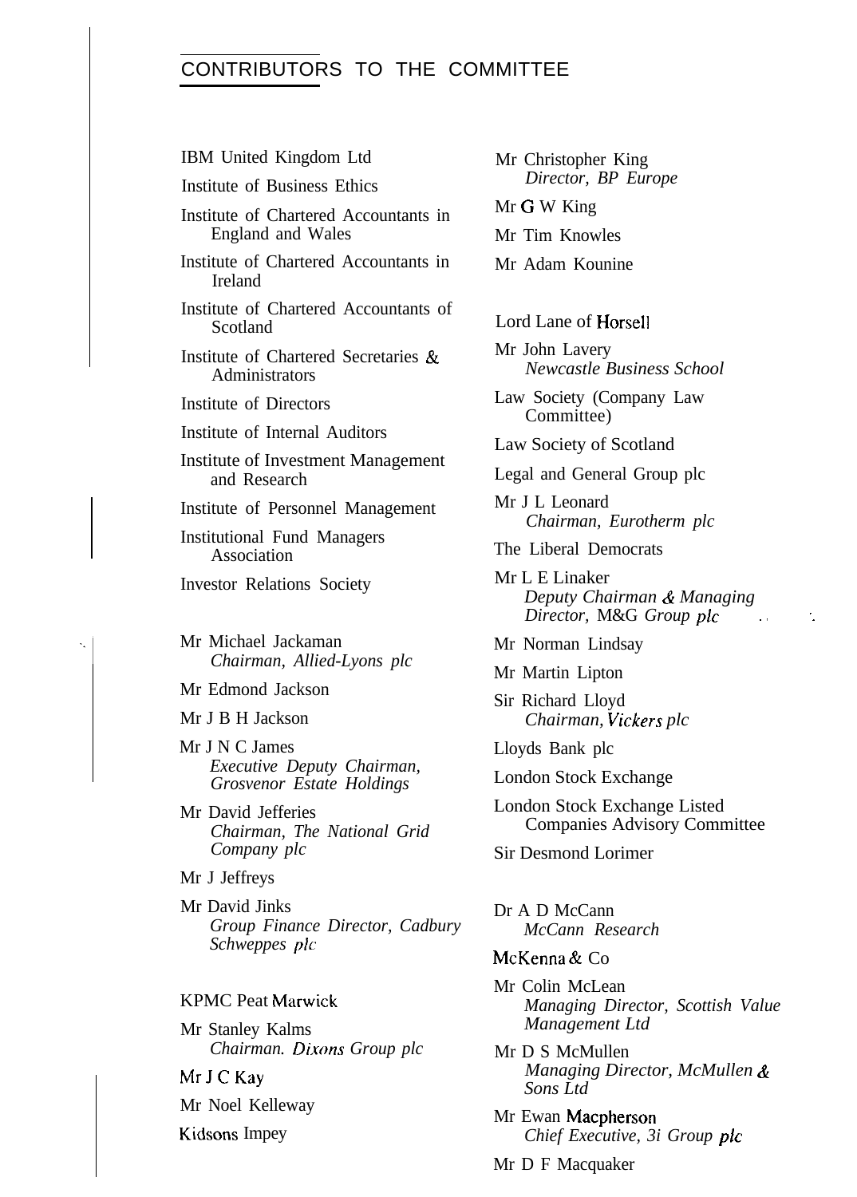## CONTRIBUTORS TO THE COMMITTEE

IBM United Kingdom Ltd

Institute of Business Ethics

Institute of Chartered Accountants in England and Wales

Institute of Chartered Accountants in Ireland

Institute of Chartered Accountants of Scotland

Institute of Chartered Secretaries & Administrators

Institute of Directors

Institute of Internal Auditors

Institute of Investment Management and Research

Institute of Personnel Management

Institutional Fund Managers Association

Investor Relations Society

Mr Michael Jackaman
*Chairman, Allied-Lyons plc*

Mr Edmond Jackson

Mr J B H Jackson

Mr J N C James
*Executive Deputy Chairman, Grosvenor Estate Holdings*

Mr David Jefferies
*Chairman, The National Grid Company plc*

Mr J Jeffreys

Mr David Jinks
*Group Finance Director, Cadbury Schweppes plc*

KPMC Peat Marwick

Mr Stanley Kalms
*Chairman. Dixons Group plc*

Mr J C Kay

Mr Noel Kelleway

Kidsons Impey

Mr Christopher King
*Director, BP Europe*

Mr G W King

Mr Tim Knowles

Mr Adam Kounine

Lord Lane of Horsell

Mr John Lavery
*Newcastle Business School*

Law Society (Company Law Committee)

Law Society of Scotland

Legal and General Group plc

Mr J L Leonard
*Chairman, Eurotherm plc*

The Liberal Democrats

Mr L E Linaker
*Deputy Chairman & Managing Director,* M&G *Group plc*

Mr Norman Lindsay

Mr Martin Lipton

Sir Richard Lloyd
*Chairman, Vickers plc*

Lloyds Bank plc

London Stock Exchange

London Stock Exchange Listed Companies Advisory Committee

Sir Desmond Lorimer

Dr A D McCann
*McCann Research*

McKenna & Co

Mr Colin McLean
*Managing Director, Scottish Value Management Ltd*

Mr D S McMullen
*Managing Director, McMullen & Sons Ltd*

Mr Ewan Macpherson
*Chief Executive, 3i Group plc*

Mr D F Macquaker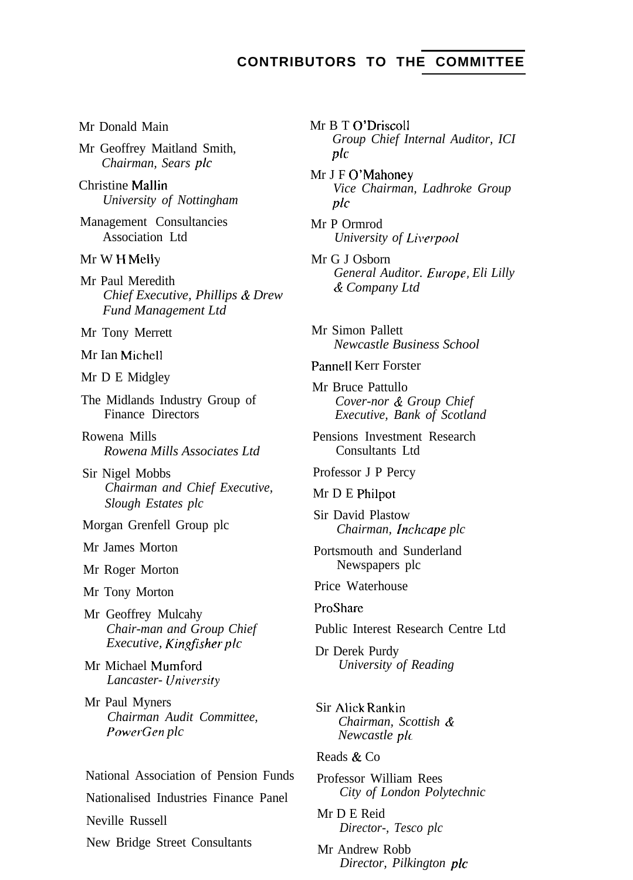## CONTRIBUTORS TO THE COMMITTEE

Mr Donald Main

Mr Geoffrey Maitland Smith,
*Chairman, Sears plc*

Christine Mallin
*University of Nottingham*

Management Consultancies Association Ltd

Mr W H Melly

Mr Paul Meredith
*Chief Executive, Phillips & Drew Fund Management Ltd*

Mr Tony Merrett

Mr Ian Michell

Mr D E Midgley

The Midlands Industry Group of Finance Directors

Rowena Mills
*Rowena Mills Associates Ltd*

Sir Nigel Mobbs
*Chairman and Chief Executive, Slough Estates plc*

Morgan Grenfell Group plc

Mr James Morton

Mr Roger Morton

Mr Tony Morton

Mr Geoffrey Mulcahy
*Chair-man and Group Chief Executive, Kingfisher plc*

Mr Michael Mumford
*Lancaster- University*

Mr Paul Myners
*Chairman Audit Committee, PowerGen plc*

National Association of Pension Funds

Nationalised Industries Finance Panel

Neville Russell

New Bridge Street Consultants

Mr B T O'Driscoll
*Group Chief Internal Auditor, ICI plc*

Mr J F O'Mahoney
*Vice Chairman, Ladhroke Group plc*

Mr P Ormrod
*University of Liverpool*

Mr G J Osborn
*General Auditor. Europe, Eli Lilly & Company Ltd*

Mr Simon Pallett
*Newcastle Business School*

Pannell Kerr Forster

Mr Bruce Pattullo
*Cover-nor & Group Chief Executive, Bank of Scotland*

Pensions Investment Research Consultants Ltd

Professor J P Percy

Mr D E Philpot

Sir David Plastow
*Chairman, Inchcape plc*

Portsmouth and Sunderland Newspapers plc

Price Waterhouse

ProShare

Public Interest Research Centre Ltd

Dr Derek Purdy
*University of Reading*

Sir Alick Rankin
*Chairman, Scottish & Newcastle plc*

Reads & Co

Professor William Rees
*City of London Polytechnic*

Mr D E Reid
*Director-, Tesco plc*

Mr Andrew Robb
*Director, Pilkington plc*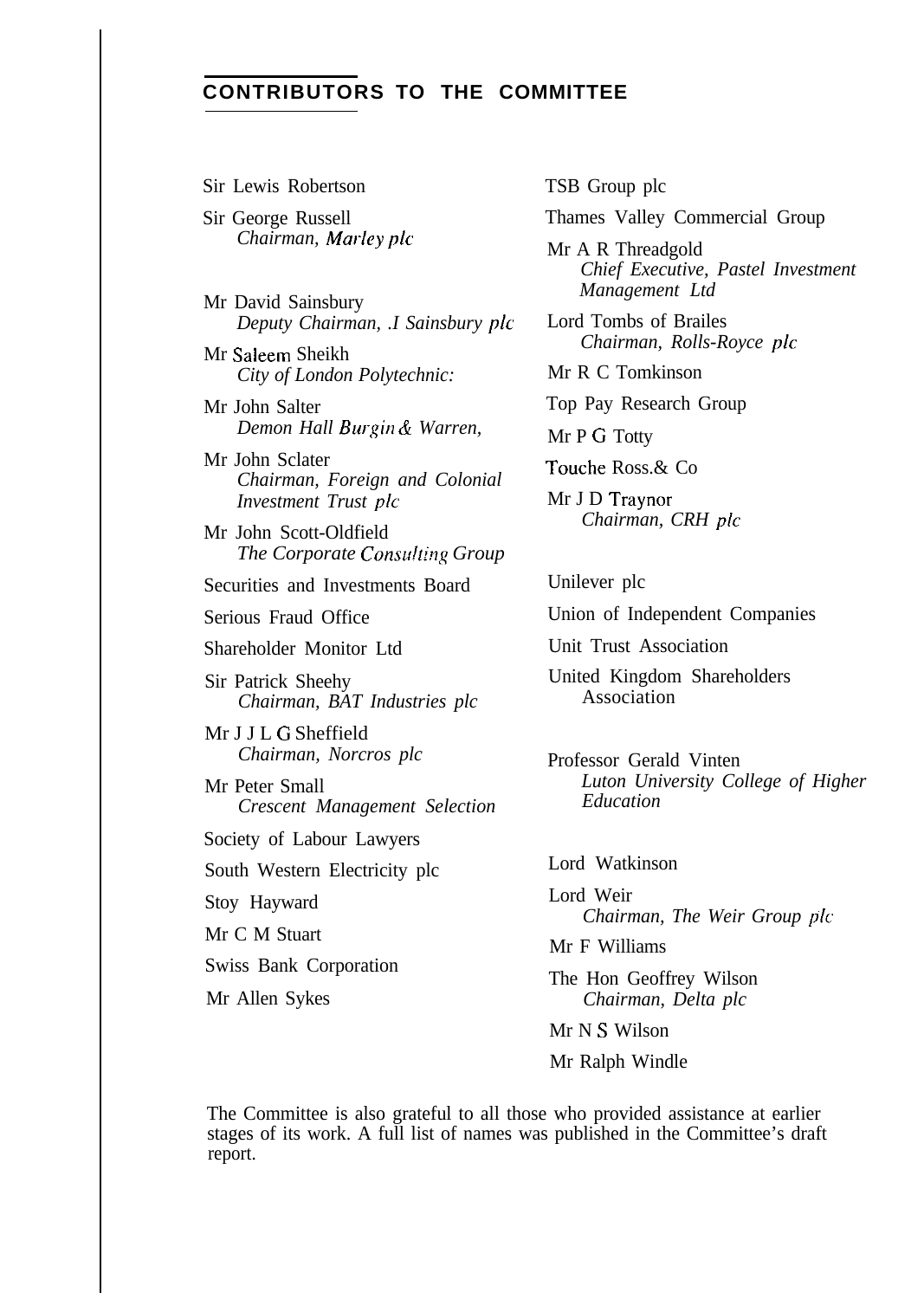## CONTRIBUTORS TO THE COMMITTEE

Sir Lewis Robertson

Sir George Russell
*Chairman, Marley plc*

Mr David Sainsbury
*Deputy Chairman, .I Sainsbury plc*

Mr Saleem Sheikh
*City of London Polytechnic:*

Mr John Salter
*Demon Hall Burgin & Warren,*

Mr John Sclater
*Chairman, Foreign and Colonial Investment Trust plc*

Mr John Scott-Oldfield
*The Corporate Consulting Group*

Securities and Investments Board

Serious Fraud Office

Shareholder Monitor Ltd

Sir Patrick Sheehy
*Chairman, BAT Industries plc*

Mr J J L G Sheffield
*Chairman, Norcros plc*

Mr Peter Small
*Crescent Management Selection*

Society of Labour Lawyers

South Western Electricity plc

Stoy Hayward

Mr C M Stuart

Swiss Bank Corporation

Mr Allen Sykes

TSB Group plc

Thames Valley Commercial Group

Mr A R Threadgold
*Chief Executive, Pastel Investment Management Ltd*

Lord Tombs of Brailes
*Chairman, Rolls-Royce plc*

Mr R C Tomkinson

Top Pay Research Group

Mr P G Totty

Touche Ross.& Co

Mr J D Traynor
*Chairman, CRH plc*

Unilever plc

Union of Independent Companies

Unit Trust Association

United Kingdom Shareholders Association

Professor Gerald Vinten
*Luton University College of Higher Education*

Lord Watkinson

Lord Weir
*Chairman, The Weir Group plc*

Mr F Williams

The Hon Geoffrey Wilson
*Chairman, Delta plc*

Mr N S Wilson

Mr Ralph Windle

The Committee is also grateful to all those who provided assistance at earlier stages of its work. A full list of names was published in the Committee's draft report.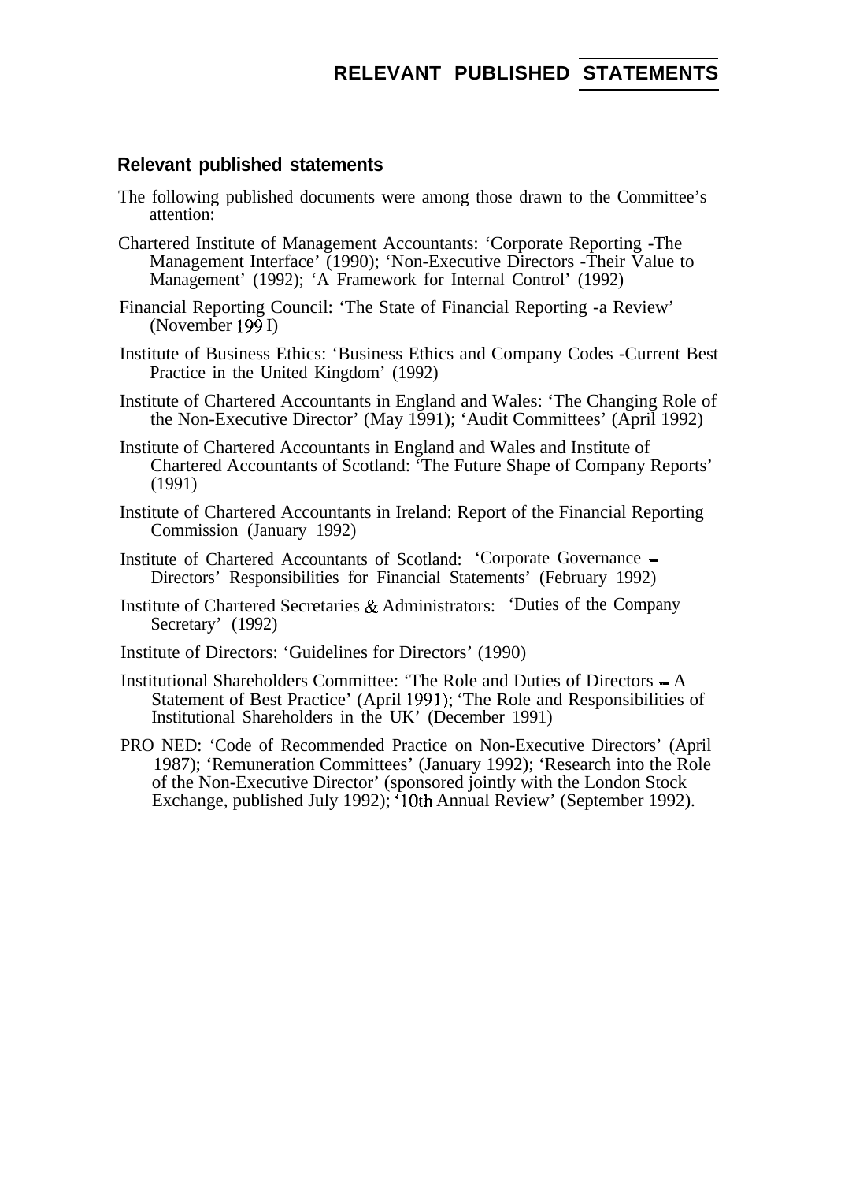## Relevant published statements

The following published documents were among those drawn to the Committee's attention:

Chartered Institute of Management Accountants: 'Corporate Reporting -The Management Interface' (1990); 'Non-Executive Directors -Their Value to Management' (1992); 'A Framework for Internal Control' (1992)

Financial Reporting Council: 'The State of Financial Reporting -a Review' (November 1991)

Institute of Business Ethics: 'Business Ethics and Company Codes -Current Best Practice in the United Kingdom' (1992)

Institute of Chartered Accountants in England and Wales: 'The Changing Role of the Non-Executive Director' (May 1991); 'Audit Committees' (April 1992)

Institute of Chartered Accountants in England and Wales and Institute of Chartered Accountants of Scotland: 'The Future Shape of Company Reports' (1991)

Institute of Chartered Accountants in Ireland: Report of the Financial Reporting Commission (January 1992)

Institute of Chartered Accountants of Scotland: 'Corporate Governance – Directors' Responsibilities for Financial Statements' (February 1992)

Institute of Chartered Secretaries & Administrators: 'Duties of the Company Secretary' (1992)

Institute of Directors: 'Guidelines for Directors' (1990)

Institutional Shareholders Committee: 'The Role and Duties of Directors – A Statement of Best Practice' (April 1991); 'The Role and Responsibilities of Institutional Shareholders in the UK' (December 1991)

PRO NED: 'Code of Recommended Practice on Non-Executive Directors' (April 1987); 'Remuneration Committees' (January 1992); 'Research into the Role of the Non-Executive Director' (sponsored jointly with the London Stock Exchange, published July 1992); '10th Annual Review' (September 1992).